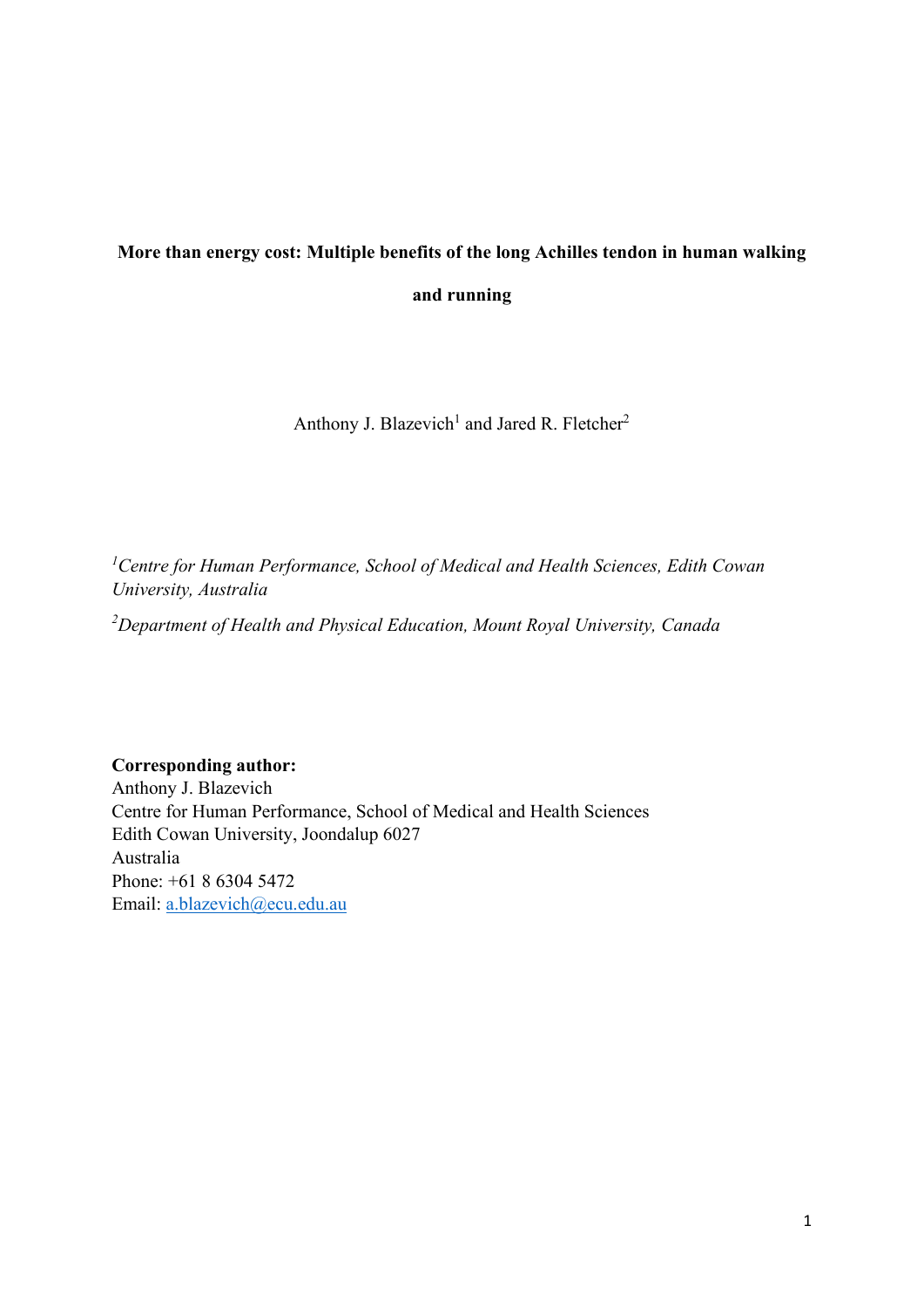**More than energy cost: Multiple benefits of the long Achilles tendon in human walking and running**

Anthony J. Blazevich[1] and Jared R. Fletcher[2]

[1]*Centre for Human Performance, School of Medical and Health Sciences, Edith Cowan University, Australia*

[2]*Department of Health and Physical Education, Mount Royal University, Canada*

**Corresponding author:**
Anthony J. Blazevich
Centre for Human Performance, School of Medical and Health Sciences
Edith Cowan University, Joondalup 6027
Australia
Phone: +61 8 6304 5472
Email: a.blazevich@ecu.edu.au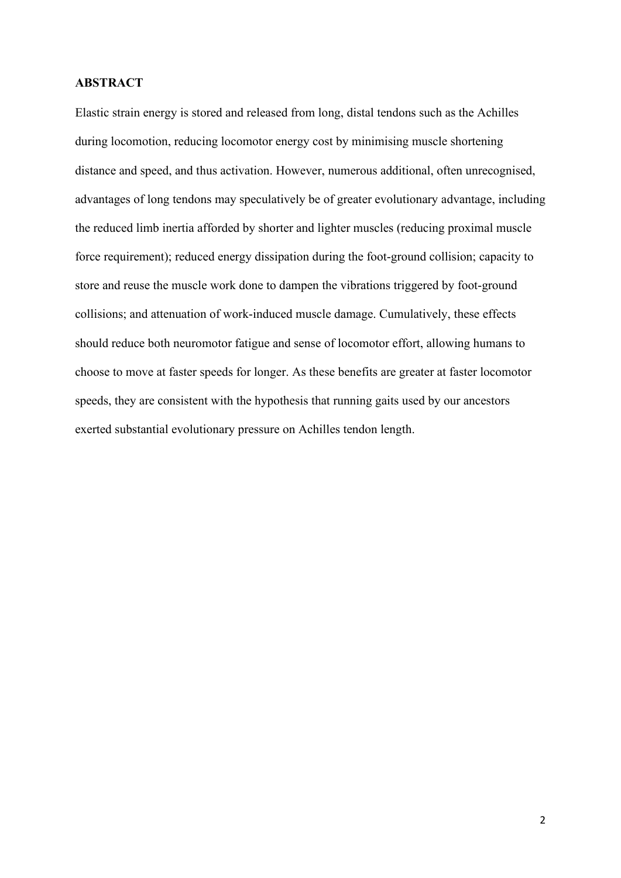## ABSTRACT

Elastic strain energy is stored and released from long, distal tendons such as the Achilles during locomotion, reducing locomotor energy cost by minimising muscle shortening distance and speed, and thus activation. However, numerous additional, often unrecognised, advantages of long tendons may speculatively be of greater evolutionary advantage, including the reduced limb inertia afforded by shorter and lighter muscles (reducing proximal muscle force requirement); reduced energy dissipation during the foot-ground collision; capacity to store and reuse the muscle work done to dampen the vibrations triggered by foot-ground collisions; and attenuation of work-induced muscle damage. Cumulatively, these effects should reduce both neuromotor fatigue and sense of locomotor effort, allowing humans to choose to move at faster speeds for longer. As these benefits are greater at faster locomotor speeds, they are consistent with the hypothesis that running gaits used by our ancestors exerted substantial evolutionary pressure on Achilles tendon length.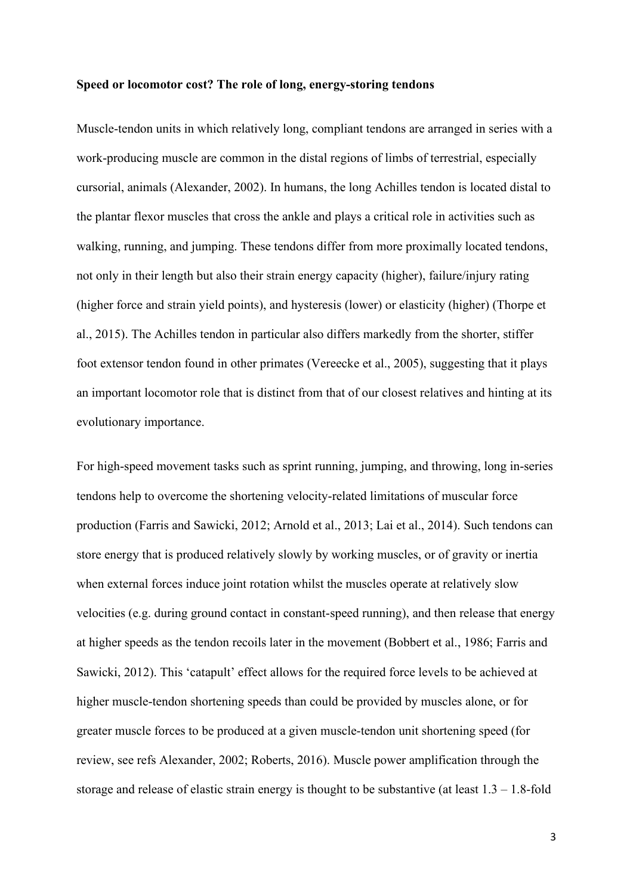**Speed or locomotor cost? The role of long, energy-storing tendons**

Muscle-tendon units in which relatively long, compliant tendons are arranged in series with a work-producing muscle are common in the distal regions of limbs of terrestrial, especially cursorial, animals (Alexander, 2002). In humans, the long Achilles tendon is located distal to the plantar flexor muscles that cross the ankle and plays a critical role in activities such as walking, running, and jumping. These tendons differ from more proximally located tendons, not only in their length but also their strain energy capacity (higher), failure/injury rating (higher force and strain yield points), and hysteresis (lower) or elasticity (higher) (Thorpe et al., 2015). The Achilles tendon in particular also differs markedly from the shorter, stiffer foot extensor tendon found in other primates (Vereecke et al., 2005), suggesting that it plays an important locomotor role that is distinct from that of our closest relatives and hinting at its evolutionary importance.

For high-speed movement tasks such as sprint running, jumping, and throwing, long in-series tendons help to overcome the shortening velocity-related limitations of muscular force production (Farris and Sawicki, 2012; Arnold et al., 2013; Lai et al., 2014). Such tendons can store energy that is produced relatively slowly by working muscles, or of gravity or inertia when external forces induce joint rotation whilst the muscles operate at relatively slow velocities (e.g. during ground contact in constant-speed running), and then release that energy at higher speeds as the tendon recoils later in the movement (Bobbert et al., 1986; Farris and Sawicki, 2012). This 'catapult' effect allows for the required force levels to be achieved at higher muscle-tendon shortening speeds than could be provided by muscles alone, or for greater muscle forces to be produced at a given muscle-tendon unit shortening speed (for review, see refs Alexander, 2002; Roberts, 2016). Muscle power amplification through the storage and release of elastic strain energy is thought to be substantive (at least 1.3 – 1.8-fold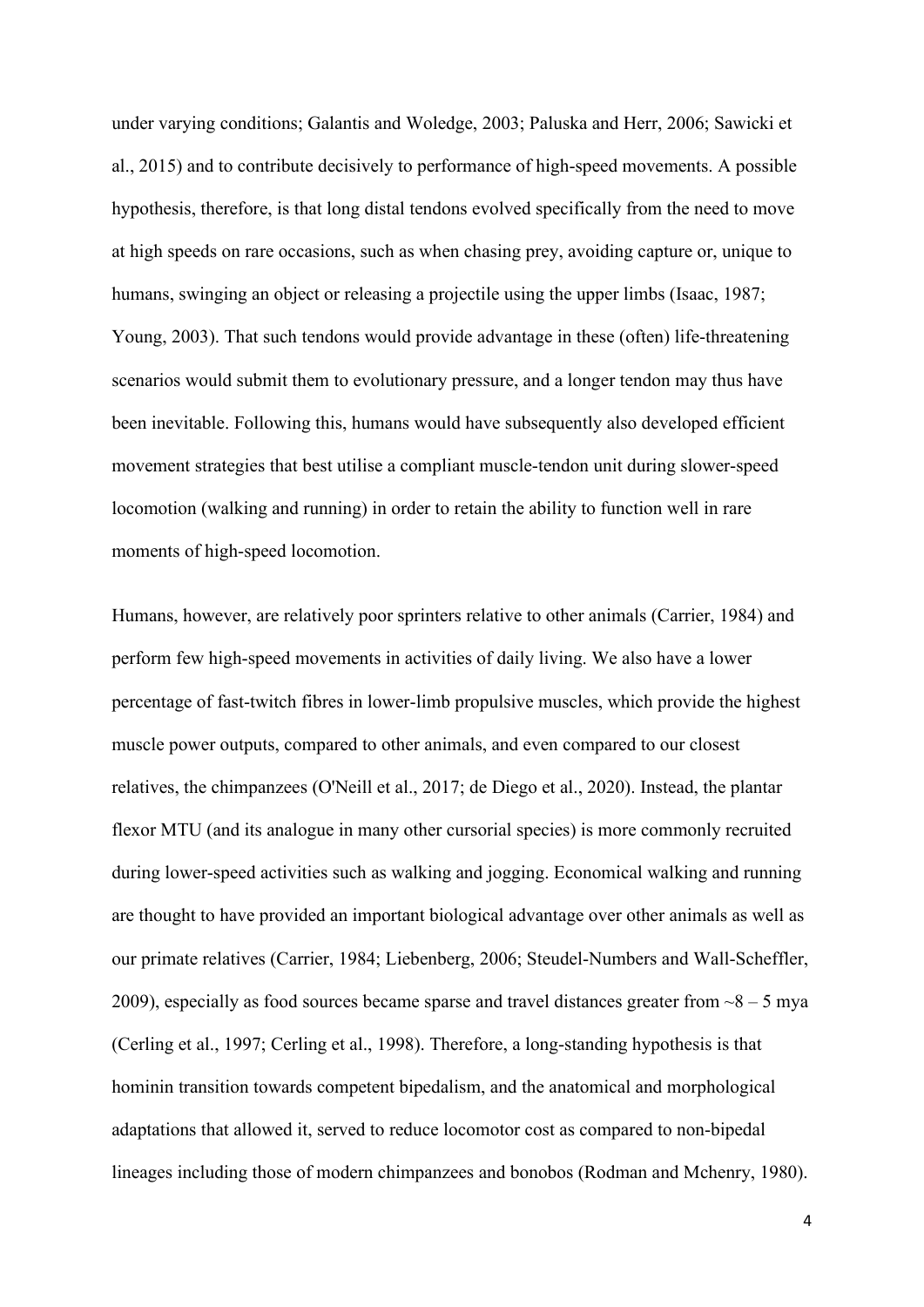under varying conditions; Galantis and Woledge, 2003; Paluska and Herr, 2006; Sawicki et al., 2015) and to contribute decisively to performance of high-speed movements. A possible hypothesis, therefore, is that long distal tendons evolved specifically from the need to move at high speeds on rare occasions, such as when chasing prey, avoiding capture or, unique to humans, swinging an object or releasing a projectile using the upper limbs (Isaac, 1987; Young, 2003). That such tendons would provide advantage in these (often) life-threatening scenarios would submit them to evolutionary pressure, and a longer tendon may thus have been inevitable. Following this, humans would have subsequently also developed efficient movement strategies that best utilise a compliant muscle-tendon unit during slower-speed locomotion (walking and running) in order to retain the ability to function well in rare moments of high-speed locomotion.

Humans, however, are relatively poor sprinters relative to other animals (Carrier, 1984) and perform few high-speed movements in activities of daily living. We also have a lower percentage of fast-twitch fibres in lower-limb propulsive muscles, which provide the highest muscle power outputs, compared to other animals, and even compared to our closest relatives, the chimpanzees (O'Neill et al., 2017; de Diego et al., 2020). Instead, the plantar flexor MTU (and its analogue in many other cursorial species) is more commonly recruited during lower-speed activities such as walking and jogging. Economical walking and running are thought to have provided an important biological advantage over other animals as well as our primate relatives (Carrier, 1984; Liebenberg, 2006; Steudel-Numbers and Wall-Scheffler, 2009), especially as food sources became sparse and travel distances greater from ~8 – 5 mya (Cerling et al., 1997; Cerling et al., 1998). Therefore, a long-standing hypothesis is that hominin transition towards competent bipedalism, and the anatomical and morphological adaptations that allowed it, served to reduce locomotor cost as compared to non-bipedal lineages including those of modern chimpanzees and bonobos (Rodman and Mchenry, 1980).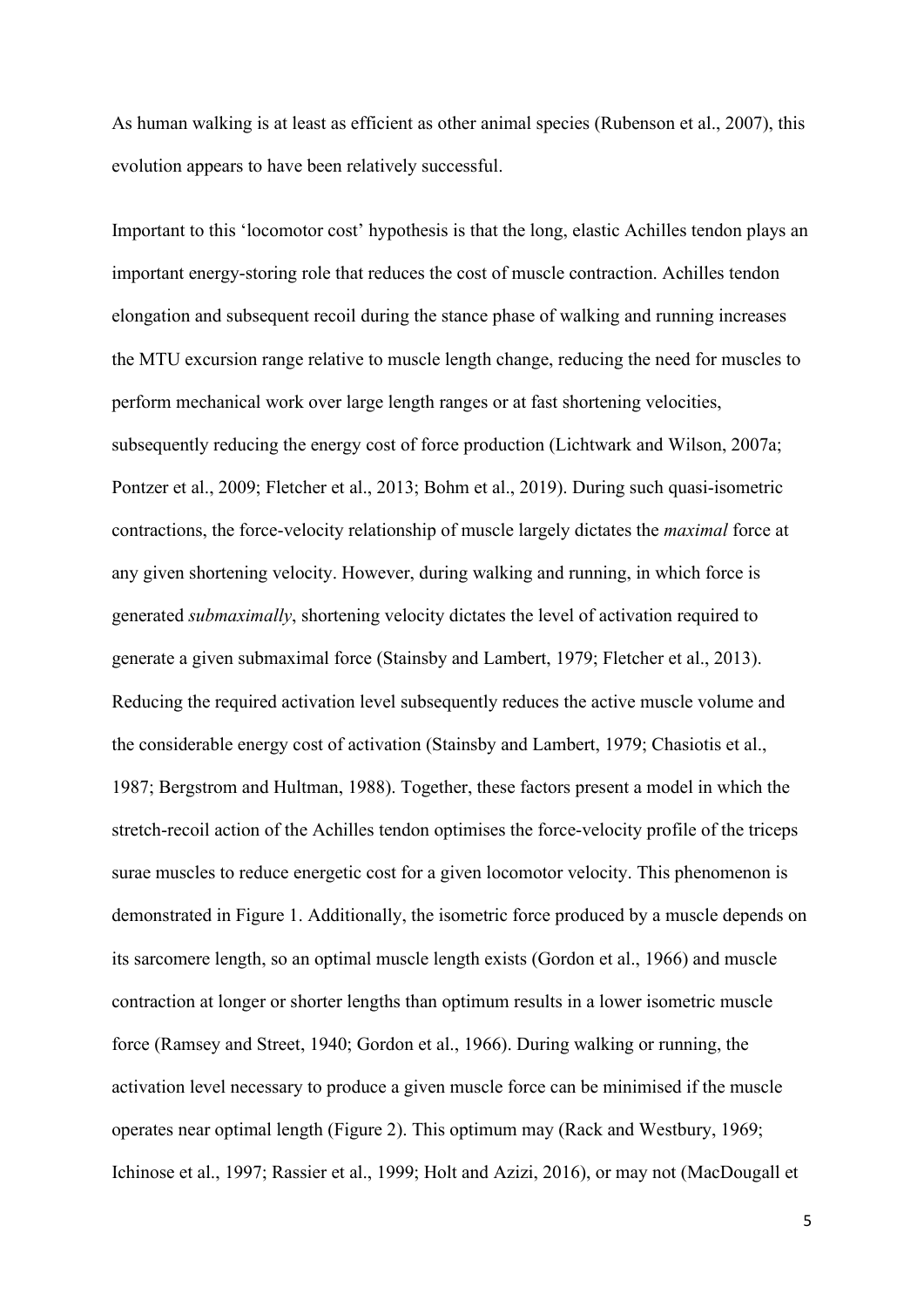As human walking is at least as efficient as other animal species (Rubenson et al., 2007), this evolution appears to have been relatively successful.

Important to this 'locomotor cost' hypothesis is that the long, elastic Achilles tendon plays an important energy-storing role that reduces the cost of muscle contraction. Achilles tendon elongation and subsequent recoil during the stance phase of walking and running increases the MTU excursion range relative to muscle length change, reducing the need for muscles to perform mechanical work over large length ranges or at fast shortening velocities, subsequently reducing the energy cost of force production (Lichtwark and Wilson, 2007a; Pontzer et al., 2009; Fletcher et al., 2013; Bohm et al., 2019). During such quasi-isometric contractions, the force-velocity relationship of muscle largely dictates the *maximal* force at any given shortening velocity. However, during walking and running, in which force is generated *submaximally*, shortening velocity dictates the level of activation required to generate a given submaximal force (Stainsby and Lambert, 1979; Fletcher et al., 2013). Reducing the required activation level subsequently reduces the active muscle volume and the considerable energy cost of activation (Stainsby and Lambert, 1979; Chasiotis et al., 1987; Bergstrom and Hultman, 1988). Together, these factors present a model in which the stretch-recoil action of the Achilles tendon optimises the force-velocity profile of the triceps surae muscles to reduce energetic cost for a given locomotor velocity. This phenomenon is demonstrated in Figure 1. Additionally, the isometric force produced by a muscle depends on its sarcomere length, so an optimal muscle length exists (Gordon et al., 1966) and muscle contraction at longer or shorter lengths than optimum results in a lower isometric muscle force (Ramsey and Street, 1940; Gordon et al., 1966). During walking or running, the activation level necessary to produce a given muscle force can be minimised if the muscle operates near optimal length (Figure 2). This optimum may (Rack and Westbury, 1969; Ichinose et al., 1997; Rassier et al., 1999; Holt and Azizi, 2016), or may not (MacDougall et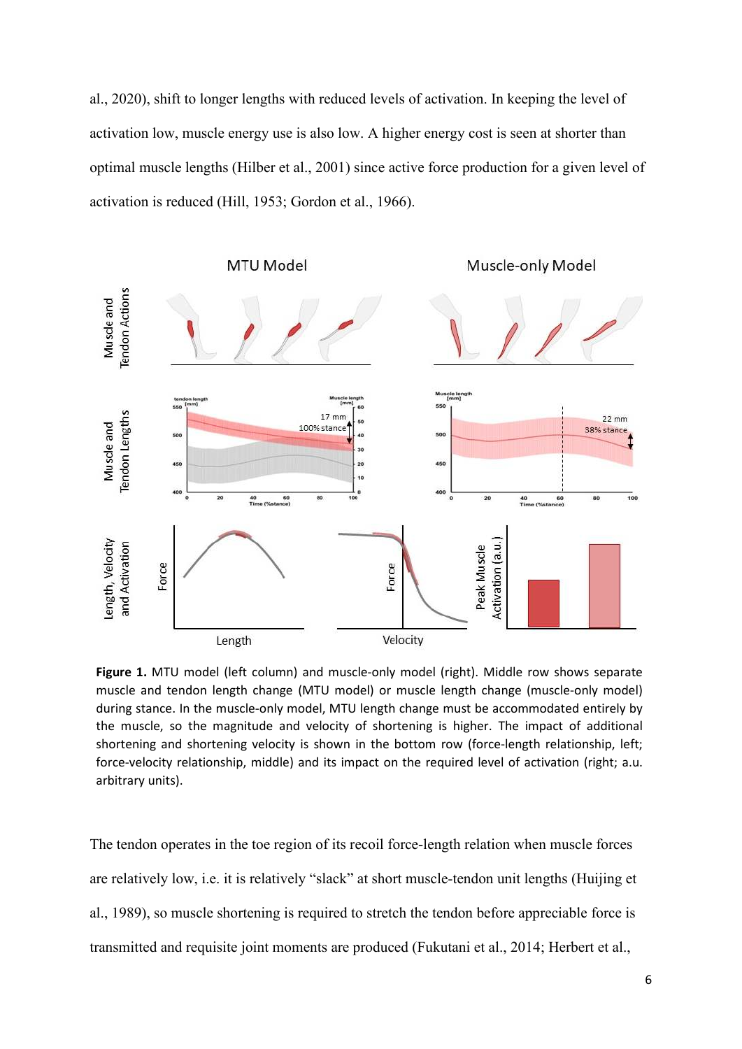al., 2020), shift to longer lengths with reduced levels of activation. In keeping the level of activation low, muscle energy use is also low. A higher energy cost is seen at shorter than optimal muscle lengths (Hilber et al., 2001) since active force production for a given level of activation is reduced (Hill, 1953; Gordon et al., 1966).

MTU Model

Muscle-only Model

Muscle and Tendon Actions

Muscle and Tendon Lengths

tendon length [mm]

Muscle length [mm]

550

500

450

400

0 20 40 60 80 100

Time (%stance)

60 50 40 30 20 10 0

17 mm

100% stance

Muscle length [mm]

550

500

450

400

0 20 40 60 80 100

Time (%stance)

22 mm

38% stance

Length, Velocity and Activation

Force

Length

Force

Velocity

Peak Muscle Activation (a.u.)

**Figure 1.** MTU model (left column) and muscle-only model (right). Middle row shows separate muscle and tendon length change (MTU model) or muscle length change (muscle-only model) during stance. In the muscle-only model, MTU length change must be accommodated entirely by the muscle, so the magnitude and velocity of shortening is higher. The impact of additional shortening and shortening velocity is shown in the bottom row (force-length relationship, left; force-velocity relationship, middle) and its impact on the required level of activation (right; a.u. arbitrary units).

The tendon operates in the toe region of its recoil force-length relation when muscle forces are relatively low, i.e. it is relatively "slack" at short muscle-tendon unit lengths (Huijing et al., 1989), so muscle shortening is required to stretch the tendon before appreciable force is transmitted and requisite joint moments are produced (Fukutani et al., 2014; Herbert et al.,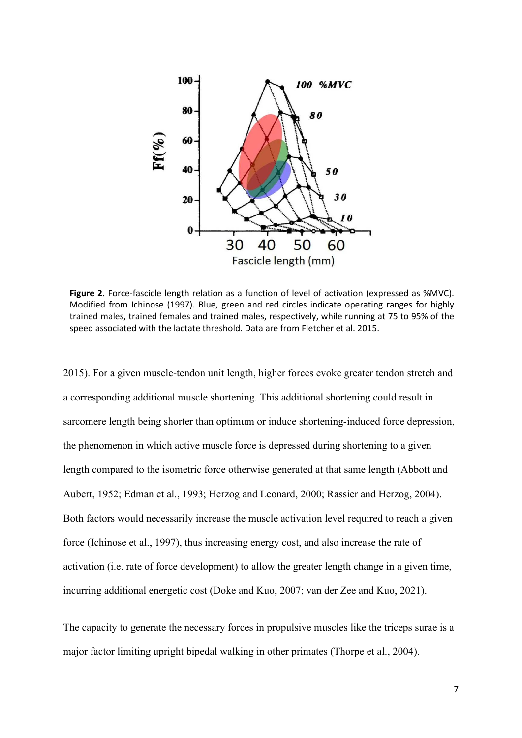100 %MVC

80

50

30

10

Ff(%)

100

80

60

40

20

0

30 40 50 60

Fascicle length (mm)

**Figure 2.** Force-fascicle length relation as a function of level of activation (expressed as %MVC). Modified from Ichinose (1997). Blue, green and red circles indicate operating ranges for highly trained males, trained females and trained males, respectively, while running at 75 to 95% of the speed associated with the lactate threshold. Data are from Fletcher et al. 2015.

2015). For a given muscle-tendon unit length, higher forces evoke greater tendon stretch and a corresponding additional muscle shortening. This additional shortening could result in sarcomere length being shorter than optimum or induce shortening-induced force depression, the phenomenon in which active muscle force is depressed during shortening to a given length compared to the isometric force otherwise generated at that same length (Abbott and Aubert, 1952; Edman et al., 1993; Herzog and Leonard, 2000; Rassier and Herzog, 2004). Both factors would necessarily increase the muscle activation level required to reach a given force (Ichinose et al., 1997), thus increasing energy cost, and also increase the rate of activation (i.e. rate of force development) to allow the greater length change in a given time, incurring additional energetic cost (Doke and Kuo, 2007; van der Zee and Kuo, 2021).

The capacity to generate the necessary forces in propulsive muscles like the triceps surae is a major factor limiting upright bipedal walking in other primates (Thorpe et al., 2004).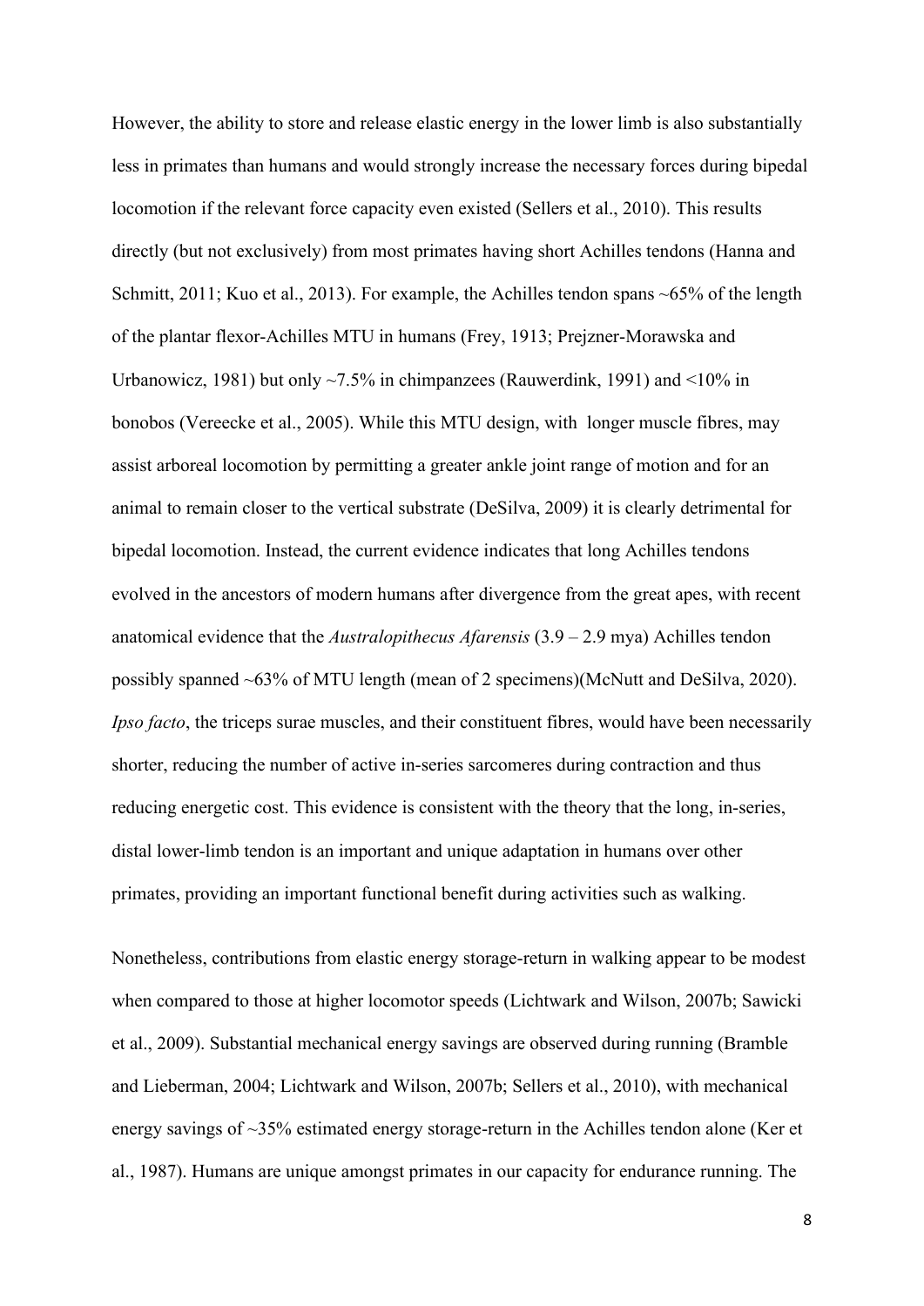However, the ability to store and release elastic energy in the lower limb is also substantially less in primates than humans and would strongly increase the necessary forces during bipedal locomotion if the relevant force capacity even existed (Sellers et al., 2010). This results directly (but not exclusively) from most primates having short Achilles tendons (Hanna and Schmitt, 2011; Kuo et al., 2013). For example, the Achilles tendon spans ~65% of the length of the plantar flexor-Achilles MTU in humans (Frey, 1913; Prejzner-Morawska and Urbanowicz, 1981) but only ~7.5% in chimpanzees (Rauwerdink, 1991) and <10% in bonobos (Vereecke et al., 2005). While this MTU design, with longer muscle fibres, may assist arboreal locomotion by permitting a greater ankle joint range of motion and for an animal to remain closer to the vertical substrate (DeSilva, 2009) it is clearly detrimental for bipedal locomotion. Instead, the current evidence indicates that long Achilles tendons evolved in the ancestors of modern humans after divergence from the great apes, with recent anatomical evidence that the *Australopithecus Afarensis* (3.9 – 2.9 mya) Achilles tendon possibly spanned ~63% of MTU length (mean of 2 specimens)(McNutt and DeSilva, 2020). *Ipso facto*, the triceps surae muscles, and their constituent fibres, would have been necessarily shorter, reducing the number of active in-series sarcomeres during contraction and thus reducing energetic cost. This evidence is consistent with the theory that the long, in-series, distal lower-limb tendon is an important and unique adaptation in humans over other primates, providing an important functional benefit during activities such as walking.

Nonetheless, contributions from elastic energy storage-return in walking appear to be modest when compared to those at higher locomotor speeds (Lichtwark and Wilson, 2007b; Sawicki et al., 2009). Substantial mechanical energy savings are observed during running (Bramble and Lieberman, 2004; Lichtwark and Wilson, 2007b; Sellers et al., 2010), with mechanical energy savings of ~35% estimated energy storage-return in the Achilles tendon alone (Ker et al., 1987). Humans are unique amongst primates in our capacity for endurance running. The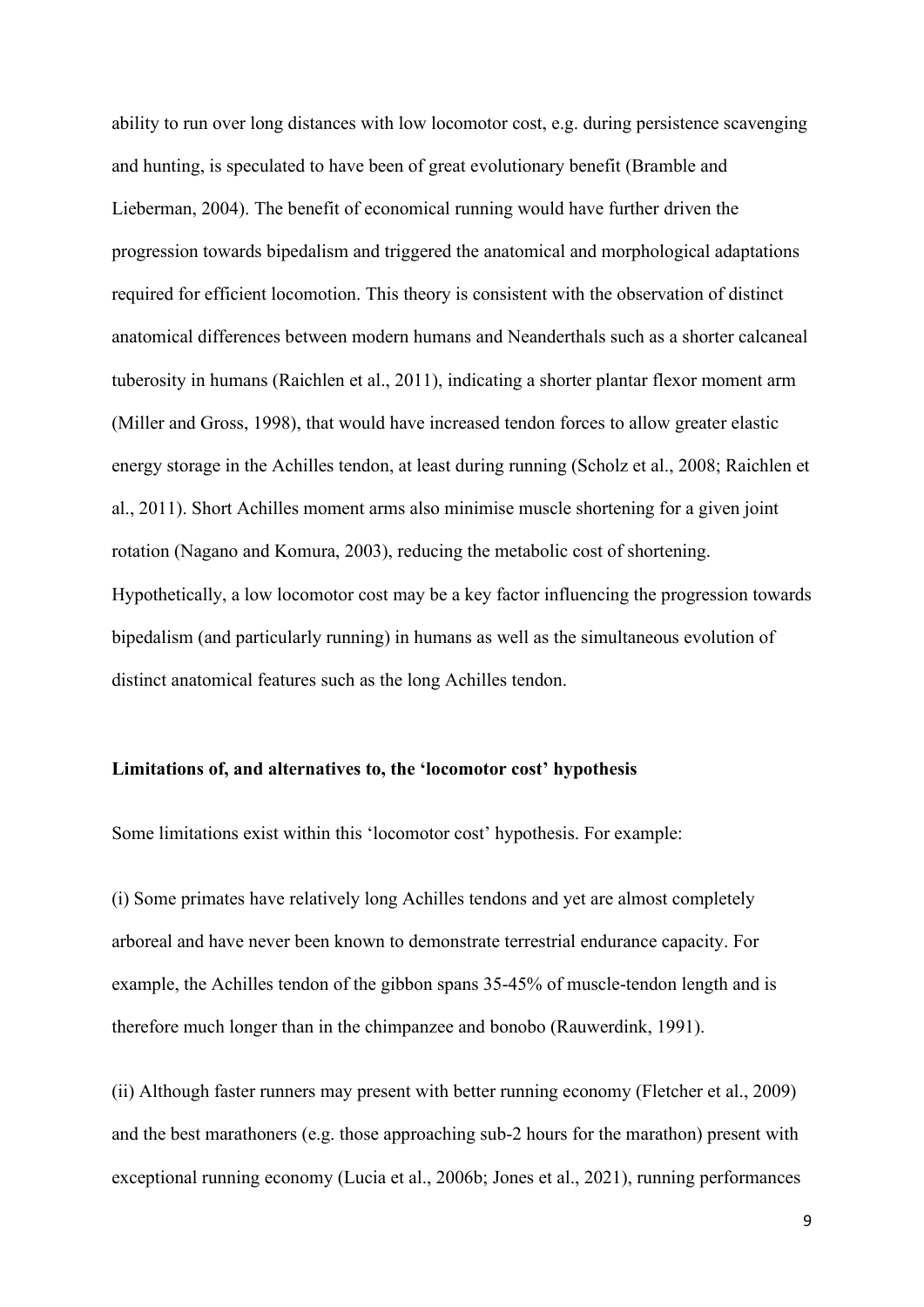ability to run over long distances with low locomotor cost, e.g. during persistence scavenging and hunting, is speculated to have been of great evolutionary benefit (Bramble and Lieberman, 2004). The benefit of economical running would have further driven the progression towards bipedalism and triggered the anatomical and morphological adaptations required for efficient locomotion. This theory is consistent with the observation of distinct anatomical differences between modern humans and Neanderthals such as a shorter calcaneal tuberosity in humans (Raichlen et al., 2011), indicating a shorter plantar flexor moment arm (Miller and Gross, 1998), that would have increased tendon forces to allow greater elastic energy storage in the Achilles tendon, at least during running (Scholz et al., 2008; Raichlen et al., 2011). Short Achilles moment arms also minimise muscle shortening for a given joint rotation (Nagano and Komura, 2003), reducing the metabolic cost of shortening. Hypothetically, a low locomotor cost may be a key factor influencing the progression towards bipedalism (and particularly running) in humans as well as the simultaneous evolution of distinct anatomical features such as the long Achilles tendon.

**Limitations of, and alternatives to, the 'locomotor cost' hypothesis**

Some limitations exist within this 'locomotor cost' hypothesis. For example:

(i) Some primates have relatively long Achilles tendons and yet are almost completely arboreal and have never been known to demonstrate terrestrial endurance capacity. For example, the Achilles tendon of the gibbon spans 35-45% of muscle-tendon length and is therefore much longer than in the chimpanzee and bonobo (Rauwerdink, 1991).

(ii) Although faster runners may present with better running economy (Fletcher et al., 2009) and the best marathoners (e.g. those approaching sub-2 hours for the marathon) present with exceptional running economy (Lucia et al., 2006b; Jones et al., 2021), running performances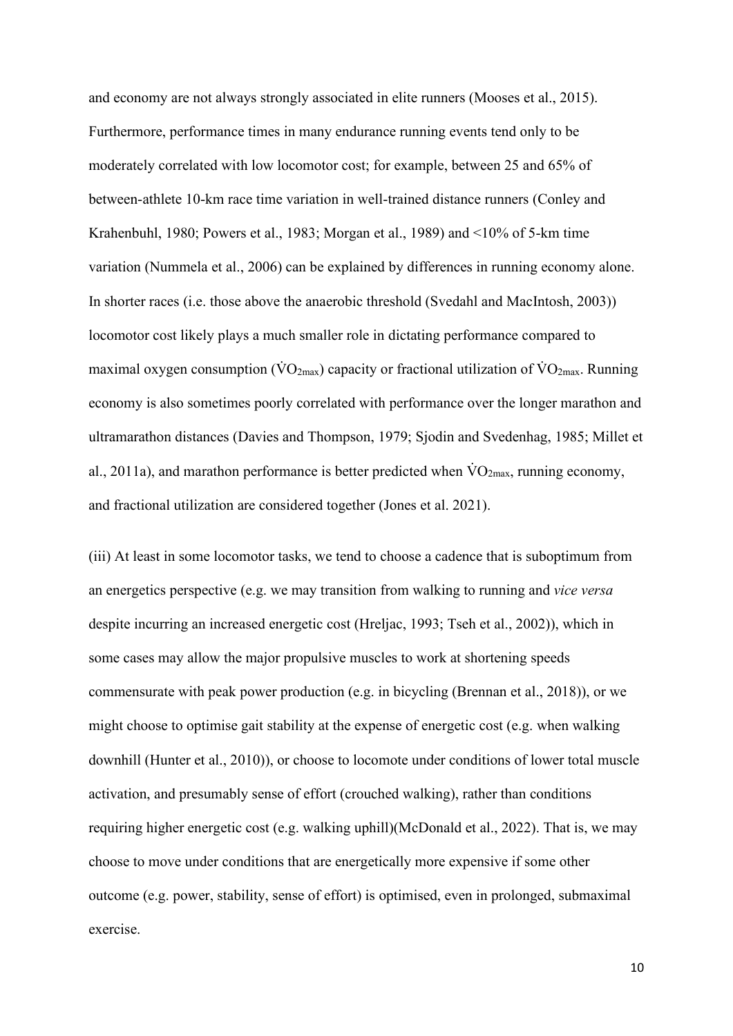and economy are not always strongly associated in elite runners (Mooses et al., 2015). Furthermore, performance times in many endurance running events tend only to be moderately correlated with low locomotor cost; for example, between 25 and 65% of between-athlete 10-km race time variation in well-trained distance runners (Conley and Krahenbuhl, 1980; Powers et al., 1983; Morgan et al., 1989) and <10% of 5-km time variation (Nummela et al., 2006) can be explained by differences in running economy alone. In shorter races (i.e. those above the anaerobic threshold (Svedahl and MacIntosh, 2003)) locomotor cost likely plays a much smaller role in dictating performance compared to maximal oxygen consumption ($\dot{V}O_{2max}$) capacity or fractional utilization of $\dot{V}O_{2max}$. Running economy is also sometimes poorly correlated with performance over the longer marathon and ultramarathon distances (Davies and Thompson, 1979; Sjodin and Svedenhag, 1985; Millet et al., 2011a), and marathon performance is better predicted when $\dot{V}O_{2max}$, running economy, and fractional utilization are considered together (Jones et al. 2021).

(iii) At least in some locomotor tasks, we tend to choose a cadence that is suboptimum from an energetics perspective (e.g. we may transition from walking to running and *vice versa* despite incurring an increased energetic cost (Hreljac, 1993; Tseh et al., 2002)), which in some cases may allow the major propulsive muscles to work at shortening speeds commensurate with peak power production (e.g. in bicycling (Brennan et al., 2018)), or we might choose to optimise gait stability at the expense of energetic cost (e.g. when walking downhill (Hunter et al., 2010)), or choose to locomote under conditions of lower total muscle activation, and presumably sense of effort (crouched walking), rather than conditions requiring higher energetic cost (e.g. walking uphill)(McDonald et al., 2022). That is, we may choose to move under conditions that are energetically more expensive if some other outcome (e.g. power, stability, sense of effort) is optimised, even in prolonged, submaximal exercise.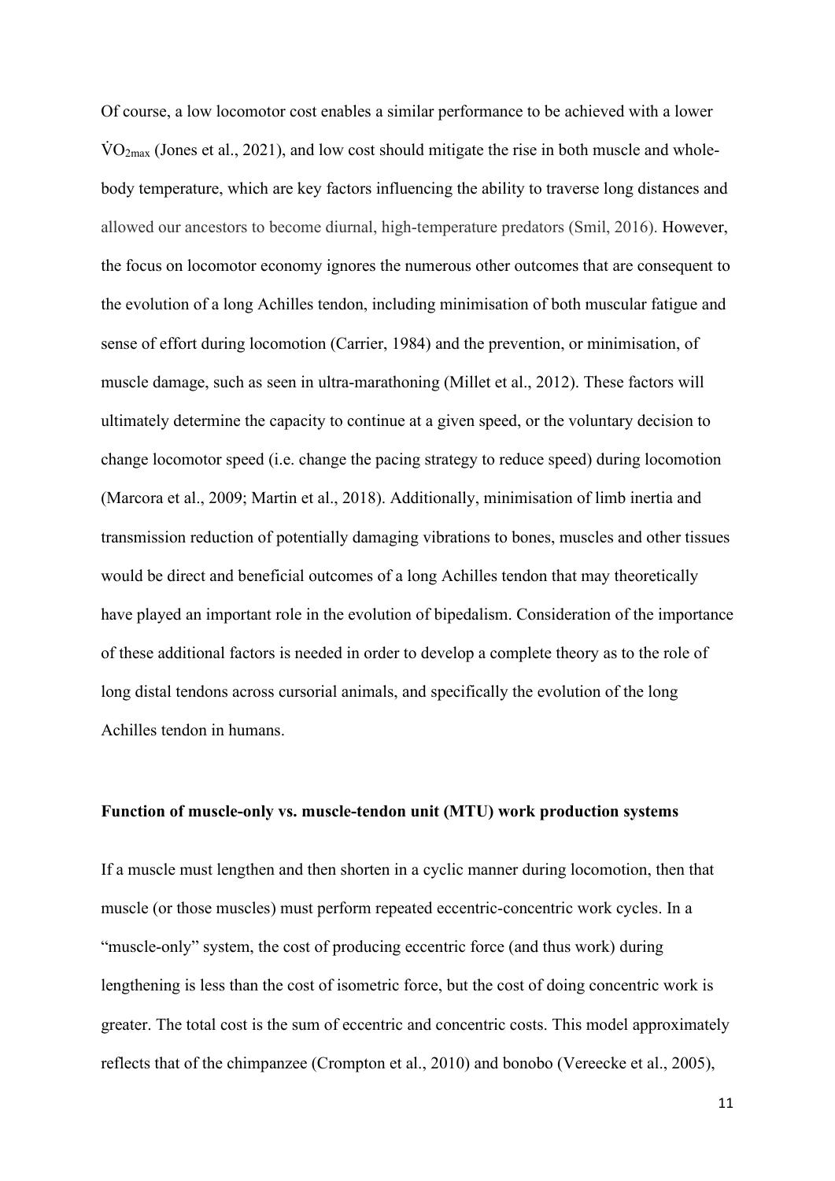Of course, a low locomotor cost enables a similar performance to be achieved with a lower $\dot{V}O_{2max}$ (Jones et al., 2021), and low cost should mitigate the rise in both muscle and whole-body temperature, which are key factors influencing the ability to traverse long distances and allowed our ancestors to become diurnal, high-temperature predators (Smil, 2016). However, the focus on locomotor economy ignores the numerous other outcomes that are consequent to the evolution of a long Achilles tendon, including minimisation of both muscular fatigue and sense of effort during locomotion (Carrier, 1984) and the prevention, or minimisation, of muscle damage, such as seen in ultra-marathoning (Millet et al., 2012). These factors will ultimately determine the capacity to continue at a given speed, or the voluntary decision to change locomotor speed (i.e. change the pacing strategy to reduce speed) during locomotion (Marcora et al., 2009; Martin et al., 2018). Additionally, minimisation of limb inertia and transmission reduction of potentially damaging vibrations to bones, muscles and other tissues would be direct and beneficial outcomes of a long Achilles tendon that may theoretically have played an important role in the evolution of bipedalism. Consideration of the importance of these additional factors is needed in order to develop a complete theory as to the role of long distal tendons across cursorial animals, and specifically the evolution of the long Achilles tendon in humans.

**Function of muscle-only vs. muscle-tendon unit (MTU) work production systems**

If a muscle must lengthen and then shorten in a cyclic manner during locomotion, then that muscle (or those muscles) must perform repeated eccentric-concentric work cycles. In a "muscle-only" system, the cost of producing eccentric force (and thus work) during lengthening is less than the cost of isometric force, but the cost of doing concentric work is greater. The total cost is the sum of eccentric and concentric costs. This model approximately reflects that of the chimpanzee (Crompton et al., 2010) and bonobo (Vereecke et al., 2005),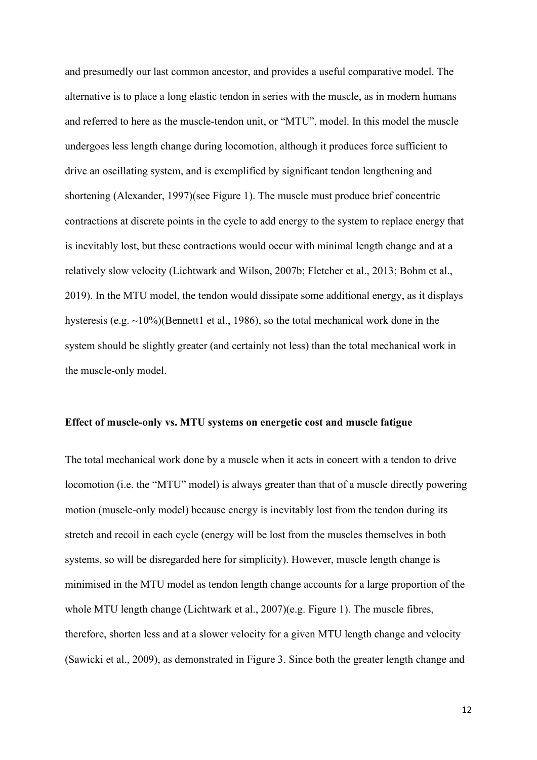and presumedly our last common ancestor, and provides a useful comparative model. The alternative is to place a long elastic tendon in series with the muscle, as in modern humans and referred to here as the muscle-tendon unit, or "MTU", model. In this model the muscle undergoes less length change during locomotion, although it produces force sufficient to drive an oscillating system, and is exemplified by significant tendon lengthening and shortening (Alexander, 1997)(see Figure 1). The muscle must produce brief concentric contractions at discrete points in the cycle to add energy to the system to replace energy that is inevitably lost, but these contractions would occur with minimal length change and at a relatively slow velocity (Lichtwark and Wilson, 2007b; Fletcher et al., 2013; Bohm et al., 2019). In the MTU model, the tendon would dissipate some additional energy, as it displays hysteresis (e.g. ~10%)(Bennett1 et al., 1986), so the total mechanical work done in the system should be slightly greater (and certainly not less) than the total mechanical work in the muscle-only model.

### Effect of muscle-only vs. MTU systems on energetic cost and muscle fatigue

The total mechanical work done by a muscle when it acts in concert with a tendon to drive locomotion (i.e. the "MTU" model) is always greater than that of a muscle directly powering motion (muscle-only model) because energy is inevitably lost from the tendon during its stretch and recoil in each cycle (energy will be lost from the muscles themselves in both systems, so will be disregarded here for simplicity). However, muscle length change is minimised in the MTU model as tendon length change accounts for a large proportion of the whole MTU length change (Lichtwark et al., 2007)(e.g. Figure 1). The muscle fibres, therefore, shorten less and at a slower velocity for a given MTU length change and velocity (Sawicki et al., 2009), as demonstrated in Figure 3. Since both the greater length change and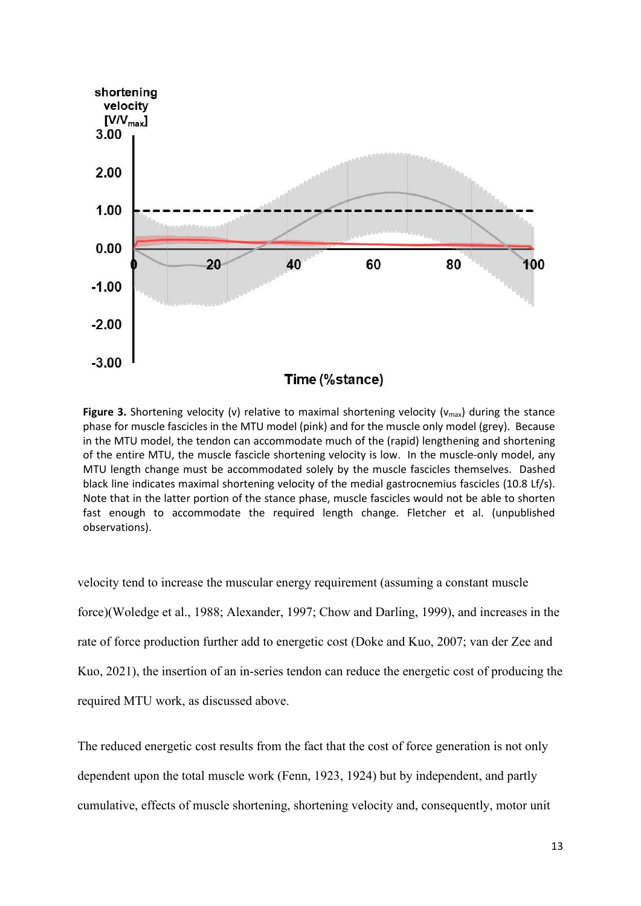shortening velocity [V/V$_{max}$]

3.00

2.00

1.00

0.00

-1.00

-2.00

-3.00

0

20

40

60

80

100

Time (%stance)

**Figure 3.** Shortening velocity (v) relative to maximal shortening velocity ($v_{max}$) during the stance phase for muscle fascicles in the MTU model (pink) and for the muscle only model (grey). Because in the MTU model, the tendon can accommodate much of the (rapid) lengthening and shortening of the entire MTU, the muscle fascicle shortening velocity is low. In the muscle-only model, any MTU length change must be accommodated solely by the muscle fascicles themselves. Dashed black line indicates maximal shortening velocity of the medial gastrocnemius fascicles (10.8 Lf/s). Note that in the latter portion of the stance phase, muscle fascicles would not be able to shorten fast enough to accommodate the required length change. Fletcher et al. (unpublished observations).

velocity tend to increase the muscular energy requirement (assuming a constant muscle force)(Woledge et al., 1988; Alexander, 1997; Chow and Darling, 1999), and increases in the rate of force production further add to energetic cost (Doke and Kuo, 2007; van der Zee and Kuo, 2021), the insertion of an in-series tendon can reduce the energetic cost of producing the required MTU work, as discussed above.

The reduced energetic cost results from the fact that the cost of force generation is not only dependent upon the total muscle work (Fenn, 1923, 1924) but by independent, and partly cumulative, effects of muscle shortening, shortening velocity and, consequently, motor unit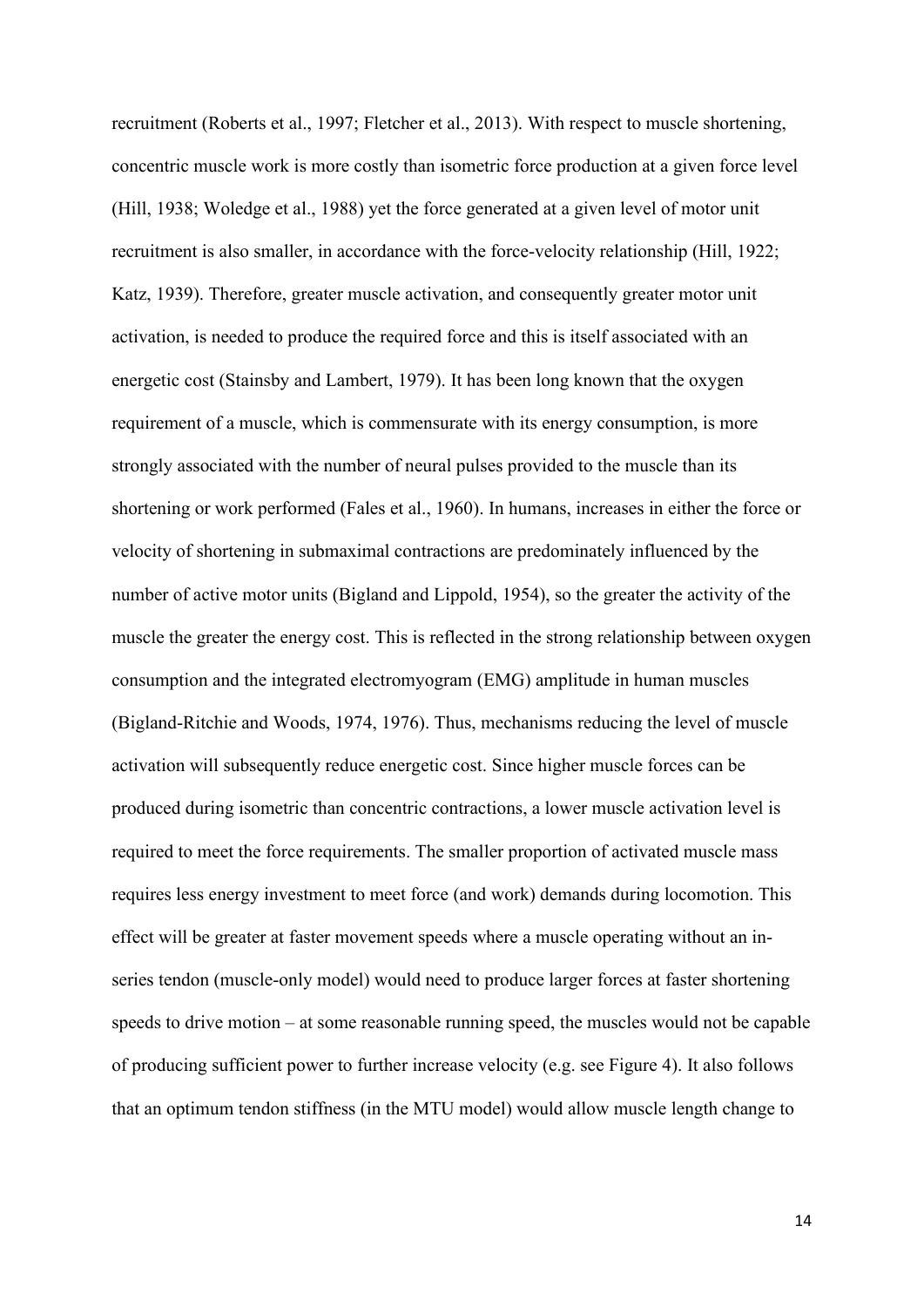recruitment (Roberts et al., 1997; Fletcher et al., 2013). With respect to muscle shortening, concentric muscle work is more costly than isometric force production at a given force level (Hill, 1938; Woledge et al., 1988) yet the force generated at a given level of motor unit recruitment is also smaller, in accordance with the force-velocity relationship (Hill, 1922; Katz, 1939). Therefore, greater muscle activation, and consequently greater motor unit activation, is needed to produce the required force and this is itself associated with an energetic cost (Stainsby and Lambert, 1979). It has been long known that the oxygen requirement of a muscle, which is commensurate with its energy consumption, is more strongly associated with the number of neural pulses provided to the muscle than its shortening or work performed (Fales et al., 1960). In humans, increases in either the force or velocity of shortening in submaximal contractions are predominately influenced by the number of active motor units (Bigland and Lippold, 1954), so the greater the activity of the muscle the greater the energy cost. This is reflected in the strong relationship between oxygen consumption and the integrated electromyogram (EMG) amplitude in human muscles (Bigland-Ritchie and Woods, 1974, 1976). Thus, mechanisms reducing the level of muscle activation will subsequently reduce energetic cost. Since higher muscle forces can be produced during isometric than concentric contractions, a lower muscle activation level is required to meet the force requirements. The smaller proportion of activated muscle mass requires less energy investment to meet force (and work) demands during locomotion. This effect will be greater at faster movement speeds where a muscle operating without an in-series tendon (muscle-only model) would need to produce larger forces at faster shortening speeds to drive motion – at some reasonable running speed, the muscles would not be capable of producing sufficient power to further increase velocity (e.g. see Figure 4). It also follows that an optimum tendon stiffness (in the MTU model) would allow muscle length change to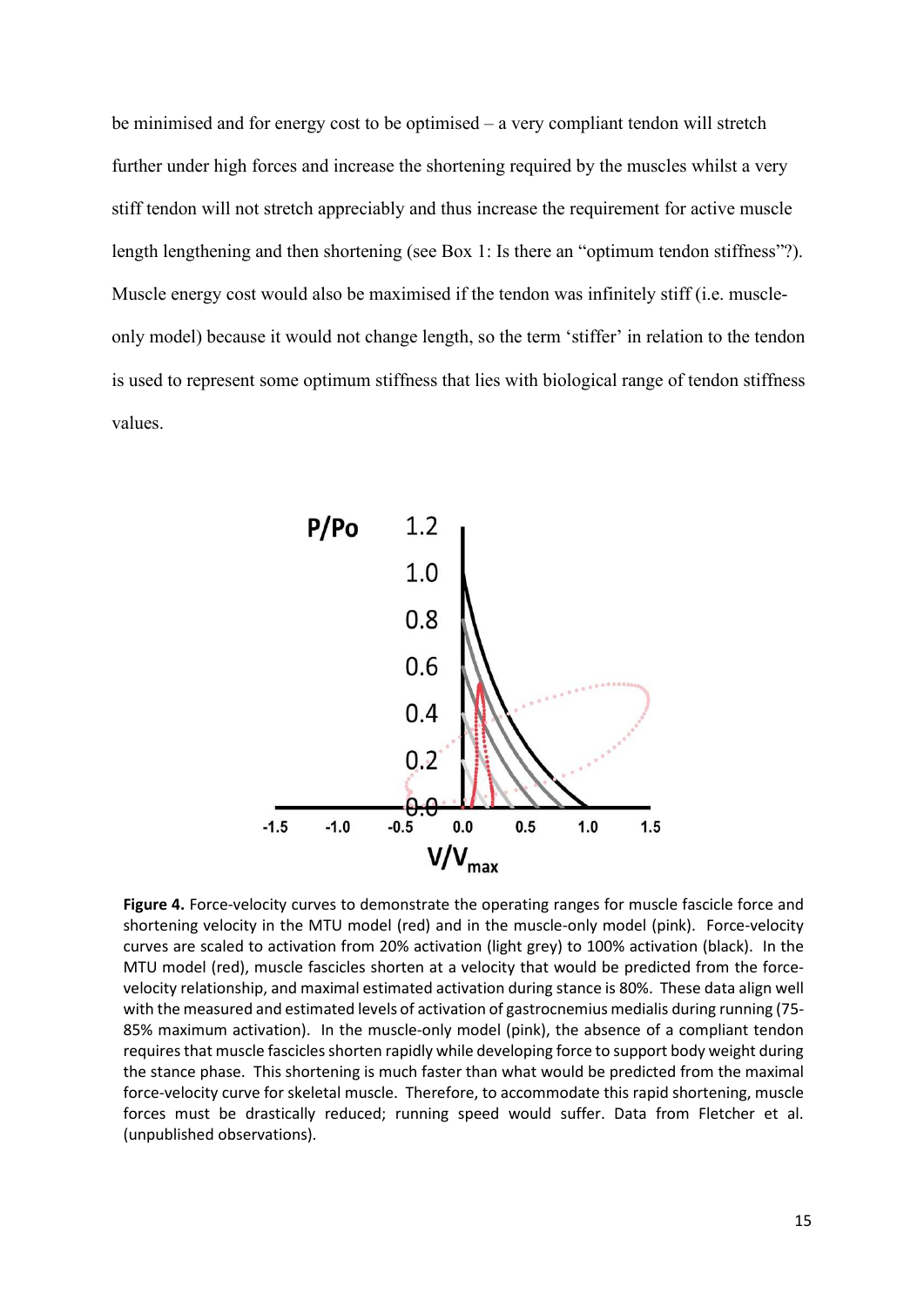be minimised and for energy cost to be optimised – a very compliant tendon will stretch further under high forces and increase the shortening required by the muscles whilst a very stiff tendon will not stretch appreciably and thus increase the requirement for active muscle length lengthening and then shortening (see Box 1: Is there an "optimum tendon stiffness"?). Muscle energy cost would also be maximised if the tendon was infinitely stiff (i.e. muscle-only model) because it would not change length, so the term 'stiffer' in relation to the tendon is used to represent some optimum stiffness that lies with biological range of tendon stiffness values.

**Figure 4.** Force-velocity curves to demonstrate the operating ranges for muscle fascicle force and shortening velocity in the MTU model (red) and in the muscle-only model (pink). Force-velocity curves are scaled to activation from 20% activation (light grey) to 100% activation (black). In the MTU model (red), muscle fascicles shorten at a velocity that would be predicted from the force-velocity relationship, and maximal estimated activation during stance is 80%. These data align well with the measured and estimated levels of activation of gastrocnemius medialis during running (75-85% maximum activation). In the muscle-only model (pink), the absence of a compliant tendon requires that muscle fascicles shorten rapidly while developing force to support body weight during the stance phase. This shortening is much faster than what would be predicted from the maximal force-velocity curve for skeletal muscle. Therefore, to accommodate this rapid shortening, muscle forces must be drastically reduced; running speed would suffer. Data from Fletcher et al. (unpublished observations).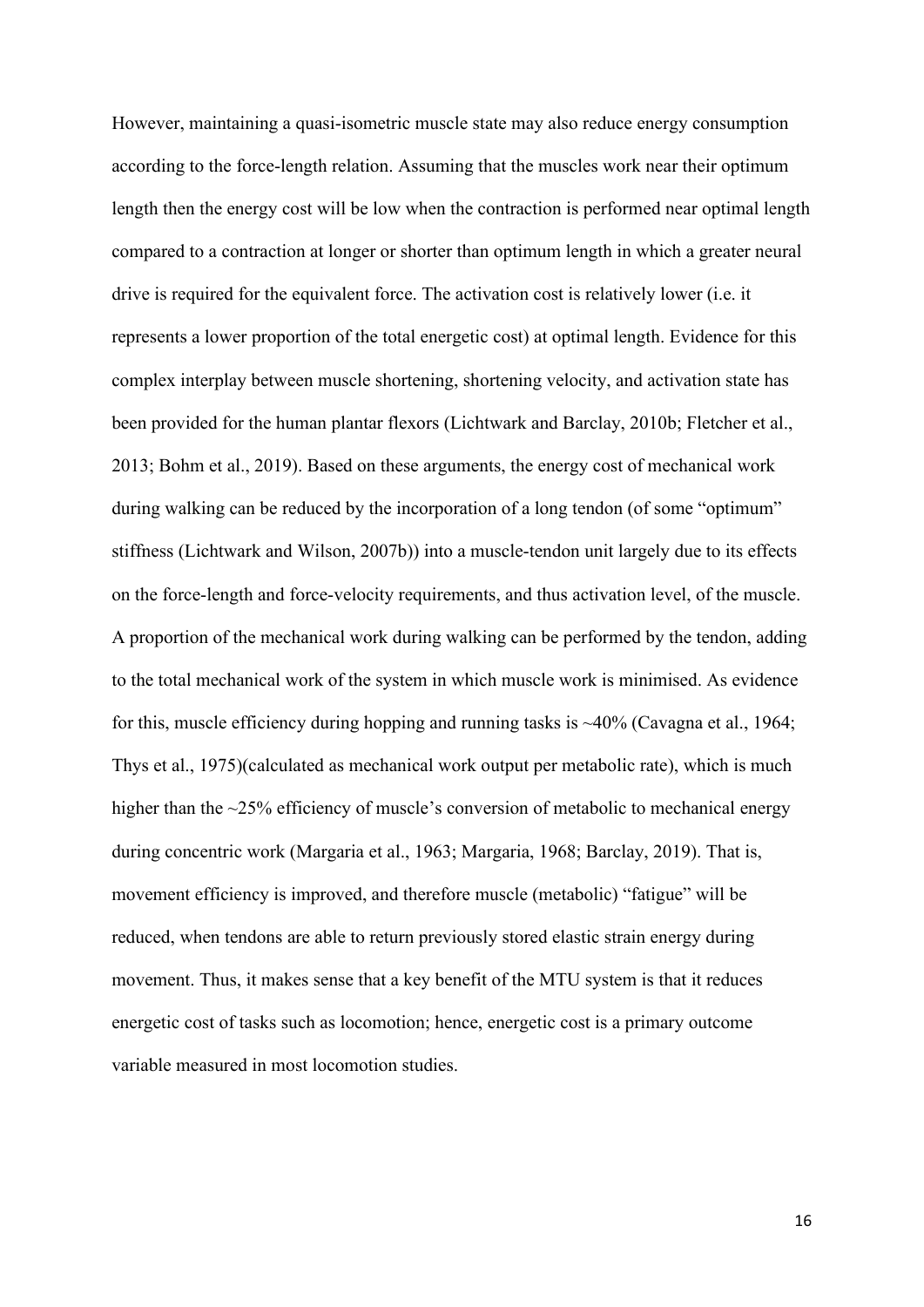However, maintaining a quasi-isometric muscle state may also reduce energy consumption according to the force-length relation. Assuming that the muscles work near their optimum length then the energy cost will be low when the contraction is performed near optimal length compared to a contraction at longer or shorter than optimum length in which a greater neural drive is required for the equivalent force. The activation cost is relatively lower (i.e. it represents a lower proportion of the total energetic cost) at optimal length. Evidence for this complex interplay between muscle shortening, shortening velocity, and activation state has been provided for the human plantar flexors (Lichtwark and Barclay, 2010b; Fletcher et al., 2013; Bohm et al., 2019). Based on these arguments, the energy cost of mechanical work during walking can be reduced by the incorporation of a long tendon (of some "optimum" stiffness (Lichtwark and Wilson, 2007b)) into a muscle-tendon unit largely due to its effects on the force-length and force-velocity requirements, and thus activation level, of the muscle. A proportion of the mechanical work during walking can be performed by the tendon, adding to the total mechanical work of the system in which muscle work is minimised. As evidence for this, muscle efficiency during hopping and running tasks is ~40% (Cavagna et al., 1964; Thys et al., 1975)(calculated as mechanical work output per metabolic rate), which is much higher than the ~25% efficiency of muscle's conversion of metabolic to mechanical energy during concentric work (Margaria et al., 1963; Margaria, 1968; Barclay, 2019). That is, movement efficiency is improved, and therefore muscle (metabolic) "fatigue" will be reduced, when tendons are able to return previously stored elastic strain energy during movement. Thus, it makes sense that a key benefit of the MTU system is that it reduces energetic cost of tasks such as locomotion; hence, energetic cost is a primary outcome variable measured in most locomotion studies.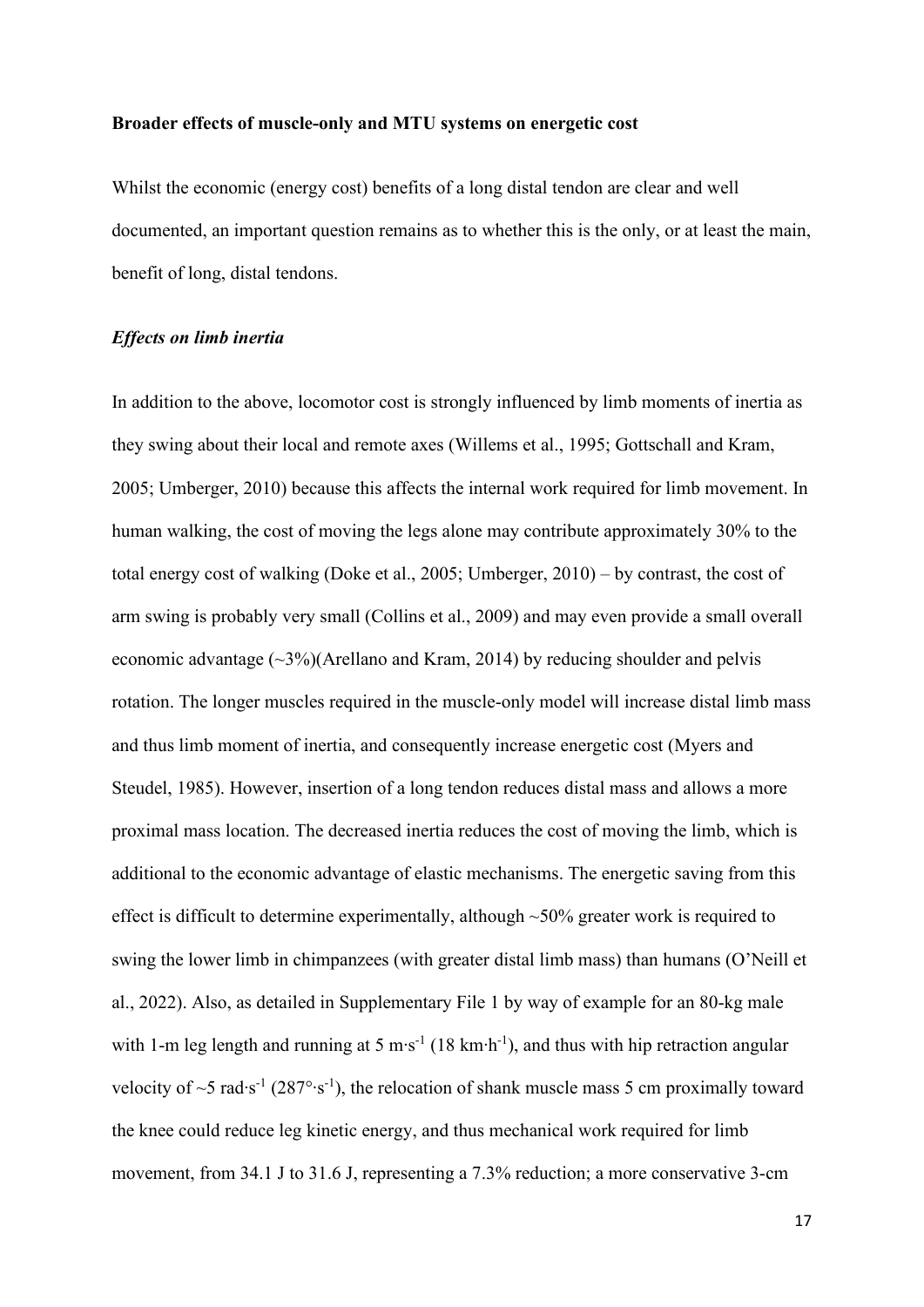**Broader effects of muscle-only and MTU systems on energetic cost**

Whilst the economic (energy cost) benefits of a long distal tendon are clear and well documented, an important question remains as to whether this is the only, or at least the main, benefit of long, distal tendons.

***Effects on limb inertia***

In addition to the above, locomotor cost is strongly influenced by limb moments of inertia as they swing about their local and remote axes (Willems et al., 1995; Gottschall and Kram, 2005; Umberger, 2010) because this affects the internal work required for limb movement. In human walking, the cost of moving the legs alone may contribute approximately 30% to the total energy cost of walking (Doke et al., 2005; Umberger, 2010) – by contrast, the cost of arm swing is probably very small (Collins et al., 2009) and may even provide a small overall economic advantage (~3%)(Arellano and Kram, 2014) by reducing shoulder and pelvis rotation. The longer muscles required in the muscle-only model will increase distal limb mass and thus limb moment of inertia, and consequently increase energetic cost (Myers and Steudel, 1985). However, insertion of a long tendon reduces distal mass and allows a more proximal mass location. The decreased inertia reduces the cost of moving the limb, which is additional to the economic advantage of elastic mechanisms. The energetic saving from this effect is difficult to determine experimentally, although ~50% greater work is required to swing the lower limb in chimpanzees (with greater distal limb mass) than humans (O'Neill et al., 2022). Also, as detailed in Supplementary File 1 by way of example for an 80-kg male with 1-m leg length and running at 5 $m{\cdot}s^{-1}$ (18 $km{\cdot}h^{-1}$), and thus with hip retraction angular velocity of ~5 $rad{\cdot}s^{-1}$ ($287°{\cdot}s^{-1}$), the relocation of shank muscle mass 5 cm proximally toward the knee could reduce leg kinetic energy, and thus mechanical work required for limb movement, from 34.1 J to 31.6 J, representing a 7.3% reduction; a more conservative 3-cm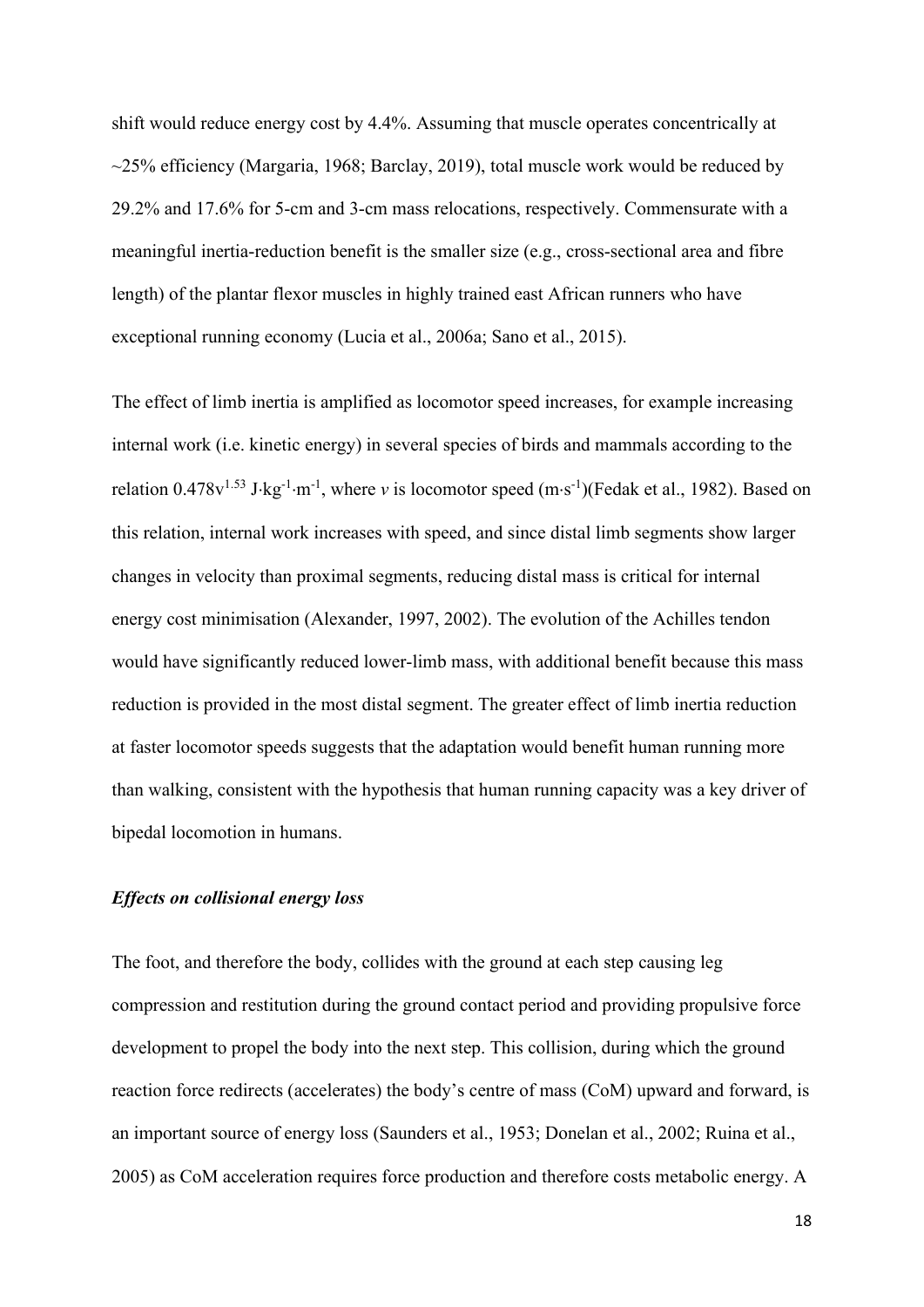shift would reduce energy cost by 4.4%. Assuming that muscle operates concentrically at ~25% efficiency (Margaria, 1968; Barclay, 2019), total muscle work would be reduced by 29.2% and 17.6% for 5-cm and 3-cm mass relocations, respectively. Commensurate with a meaningful inertia-reduction benefit is the smaller size (e.g., cross-sectional area and fibre length) of the plantar flexor muscles in highly trained east African runners who have exceptional running economy (Lucia et al., 2006a; Sano et al., 2015).

The effect of limb inertia is amplified as locomotor speed increases, for example increasing internal work (i.e. kinetic energy) in several species of birds and mammals according to the relation $0.478v^{1.53}$ $J{\cdot}kg^{-1}{\cdot}m^{-1}$, where $v$ is locomotor speed ($m{\cdot}s^{-1}$)(Fedak et al., 1982). Based on this relation, internal work increases with speed, and since distal limb segments show larger changes in velocity than proximal segments, reducing distal mass is critical for internal energy cost minimisation (Alexander, 1997, 2002). The evolution of the Achilles tendon would have significantly reduced lower-limb mass, with additional benefit because this mass reduction is provided in the most distal segment. The greater effect of limb inertia reduction at faster locomotor speeds suggests that the adaptation would benefit human running more than walking, consistent with the hypothesis that human running capacity was a key driver of bipedal locomotion in humans.

### *Effects on collisional energy loss*

The foot, and therefore the body, collides with the ground at each step causing leg compression and restitution during the ground contact period and providing propulsive force development to propel the body into the next step. This collision, during which the ground reaction force redirects (accelerates) the body's centre of mass (CoM) upward and forward, is an important source of energy loss (Saunders et al., 1953; Donelan et al., 2002; Ruina et al., 2005) as CoM acceleration requires force production and therefore costs metabolic energy. A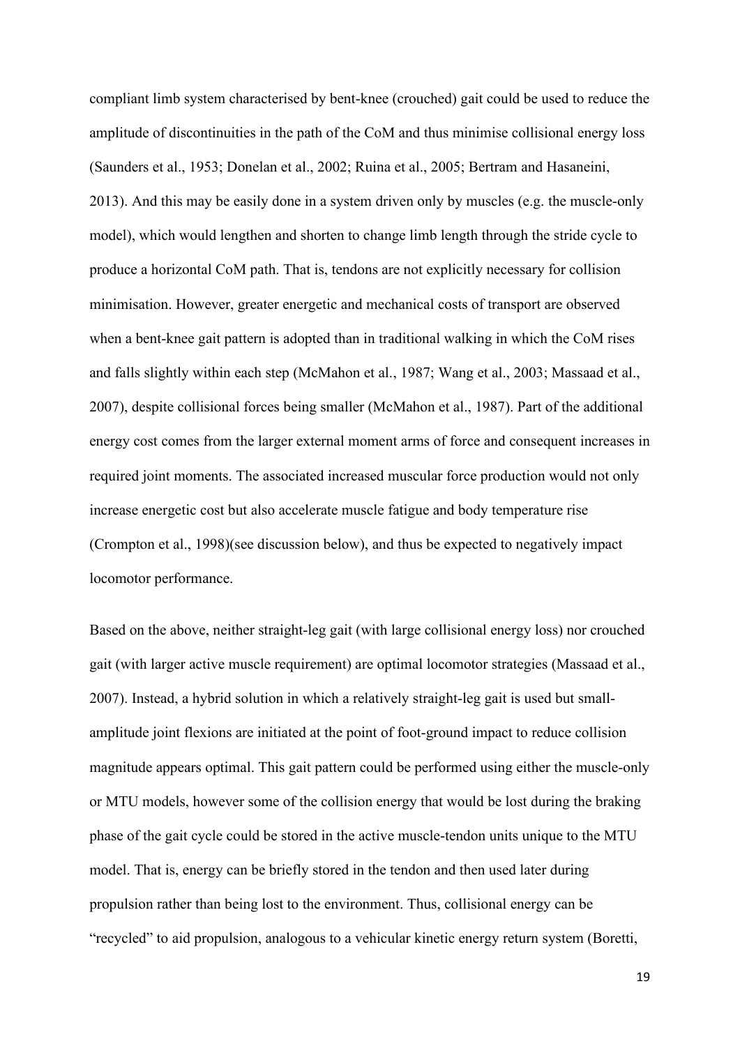compliant limb system characterised by bent-knee (crouched) gait could be used to reduce the amplitude of discontinuities in the path of the CoM and thus minimise collisional energy loss (Saunders et al., 1953; Donelan et al., 2002; Ruina et al., 2005; Bertram and Hasaneini, 2013). And this may be easily done in a system driven only by muscles (e.g. the muscle-only model), which would lengthen and shorten to change limb length through the stride cycle to produce a horizontal CoM path. That is, tendons are not explicitly necessary for collision minimisation. However, greater energetic and mechanical costs of transport are observed when a bent-knee gait pattern is adopted than in traditional walking in which the CoM rises and falls slightly within each step (McMahon et al., 1987; Wang et al., 2003; Massaad et al., 2007), despite collisional forces being smaller (McMahon et al., 1987). Part of the additional energy cost comes from the larger external moment arms of force and consequent increases in required joint moments. The associated increased muscular force production would not only increase energetic cost but also accelerate muscle fatigue and body temperature rise (Crompton et al., 1998)(see discussion below), and thus be expected to negatively impact locomotor performance.

Based on the above, neither straight-leg gait (with large collisional energy loss) nor crouched gait (with larger active muscle requirement) are optimal locomotor strategies (Massaad et al., 2007). Instead, a hybrid solution in which a relatively straight-leg gait is used but small-amplitude joint flexions are initiated at the point of foot-ground impact to reduce collision magnitude appears optimal. This gait pattern could be performed using either the muscle-only or MTU models, however some of the collision energy that would be lost during the braking phase of the gait cycle could be stored in the active muscle-tendon units unique to the MTU model. That is, energy can be briefly stored in the tendon and then used later during propulsion rather than being lost to the environment. Thus, collisional energy can be "recycled" to aid propulsion, analogous to a vehicular kinetic energy return system (Boretti,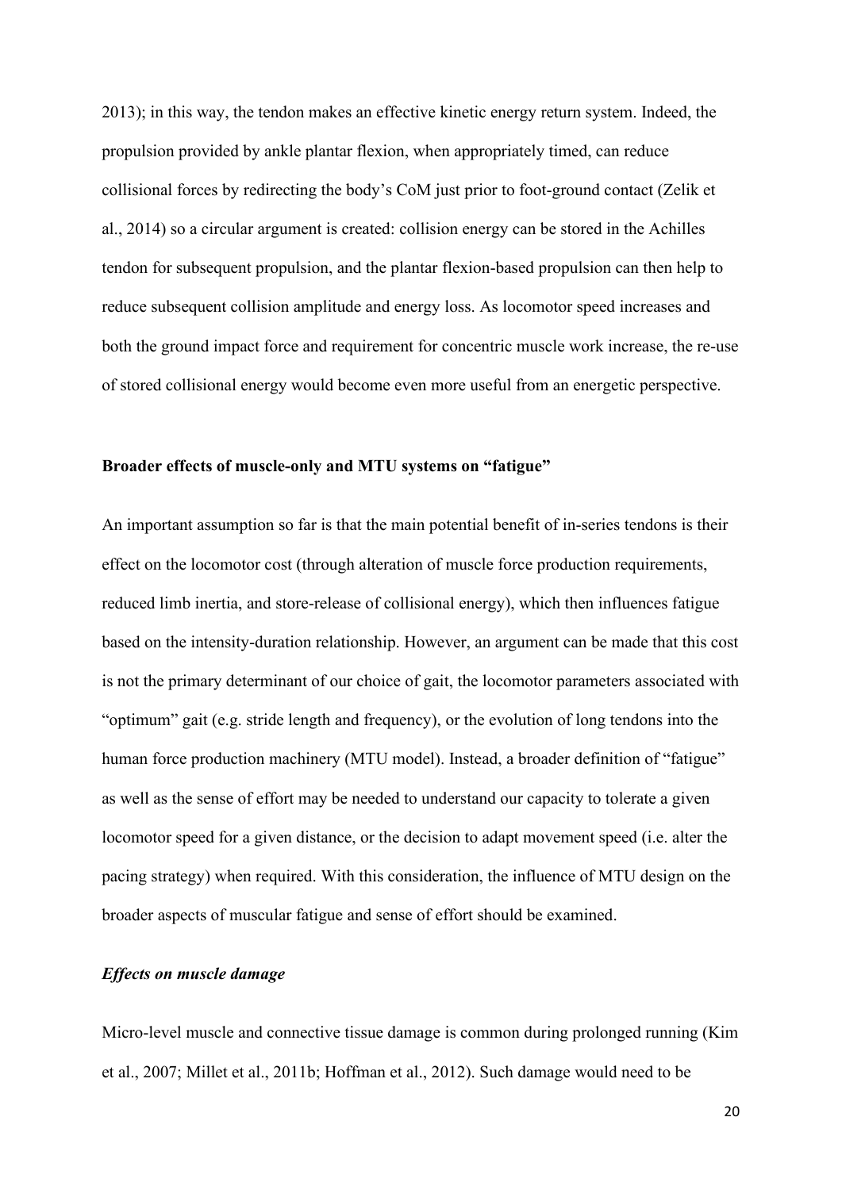2013); in this way, the tendon makes an effective kinetic energy return system. Indeed, the propulsion provided by ankle plantar flexion, when appropriately timed, can reduce collisional forces by redirecting the body's CoM just prior to foot-ground contact (Zelik et al., 2014) so a circular argument is created: collision energy can be stored in the Achilles tendon for subsequent propulsion, and the plantar flexion-based propulsion can then help to reduce subsequent collision amplitude and energy loss. As locomotor speed increases and both the ground impact force and requirement for concentric muscle work increase, the re-use of stored collisional energy would become even more useful from an energetic perspective.

**Broader effects of muscle-only and MTU systems on "fatigue"**

An important assumption so far is that the main potential benefit of in-series tendons is their effect on the locomotor cost (through alteration of muscle force production requirements, reduced limb inertia, and store-release of collisional energy), which then influences fatigue based on the intensity-duration relationship. However, an argument can be made that this cost is not the primary determinant of our choice of gait, the locomotor parameters associated with "optimum" gait (e.g. stride length and frequency), or the evolution of long tendons into the human force production machinery (MTU model). Instead, a broader definition of "fatigue" as well as the sense of effort may be needed to understand our capacity to tolerate a given locomotor speed for a given distance, or the decision to adapt movement speed (i.e. alter the pacing strategy) when required. With this consideration, the influence of MTU design on the broader aspects of muscular fatigue and sense of effort should be examined.

***Effects on muscle damage***

Micro-level muscle and connective tissue damage is common during prolonged running (Kim et al., 2007; Millet et al., 2011b; Hoffman et al., 2012). Such damage would need to be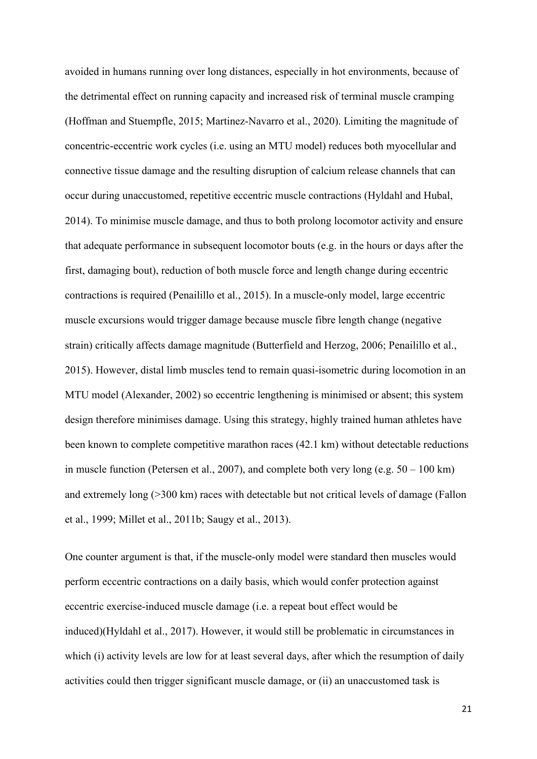avoided in humans running over long distances, especially in hot environments, because of the detrimental effect on running capacity and increased risk of terminal muscle cramping (Hoffman and Stuempfle, 2015; Martinez-Navarro et al., 2020). Limiting the magnitude of concentric-eccentric work cycles (i.e. using an MTU model) reduces both myocellular and connective tissue damage and the resulting disruption of calcium release channels that can occur during unaccustomed, repetitive eccentric muscle contractions (Hyldahl and Hubal, 2014). To minimise muscle damage, and thus to both prolong locomotor activity and ensure that adequate performance in subsequent locomotor bouts (e.g. in the hours or days after the first, damaging bout), reduction of both muscle force and length change during eccentric contractions is required (Penailillo et al., 2015). In a muscle-only model, large eccentric muscle excursions would trigger damage because muscle fibre length change (negative strain) critically affects damage magnitude (Butterfield and Herzog, 2006; Penailillo et al., 2015). However, distal limb muscles tend to remain quasi-isometric during locomotion in an MTU model (Alexander, 2002) so eccentric lengthening is minimised or absent; this system design therefore minimises damage. Using this strategy, highly trained human athletes have been known to complete competitive marathon races (42.1 km) without detectable reductions in muscle function (Petersen et al., 2007), and complete both very long (e.g. 50 – 100 km) and extremely long (>300 km) races with detectable but not critical levels of damage (Fallon et al., 1999; Millet et al., 2011b; Saugy et al., 2013).

One counter argument is that, if the muscle-only model were standard then muscles would perform eccentric contractions on a daily basis, which would confer protection against eccentric exercise-induced muscle damage (i.e. a repeat bout effect would be induced)(Hyldahl et al., 2017). However, it would still be problematic in circumstances in which (i) activity levels are low for at least several days, after which the resumption of daily activities could then trigger significant muscle damage, or (ii) an unaccustomed task is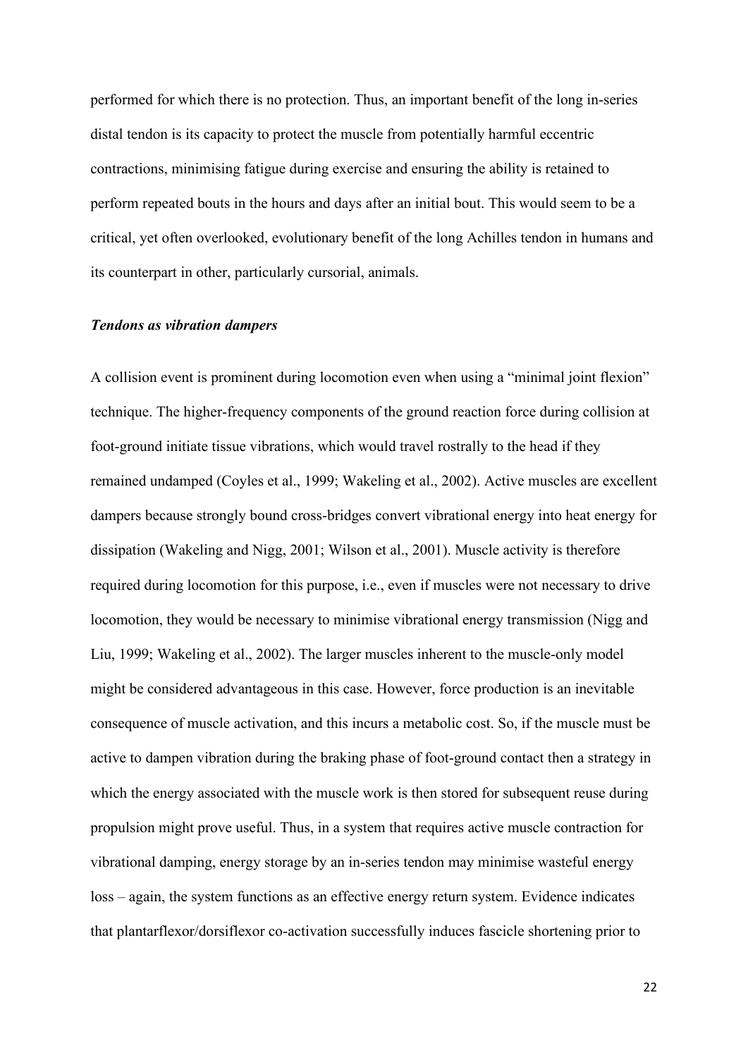performed for which there is no protection. Thus, an important benefit of the long in-series distal tendon is its capacity to protect the muscle from potentially harmful eccentric contractions, minimising fatigue during exercise and ensuring the ability is retained to perform repeated bouts in the hours and days after an initial bout. This would seem to be a critical, yet often overlooked, evolutionary benefit of the long Achilles tendon in humans and its counterpart in other, particularly cursorial, animals.

### *Tendons as vibration dampers*

A collision event is prominent during locomotion even when using a "minimal joint flexion" technique. The higher-frequency components of the ground reaction force during collision at foot-ground initiate tissue vibrations, which would travel rostrally to the head if they remained undamped (Coyles et al., 1999; Wakeling et al., 2002). Active muscles are excellent dampers because strongly bound cross-bridges convert vibrational energy into heat energy for dissipation (Wakeling and Nigg, 2001; Wilson et al., 2001). Muscle activity is therefore required during locomotion for this purpose, i.e., even if muscles were not necessary to drive locomotion, they would be necessary to minimise vibrational energy transmission (Nigg and Liu, 1999; Wakeling et al., 2002). The larger muscles inherent to the muscle-only model might be considered advantageous in this case. However, force production is an inevitable consequence of muscle activation, and this incurs a metabolic cost. So, if the muscle must be active to dampen vibration during the braking phase of foot-ground contact then a strategy in which the energy associated with the muscle work is then stored for subsequent reuse during propulsion might prove useful. Thus, in a system that requires active muscle contraction for vibrational damping, energy storage by an in-series tendon may minimise wasteful energy loss – again, the system functions as an effective energy return system. Evidence indicates that plantarflexor/dorsiflexor co-activation successfully induces fascicle shortening prior to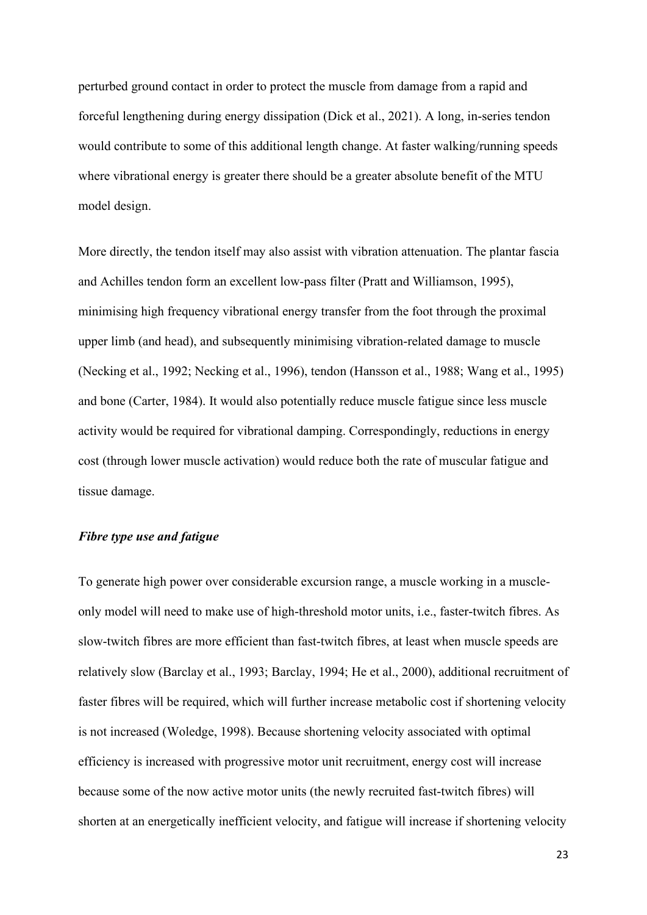perturbed ground contact in order to protect the muscle from damage from a rapid and forceful lengthening during energy dissipation (Dick et al., 2021). A long, in-series tendon would contribute to some of this additional length change. At faster walking/running speeds where vibrational energy is greater there should be a greater absolute benefit of the MTU model design.

More directly, the tendon itself may also assist with vibration attenuation. The plantar fascia and Achilles tendon form an excellent low-pass filter (Pratt and Williamson, 1995), minimising high frequency vibrational energy transfer from the foot through the proximal upper limb (and head), and subsequently minimising vibration-related damage to muscle (Necking et al., 1992; Necking et al., 1996), tendon (Hansson et al., 1988; Wang et al., 1995) and bone (Carter, 1984). It would also potentially reduce muscle fatigue since less muscle activity would be required for vibrational damping. Correspondingly, reductions in energy cost (through lower muscle activation) would reduce both the rate of muscular fatigue and tissue damage.

### *Fibre type use and fatigue*

To generate high power over considerable excursion range, a muscle working in a muscle-only model will need to make use of high-threshold motor units, i.e., faster-twitch fibres. As slow-twitch fibres are more efficient than fast-twitch fibres, at least when muscle speeds are relatively slow (Barclay et al., 1993; Barclay, 1994; He et al., 2000), additional recruitment of faster fibres will be required, which will further increase metabolic cost if shortening velocity is not increased (Woledge, 1998). Because shortening velocity associated with optimal efficiency is increased with progressive motor unit recruitment, energy cost will increase because some of the now active motor units (the newly recruited fast-twitch fibres) will shorten at an energetically inefficient velocity, and fatigue will increase if shortening velocity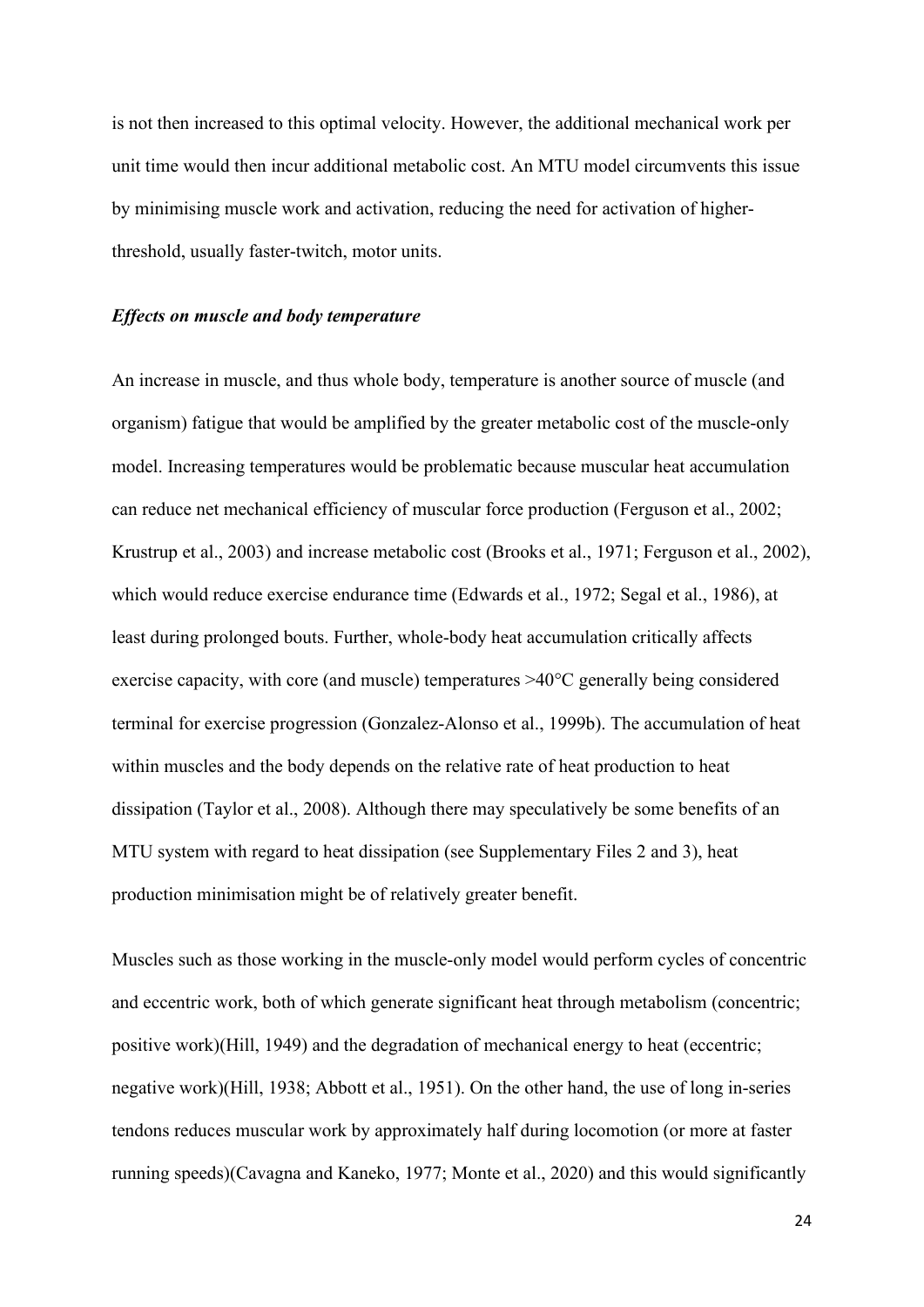is not then increased to this optimal velocity. However, the additional mechanical work per unit time would then incur additional metabolic cost. An MTU model circumvents this issue by minimising muscle work and activation, reducing the need for activation of higher-threshold, usually faster-twitch, motor units.

### *Effects on muscle and body temperature*

An increase in muscle, and thus whole body, temperature is another source of muscle (and organism) fatigue that would be amplified by the greater metabolic cost of the muscle-only model. Increasing temperatures would be problematic because muscular heat accumulation can reduce net mechanical efficiency of muscular force production (Ferguson et al., 2002; Krustrup et al., 2003) and increase metabolic cost (Brooks et al., 1971; Ferguson et al., 2002), which would reduce exercise endurance time (Edwards et al., 1972; Segal et al., 1986), at least during prolonged bouts. Further, whole-body heat accumulation critically affects exercise capacity, with core (and muscle) temperatures >40°C generally being considered terminal for exercise progression (Gonzalez-Alonso et al., 1999b). The accumulation of heat within muscles and the body depends on the relative rate of heat production to heat dissipation (Taylor et al., 2008). Although there may speculatively be some benefits of an MTU system with regard to heat dissipation (see Supplementary Files 2 and 3), heat production minimisation might be of relatively greater benefit.

Muscles such as those working in the muscle-only model would perform cycles of concentric and eccentric work, both of which generate significant heat through metabolism (concentric; positive work)(Hill, 1949) and the degradation of mechanical energy to heat (eccentric; negative work)(Hill, 1938; Abbott et al., 1951). On the other hand, the use of long in-series tendons reduces muscular work by approximately half during locomotion (or more at faster running speeds)(Cavagna and Kaneko, 1977; Monte et al., 2020) and this would significantly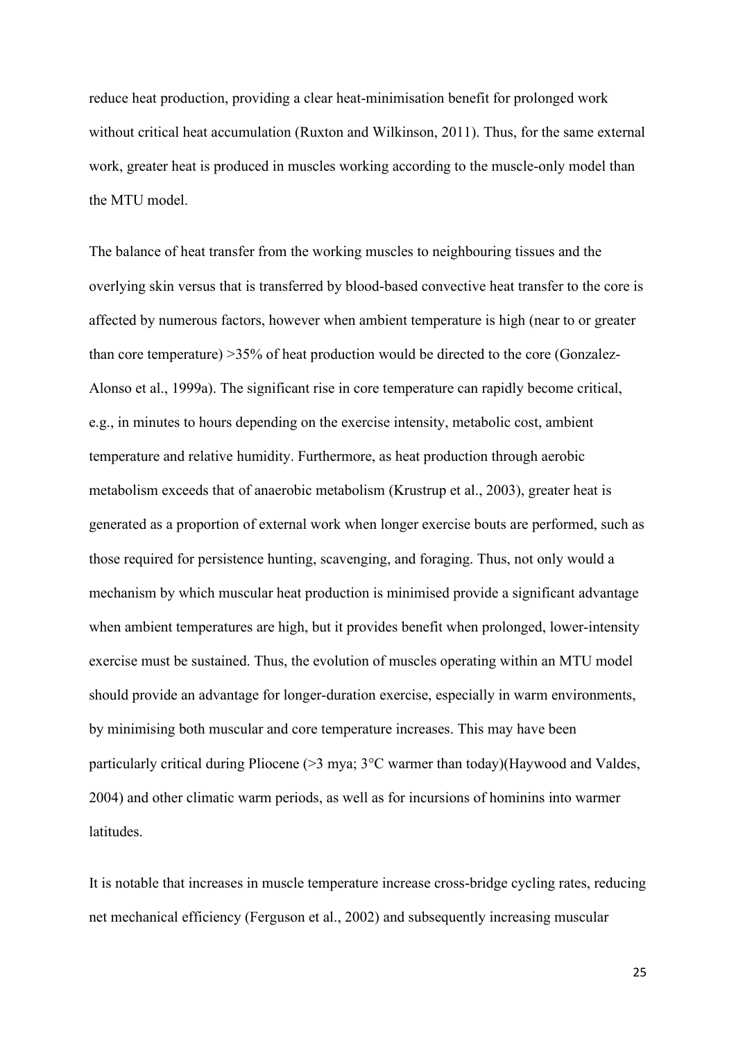reduce heat production, providing a clear heat-minimisation benefit for prolonged work without critical heat accumulation (Ruxton and Wilkinson, 2011). Thus, for the same external work, greater heat is produced in muscles working according to the muscle-only model than the MTU model.

The balance of heat transfer from the working muscles to neighbouring tissues and the overlying skin versus that is transferred by blood-based convective heat transfer to the core is affected by numerous factors, however when ambient temperature is high (near to or greater than core temperature) >35% of heat production would be directed to the core (Gonzalez-Alonso et al., 1999a). The significant rise in core temperature can rapidly become critical, e.g., in minutes to hours depending on the exercise intensity, metabolic cost, ambient temperature and relative humidity. Furthermore, as heat production through aerobic metabolism exceeds that of anaerobic metabolism (Krustrup et al., 2003), greater heat is generated as a proportion of external work when longer exercise bouts are performed, such as those required for persistence hunting, scavenging, and foraging. Thus, not only would a mechanism by which muscular heat production is minimised provide a significant advantage when ambient temperatures are high, but it provides benefit when prolonged, lower-intensity exercise must be sustained. Thus, the evolution of muscles operating within an MTU model should provide an advantage for longer-duration exercise, especially in warm environments, by minimising both muscular and core temperature increases. This may have been particularly critical during Pliocene (>3 mya; 3°C warmer than today)(Haywood and Valdes, 2004) and other climatic warm periods, as well as for incursions of hominins into warmer latitudes.

It is notable that increases in muscle temperature increase cross-bridge cycling rates, reducing net mechanical efficiency (Ferguson et al., 2002) and subsequently increasing muscular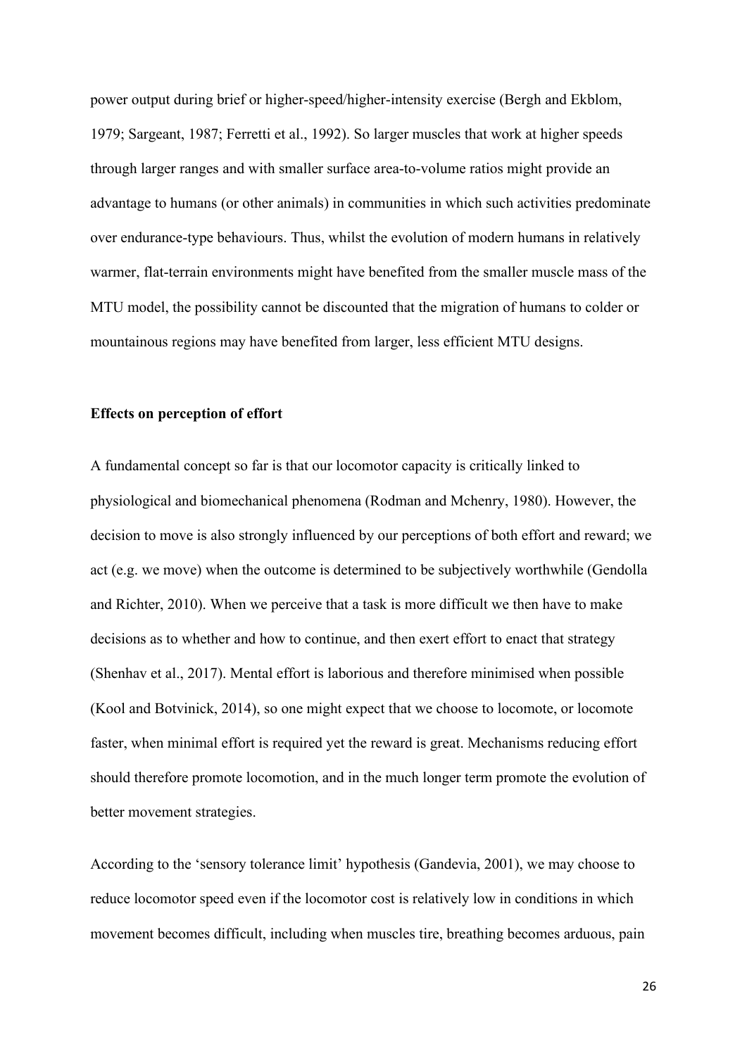power output during brief or higher-speed/higher-intensity exercise (Bergh and Ekblom, 1979; Sargeant, 1987; Ferretti et al., 1992). So larger muscles that work at higher speeds through larger ranges and with smaller surface area-to-volume ratios might provide an advantage to humans (or other animals) in communities in which such activities predominate over endurance-type behaviours. Thus, whilst the evolution of modern humans in relatively warmer, flat-terrain environments might have benefited from the smaller muscle mass of the MTU model, the possibility cannot be discounted that the migration of humans to colder or mountainous regions may have benefited from larger, less efficient MTU designs.

**Effects on perception of effort**

A fundamental concept so far is that our locomotor capacity is critically linked to physiological and biomechanical phenomena (Rodman and Mchenry, 1980). However, the decision to move is also strongly influenced by our perceptions of both effort and reward; we act (e.g. we move) when the outcome is determined to be subjectively worthwhile (Gendolla and Richter, 2010). When we perceive that a task is more difficult we then have to make decisions as to whether and how to continue, and then exert effort to enact that strategy (Shenhav et al., 2017). Mental effort is laborious and therefore minimised when possible (Kool and Botvinick, 2014), so one might expect that we choose to locomote, or locomote faster, when minimal effort is required yet the reward is great. Mechanisms reducing effort should therefore promote locomotion, and in the much longer term promote the evolution of better movement strategies.

According to the 'sensory tolerance limit' hypothesis (Gandevia, 2001), we may choose to reduce locomotor speed even if the locomotor cost is relatively low in conditions in which movement becomes difficult, including when muscles tire, breathing becomes arduous, pain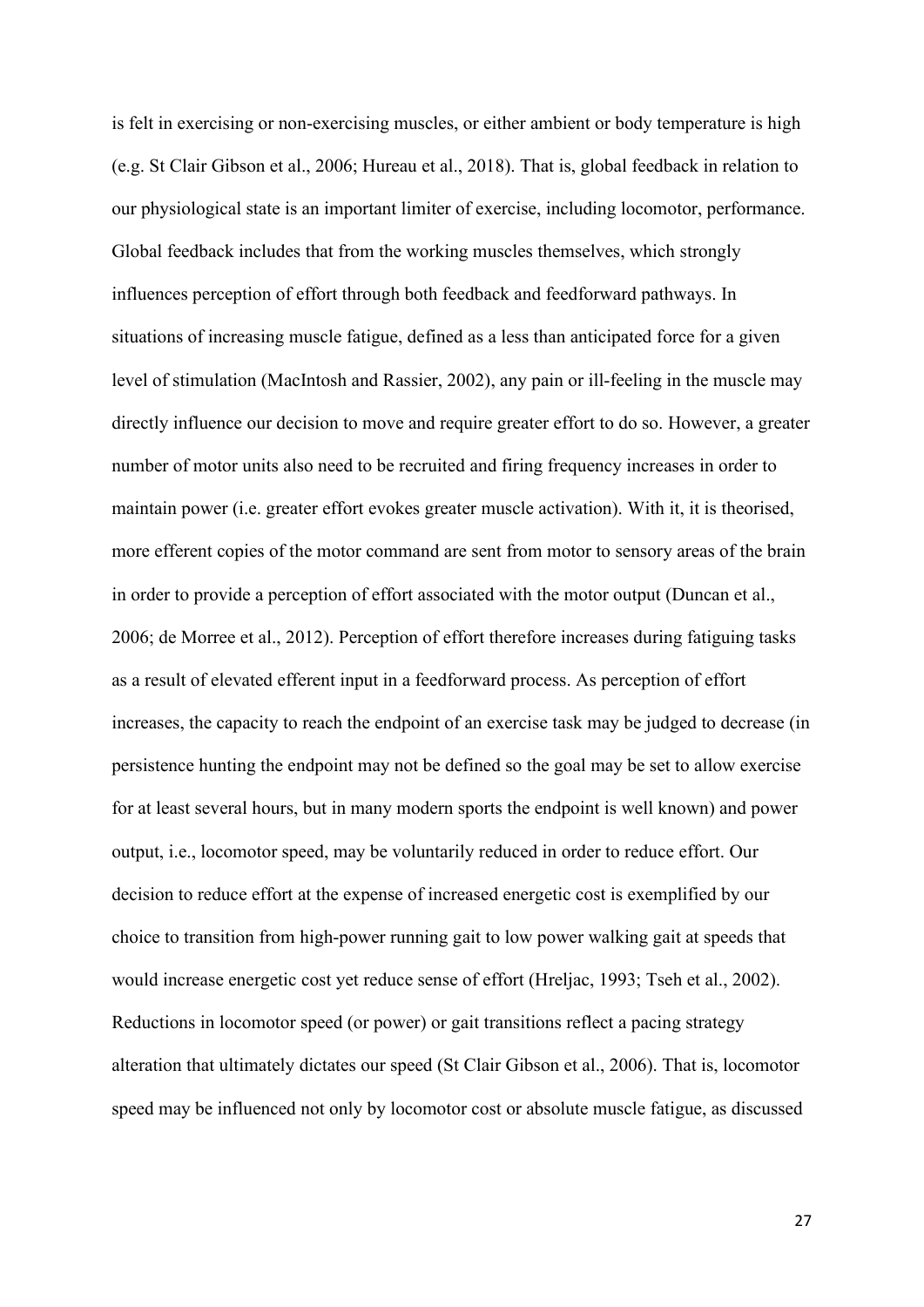is felt in exercising or non-exercising muscles, or either ambient or body temperature is high (e.g. St Clair Gibson et al., 2006; Hureau et al., 2018). That is, global feedback in relation to our physiological state is an important limiter of exercise, including locomotor, performance. Global feedback includes that from the working muscles themselves, which strongly influences perception of effort through both feedback and feedforward pathways. In situations of increasing muscle fatigue, defined as a less than anticipated force for a given level of stimulation (MacIntosh and Rassier, 2002), any pain or ill-feeling in the muscle may directly influence our decision to move and require greater effort to do so. However, a greater number of motor units also need to be recruited and firing frequency increases in order to maintain power (i.e. greater effort evokes greater muscle activation). With it, it is theorised, more efferent copies of the motor command are sent from motor to sensory areas of the brain in order to provide a perception of effort associated with the motor output (Duncan et al., 2006; de Morree et al., 2012). Perception of effort therefore increases during fatiguing tasks as a result of elevated efferent input in a feedforward process. As perception of effort increases, the capacity to reach the endpoint of an exercise task may be judged to decrease (in persistence hunting the endpoint may not be defined so the goal may be set to allow exercise for at least several hours, but in many modern sports the endpoint is well known) and power output, i.e., locomotor speed, may be voluntarily reduced in order to reduce effort. Our decision to reduce effort at the expense of increased energetic cost is exemplified by our choice to transition from high-power running gait to low power walking gait at speeds that would increase energetic cost yet reduce sense of effort (Hreljac, 1993; Tseh et al., 2002). Reductions in locomotor speed (or power) or gait transitions reflect a pacing strategy alteration that ultimately dictates our speed (St Clair Gibson et al., 2006). That is, locomotor speed may be influenced not only by locomotor cost or absolute muscle fatigue, as discussed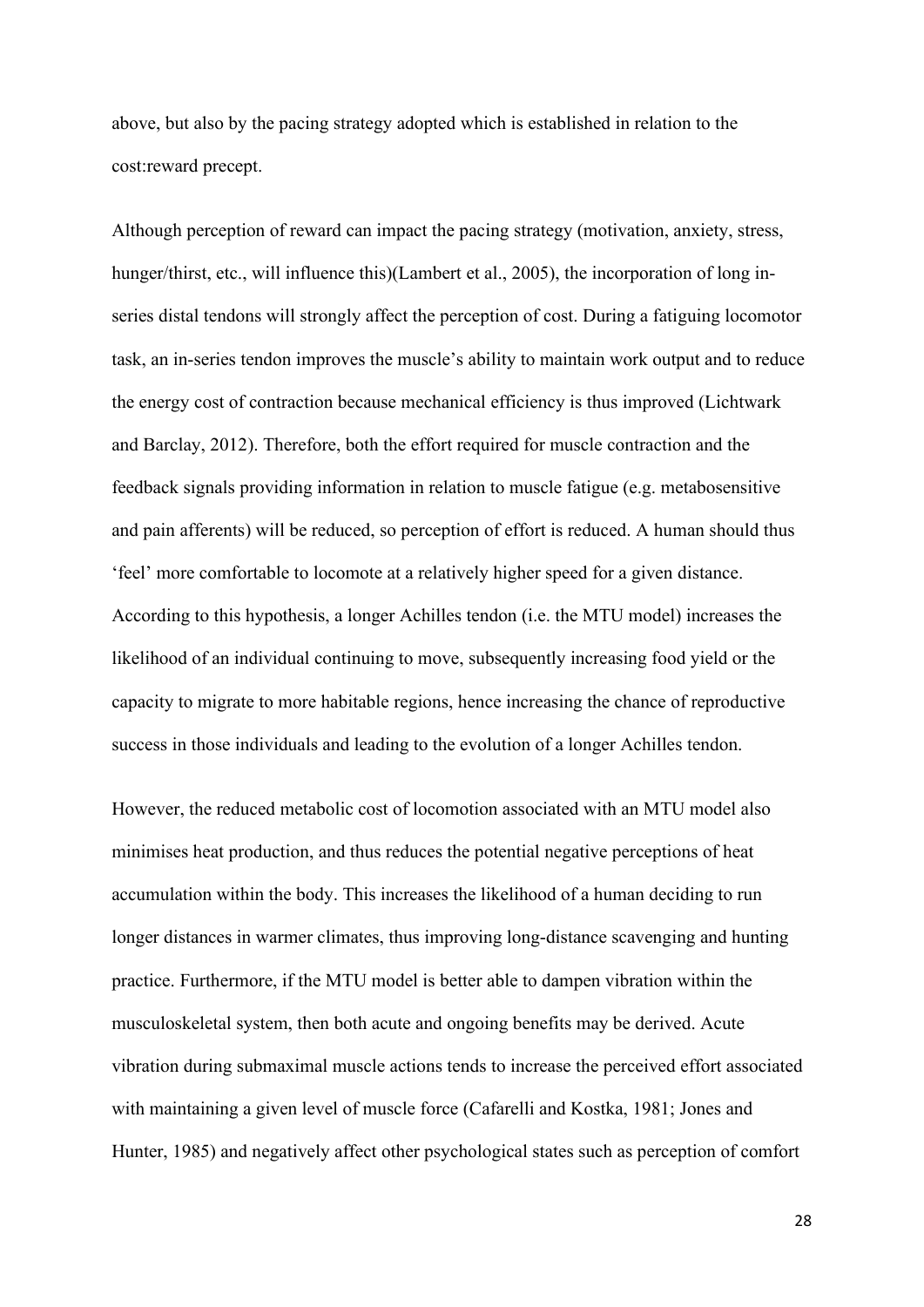above, but also by the pacing strategy adopted which is established in relation to the cost:reward precept.

Although perception of reward can impact the pacing strategy (motivation, anxiety, stress, hunger/thirst, etc., will influence this)(Lambert et al., 2005), the incorporation of long in-series distal tendons will strongly affect the perception of cost. During a fatiguing locomotor task, an in-series tendon improves the muscle's ability to maintain work output and to reduce the energy cost of contraction because mechanical efficiency is thus improved (Lichtwark and Barclay, 2012). Therefore, both the effort required for muscle contraction and the feedback signals providing information in relation to muscle fatigue (e.g. metabosensitive and pain afferents) will be reduced, so perception of effort is reduced. A human should thus 'feel' more comfortable to locomote at a relatively higher speed for a given distance. According to this hypothesis, a longer Achilles tendon (i.e. the MTU model) increases the likelihood of an individual continuing to move, subsequently increasing food yield or the capacity to migrate to more habitable regions, hence increasing the chance of reproductive success in those individuals and leading to the evolution of a longer Achilles tendon.

However, the reduced metabolic cost of locomotion associated with an MTU model also minimises heat production, and thus reduces the potential negative perceptions of heat accumulation within the body. This increases the likelihood of a human deciding to run longer distances in warmer climates, thus improving long-distance scavenging and hunting practice. Furthermore, if the MTU model is better able to dampen vibration within the musculoskeletal system, then both acute and ongoing benefits may be derived. Acute vibration during submaximal muscle actions tends to increase the perceived effort associated with maintaining a given level of muscle force (Cafarelli and Kostka, 1981; Jones and Hunter, 1985) and negatively affect other psychological states such as perception of comfort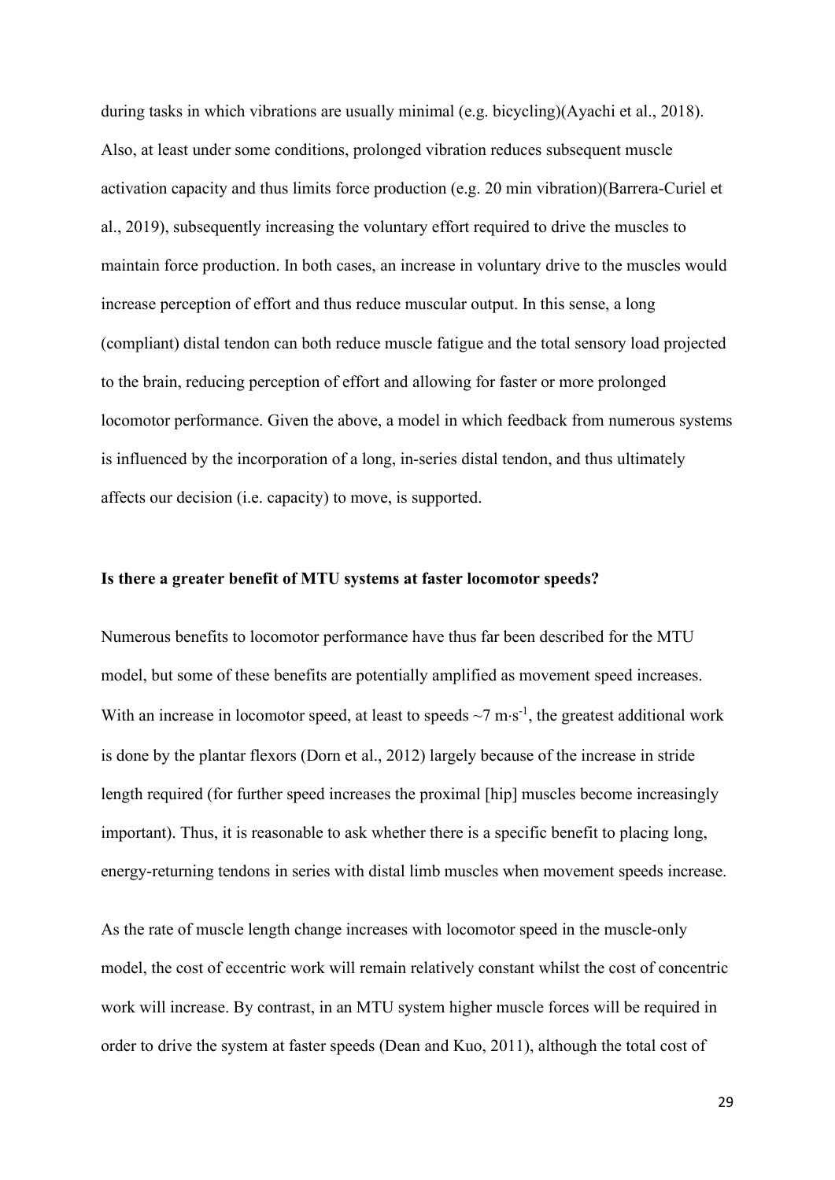during tasks in which vibrations are usually minimal (e.g. bicycling)(Ayachi et al., 2018). Also, at least under some conditions, prolonged vibration reduces subsequent muscle activation capacity and thus limits force production (e.g. 20 min vibration)(Barrera-Curiel et al., 2019), subsequently increasing the voluntary effort required to drive the muscles to maintain force production. In both cases, an increase in voluntary drive to the muscles would increase perception of effort and thus reduce muscular output. In this sense, a long (compliant) distal tendon can both reduce muscle fatigue and the total sensory load projected to the brain, reducing perception of effort and allowing for faster or more prolonged locomotor performance. Given the above, a model in which feedback from numerous systems is influenced by the incorporation of a long, in-series distal tendon, and thus ultimately affects our decision (i.e. capacity) to move, is supported.

**Is there a greater benefit of MTU systems at faster locomotor speeds?**

Numerous benefits to locomotor performance have thus far been described for the MTU model, but some of these benefits are potentially amplified as movement speed increases. With an increase in locomotor speed, at least to speeds ~7 m·s$^{-1}$, the greatest additional work is done by the plantar flexors (Dorn et al., 2012) largely because of the increase in stride length required (for further speed increases the proximal [hip] muscles become increasingly important). Thus, it is reasonable to ask whether there is a specific benefit to placing long, energy-returning tendons in series with distal limb muscles when movement speeds increase.

As the rate of muscle length change increases with locomotor speed in the muscle-only model, the cost of eccentric work will remain relatively constant whilst the cost of concentric work will increase. By contrast, in an MTU system higher muscle forces will be required in order to drive the system at faster speeds (Dean and Kuo, 2011), although the total cost of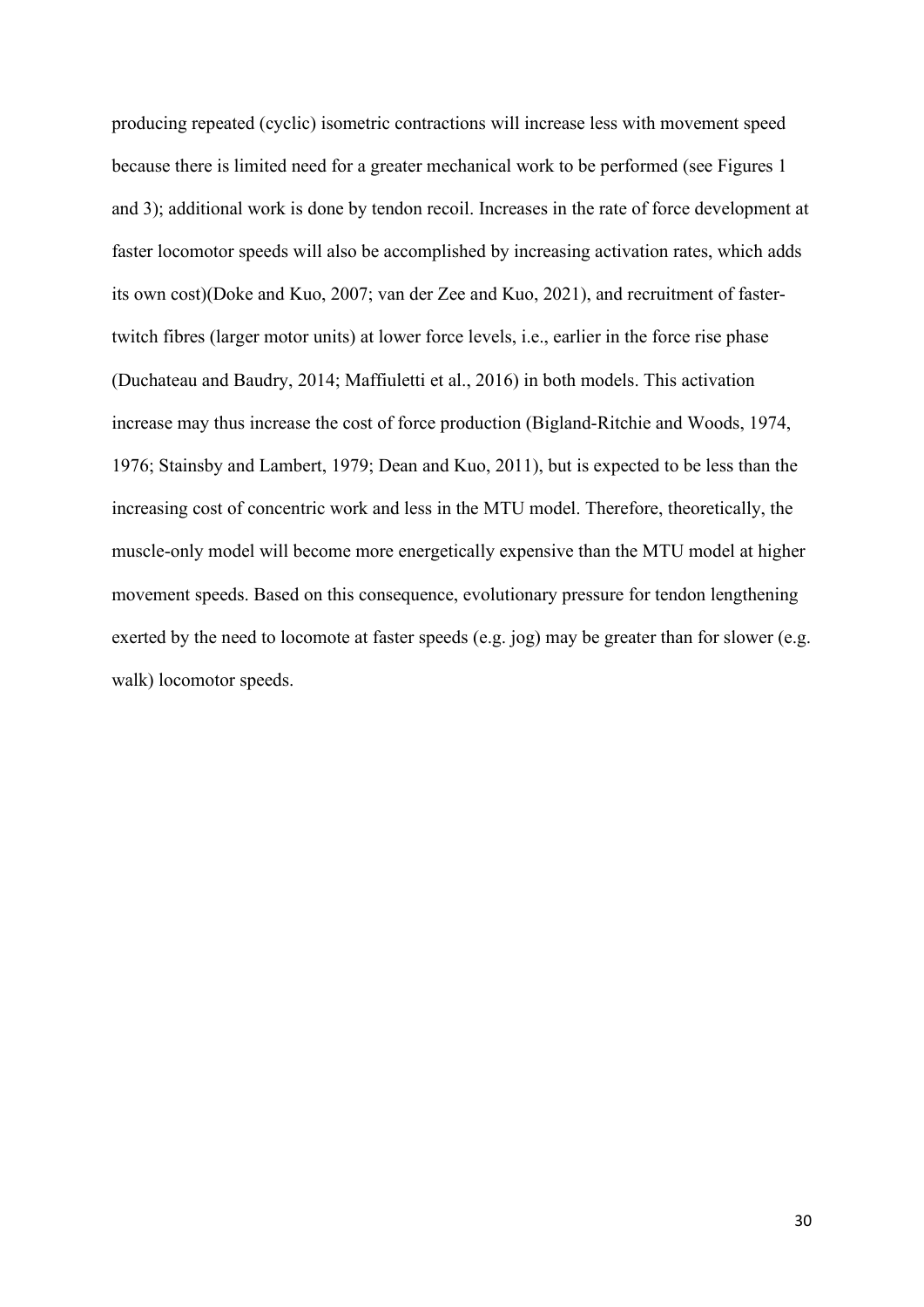producing repeated (cyclic) isometric contractions will increase less with movement speed because there is limited need for a greater mechanical work to be performed (see Figures 1 and 3); additional work is done by tendon recoil. Increases in the rate of force development at faster locomotor speeds will also be accomplished by increasing activation rates, which adds its own cost)(Doke and Kuo, 2007; van der Zee and Kuo, 2021), and recruitment of faster-twitch fibres (larger motor units) at lower force levels, i.e., earlier in the force rise phase (Duchateau and Baudry, 2014; Maffiuletti et al., 2016) in both models. This activation increase may thus increase the cost of force production (Bigland-Ritchie and Woods, 1974, 1976; Stainsby and Lambert, 1979; Dean and Kuo, 2011), but is expected to be less than the increasing cost of concentric work and less in the MTU model. Therefore, theoretically, the muscle-only model will become more energetically expensive than the MTU model at higher movement speeds. Based on this consequence, evolutionary pressure for tendon lengthening exerted by the need to locomote at faster speeds (e.g. jog) may be greater than for slower (e.g. walk) locomotor speeds.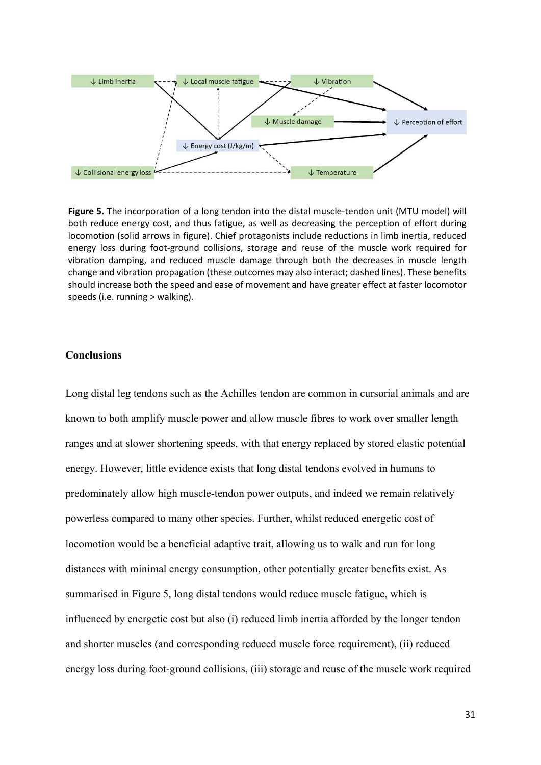↓ Limb inertia

↓ Local muscle fatigue

↓ Vibration

↓ Muscle damage

↓ Perception of effort

↓ Energy cost (J/kg/m)

↓ Collisional energy loss

↓ Temperature

**Figure 5.** The incorporation of a long tendon into the distal muscle-tendon unit (MTU model) will both reduce energy cost, and thus fatigue, as well as decreasing the perception of effort during locomotion (solid arrows in figure). Chief protagonists include reductions in limb inertia, reduced energy loss during foot-ground collisions, storage and reuse of the muscle work required for vibration damping, and reduced muscle damage through both the decreases in muscle length change and vibration propagation (these outcomes may also interact; dashed lines). These benefits should increase both the speed and ease of movement and have greater effect at faster locomotor speeds (i.e. running > walking).

## Conclusions

Long distal leg tendons such as the Achilles tendon are common in cursorial animals and are known to both amplify muscle power and allow muscle fibres to work over smaller length ranges and at slower shortening speeds, with that energy replaced by stored elastic potential energy. However, little evidence exists that long distal tendons evolved in humans to predominately allow high muscle-tendon power outputs, and indeed we remain relatively powerless compared to many other species. Further, whilst reduced energetic cost of locomotion would be a beneficial adaptive trait, allowing us to walk and run for long distances with minimal energy consumption, other potentially greater benefits exist. As summarised in Figure 5, long distal tendons would reduce muscle fatigue, which is influenced by energetic cost but also (i) reduced limb inertia afforded by the longer tendon and shorter muscles (and corresponding reduced muscle force requirement), (ii) reduced energy loss during foot-ground collisions, (iii) storage and reuse of the muscle work required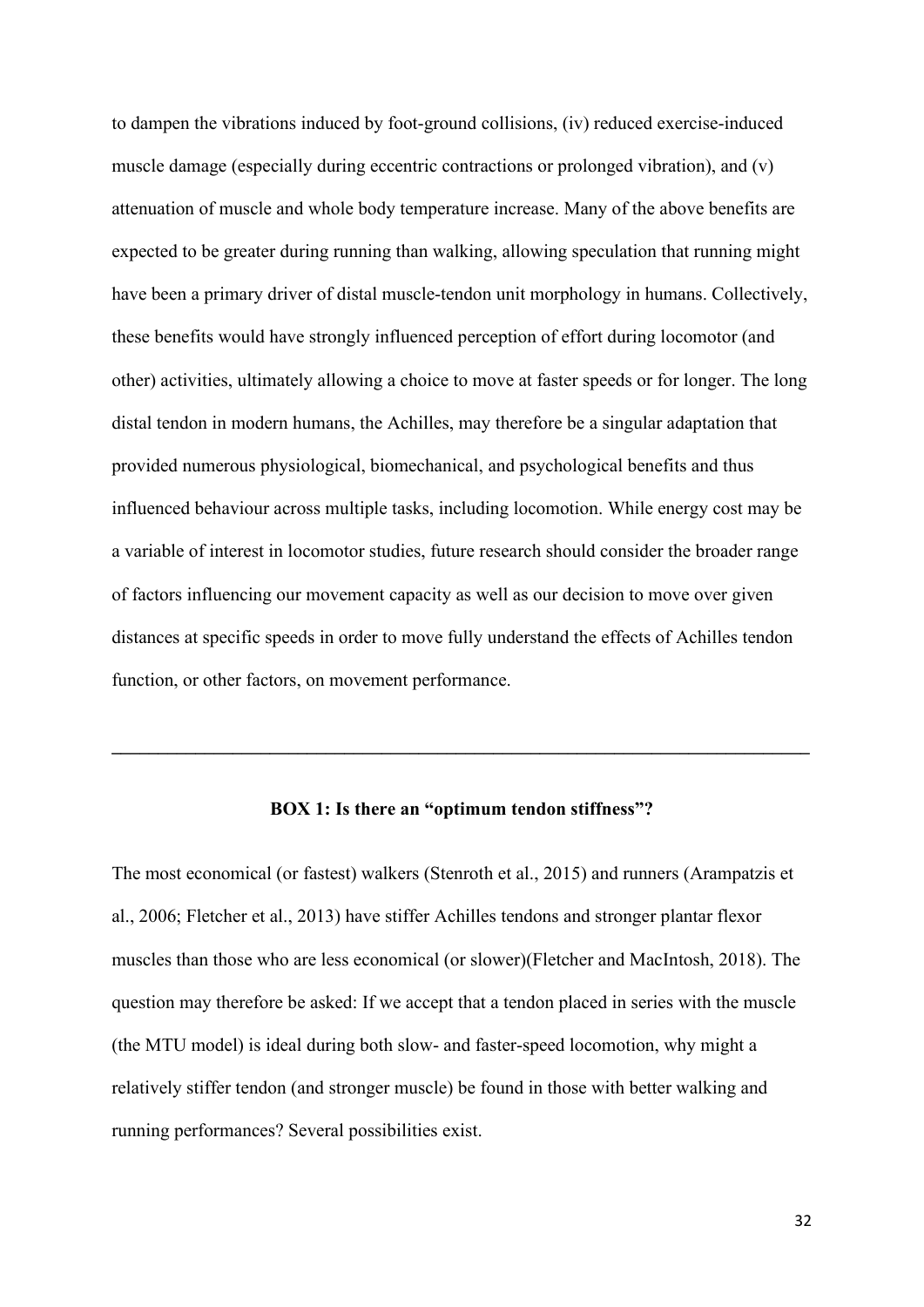to dampen the vibrations induced by foot-ground collisions, (iv) reduced exercise-induced muscle damage (especially during eccentric contractions or prolonged vibration), and (v) attenuation of muscle and whole body temperature increase. Many of the above benefits are expected to be greater during running than walking, allowing speculation that running might have been a primary driver of distal muscle-tendon unit morphology in humans. Collectively, these benefits would have strongly influenced perception of effort during locomotor (and other) activities, ultimately allowing a choice to move at faster speeds or for longer. The long distal tendon in modern humans, the Achilles, may therefore be a singular adaptation that provided numerous physiological, biomechanical, and psychological benefits and thus influenced behaviour across multiple tasks, including locomotion. While energy cost may be a variable of interest in locomotor studies, future research should consider the broader range of factors influencing our movement capacity as well as our decision to move over given distances at specific speeds in order to move fully understand the effects of Achilles tendon function, or other factors, on movement performance.

---

**BOX 1: Is there an "optimum tendon stiffness"?**

The most economical (or fastest) walkers (Stenroth et al., 2015) and runners (Arampatzis et al., 2006; Fletcher et al., 2013) have stiffer Achilles tendons and stronger plantar flexor muscles than those who are less economical (or slower)(Fletcher and MacIntosh, 2018). The question may therefore be asked: If we accept that a tendon placed in series with the muscle (the MTU model) is ideal during both slow- and faster-speed locomotion, why might a relatively stiffer tendon (and stronger muscle) be found in those with better walking and running performances? Several possibilities exist.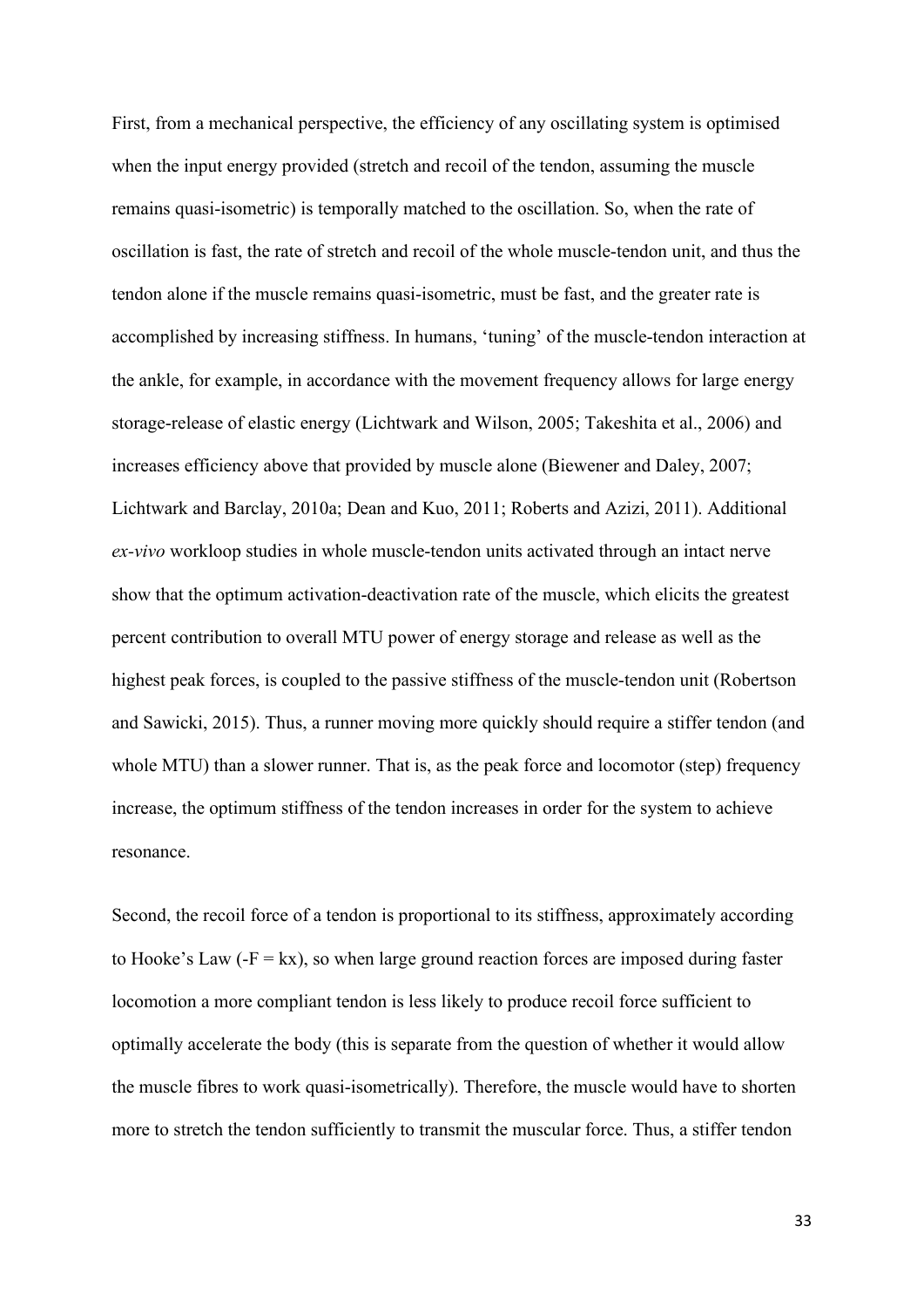First, from a mechanical perspective, the efficiency of any oscillating system is optimised when the input energy provided (stretch and recoil of the tendon, assuming the muscle remains quasi-isometric) is temporally matched to the oscillation. So, when the rate of oscillation is fast, the rate of stretch and recoil of the whole muscle-tendon unit, and thus the tendon alone if the muscle remains quasi-isometric, must be fast, and the greater rate is accomplished by increasing stiffness. In humans, 'tuning' of the muscle-tendon interaction at the ankle, for example, in accordance with the movement frequency allows for large energy storage-release of elastic energy (Lichtwark and Wilson, 2005; Takeshita et al., 2006) and increases efficiency above that provided by muscle alone (Biewener and Daley, 2007; Lichtwark and Barclay, 2010a; Dean and Kuo, 2011; Roberts and Azizi, 2011). Additional *ex-vivo* workloop studies in whole muscle-tendon units activated through an intact nerve show that the optimum activation-deactivation rate of the muscle, which elicits the greatest percent contribution to overall MTU power of energy storage and release as well as the highest peak forces, is coupled to the passive stiffness of the muscle-tendon unit (Robertson and Sawicki, 2015). Thus, a runner moving more quickly should require a stiffer tendon (and whole MTU) than a slower runner. That is, as the peak force and locomotor (step) frequency increase, the optimum stiffness of the tendon increases in order for the system to achieve resonance.

Second, the recoil force of a tendon is proportional to its stiffness, approximately according to Hooke's Law ($-F = kx$), so when large ground reaction forces are imposed during faster locomotion a more compliant tendon is less likely to produce recoil force sufficient to optimally accelerate the body (this is separate from the question of whether it would allow the muscle fibres to work quasi-isometrically). Therefore, the muscle would have to shorten more to stretch the tendon sufficiently to transmit the muscular force. Thus, a stiffer tendon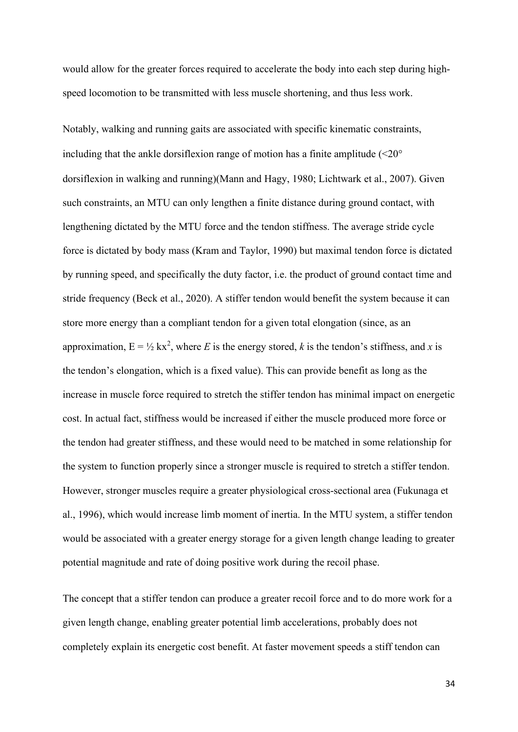would allow for the greater forces required to accelerate the body into each step during high-speed locomotion to be transmitted with less muscle shortening, and thus less work.

Notably, walking and running gaits are associated with specific kinematic constraints, including that the ankle dorsiflexion range of motion has a finite amplitude (<20° dorsiflexion in walking and running)(Mann and Hagy, 1980; Lichtwark et al., 2007). Given such constraints, an MTU can only lengthen a finite distance during ground contact, with lengthening dictated by the MTU force and the tendon stiffness. The average stride cycle force is dictated by body mass (Kram and Taylor, 1990) but maximal tendon force is dictated by running speed, and specifically the duty factor, i.e. the product of ground contact time and stride frequency (Beck et al., 2020). A stiffer tendon would benefit the system because it can store more energy than a compliant tendon for a given total elongation (since, as an approximation, $E = \frac{1}{2} kx^2$, where $E$ is the energy stored, $k$ is the tendon's stiffness, and $x$ is the tendon's elongation, which is a fixed value). This can provide benefit as long as the increase in muscle force required to stretch the stiffer tendon has minimal impact on energetic cost. In actual fact, stiffness would be increased if either the muscle produced more force or the tendon had greater stiffness, and these would need to be matched in some relationship for the system to function properly since a stronger muscle is required to stretch a stiffer tendon. However, stronger muscles require a greater physiological cross-sectional area (Fukunaga et al., 1996), which would increase limb moment of inertia. In the MTU system, a stiffer tendon would be associated with a greater energy storage for a given length change leading to greater potential magnitude and rate of doing positive work during the recoil phase.

The concept that a stiffer tendon can produce a greater recoil force and to do more work for a given length change, enabling greater potential limb accelerations, probably does not completely explain its energetic cost benefit. At faster movement speeds a stiff tendon can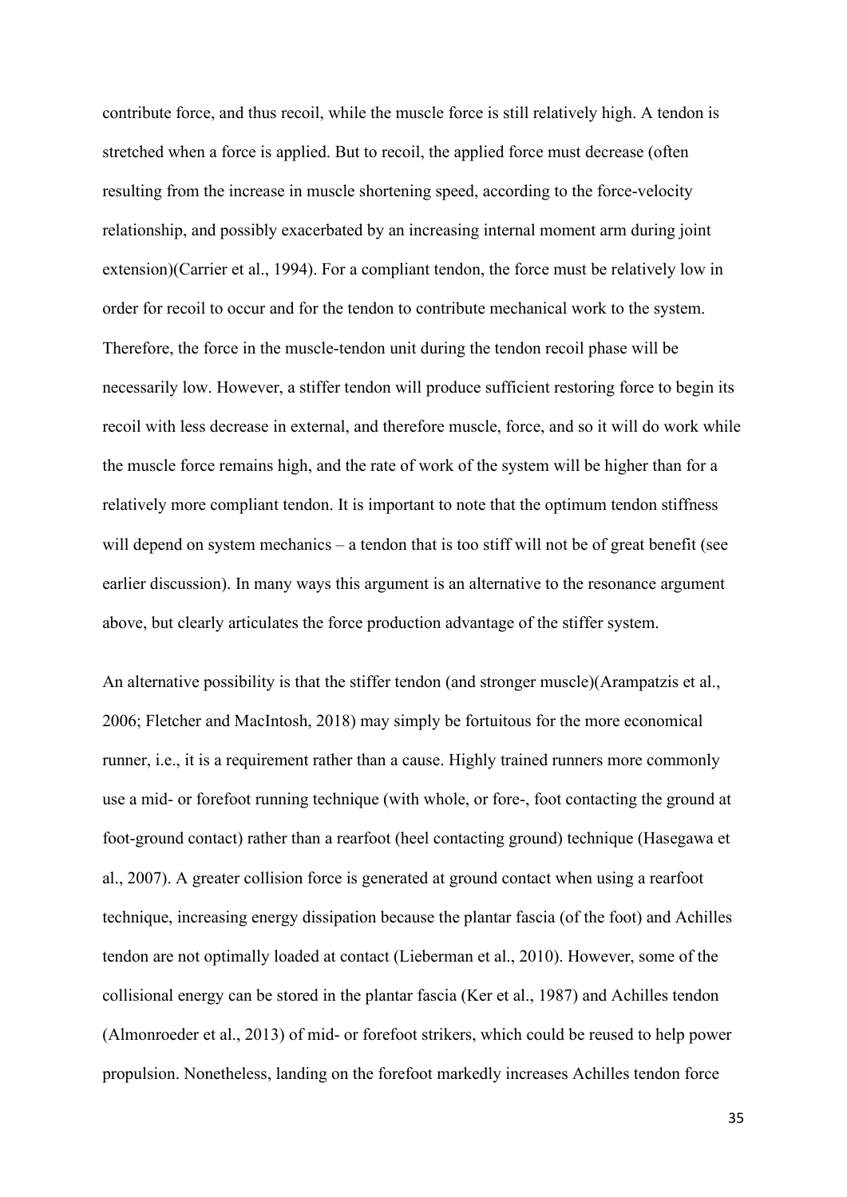contribute force, and thus recoil, while the muscle force is still relatively high. A tendon is stretched when a force is applied. But to recoil, the applied force must decrease (often resulting from the increase in muscle shortening speed, according to the force-velocity relationship, and possibly exacerbated by an increasing internal moment arm during joint extension)(Carrier et al., 1994). For a compliant tendon, the force must be relatively low in order for recoil to occur and for the tendon to contribute mechanical work to the system. Therefore, the force in the muscle-tendon unit during the tendon recoil phase will be necessarily low. However, a stiffer tendon will produce sufficient restoring force to begin its recoil with less decrease in external, and therefore muscle, force, and so it will do work while the muscle force remains high, and the rate of work of the system will be higher than for a relatively more compliant tendon. It is important to note that the optimum tendon stiffness will depend on system mechanics – a tendon that is too stiff will not be of great benefit (see earlier discussion). In many ways this argument is an alternative to the resonance argument above, but clearly articulates the force production advantage of the stiffer system.

An alternative possibility is that the stiffer tendon (and stronger muscle)(Arampatzis et al., 2006; Fletcher and MacIntosh, 2018) may simply be fortuitous for the more economical runner, i.e., it is a requirement rather than a cause. Highly trained runners more commonly use a mid- or forefoot running technique (with whole, or fore-, foot contacting the ground at foot-ground contact) rather than a rearfoot (heel contacting ground) technique (Hasegawa et al., 2007). A greater collision force is generated at ground contact when using a rearfoot technique, increasing energy dissipation because the plantar fascia (of the foot) and Achilles tendon are not optimally loaded at contact (Lieberman et al., 2010). However, some of the collisional energy can be stored in the plantar fascia (Ker et al., 1987) and Achilles tendon (Almonroeder et al., 2013) of mid- or forefoot strikers, which could be reused to help power propulsion. Nonetheless, landing on the forefoot markedly increases Achilles tendon force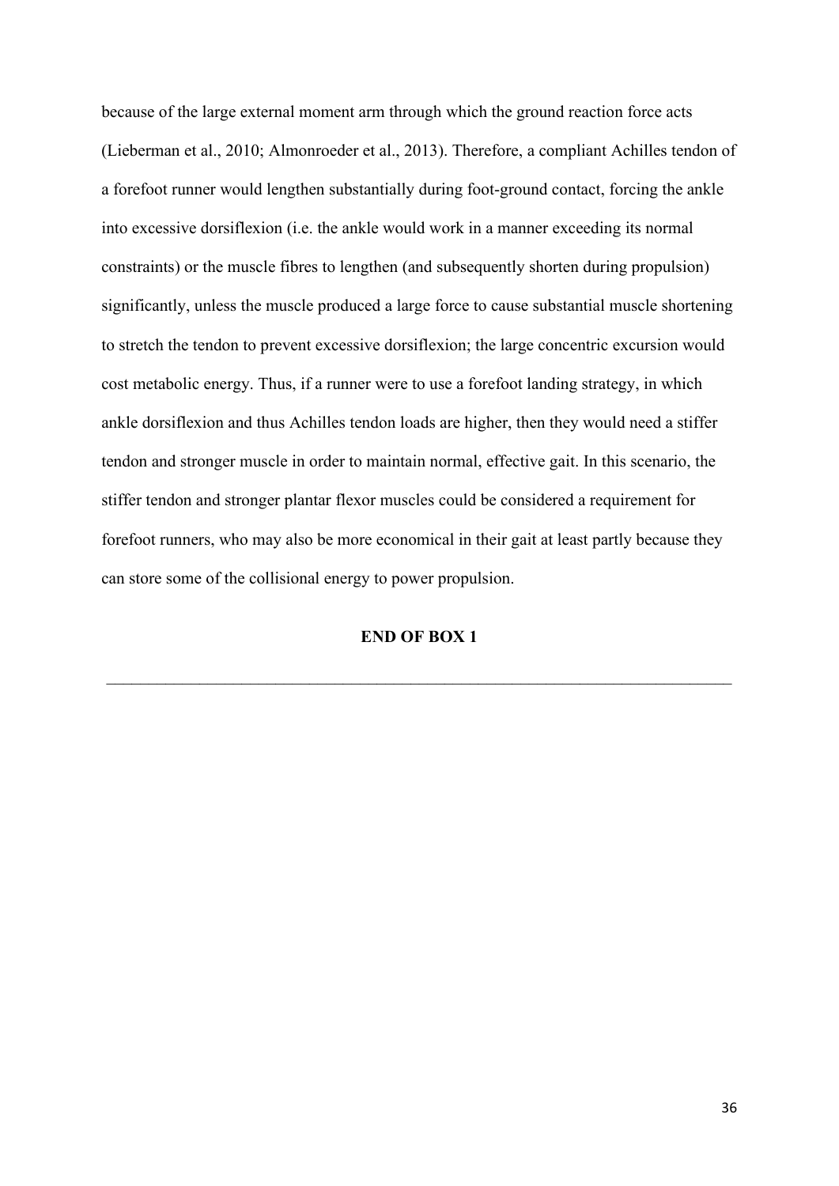because of the large external moment arm through which the ground reaction force acts (Lieberman et al., 2010; Almonroeder et al., 2013). Therefore, a compliant Achilles tendon of a forefoot runner would lengthen substantially during foot-ground contact, forcing the ankle into excessive dorsiflexion (i.e. the ankle would work in a manner exceeding its normal constraints) or the muscle fibres to lengthen (and subsequently shorten during propulsion) significantly, unless the muscle produced a large force to cause substantial muscle shortening to stretch the tendon to prevent excessive dorsiflexion; the large concentric excursion would cost metabolic energy. Thus, if a runner were to use a forefoot landing strategy, in which ankle dorsiflexion and thus Achilles tendon loads are higher, then they would need a stiffer tendon and stronger muscle in order to maintain normal, effective gait. In this scenario, the stiffer tendon and stronger plantar flexor muscles could be considered a requirement for forefoot runners, who may also be more economical in their gait at least partly because they can store some of the collisional energy to power propulsion.

**END OF BOX 1**

---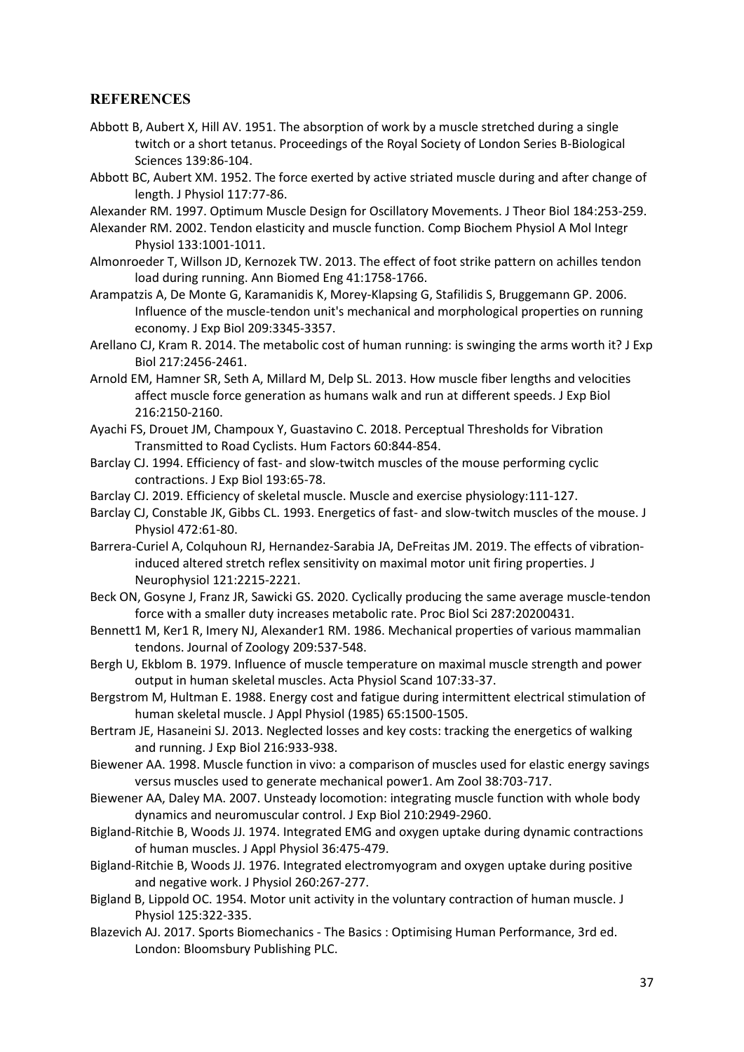## REFERENCES

Abbott B, Aubert X, Hill AV. 1951. The absorption of work by a muscle stretched during a single twitch or a short tetanus. Proceedings of the Royal Society of London Series B-Biological Sciences 139:86-104.

Abbott BC, Aubert XM. 1952. The force exerted by active striated muscle during and after change of length. J Physiol 117:77-86.

Alexander RM. 1997. Optimum Muscle Design for Oscillatory Movements. J Theor Biol 184:253-259.

Alexander RM. 2002. Tendon elasticity and muscle function. Comp Biochem Physiol A Mol Integr Physiol 133:1001-1011.

Almonroeder T, Willson JD, Kernozek TW. 2013. The effect of foot strike pattern on achilles tendon load during running. Ann Biomed Eng 41:1758-1766.

Arampatzis A, De Monte G, Karamanidis K, Morey-Klapsing G, Stafilidis S, Bruggemann GP. 2006. Influence of the muscle-tendon unit's mechanical and morphological properties on running economy. J Exp Biol 209:3345-3357.

Arellano CJ, Kram R. 2014. The metabolic cost of human running: is swinging the arms worth it? J Exp Biol 217:2456-2461.

Arnold EM, Hamner SR, Seth A, Millard M, Delp SL. 2013. How muscle fiber lengths and velocities affect muscle force generation as humans walk and run at different speeds. J Exp Biol 216:2150-2160.

Ayachi FS, Drouet JM, Champoux Y, Guastavino C. 2018. Perceptual Thresholds for Vibration Transmitted to Road Cyclists. Hum Factors 60:844-854.

Barclay CJ. 1994. Efficiency of fast- and slow-twitch muscles of the mouse performing cyclic contractions. J Exp Biol 193:65-78.

Barclay CJ. 2019. Efficiency of skeletal muscle. Muscle and exercise physiology:111-127.

Barclay CJ, Constable JK, Gibbs CL. 1993. Energetics of fast- and slow-twitch muscles of the mouse. J Physiol 472:61-80.

Barrera-Curiel A, Colquhoun RJ, Hernandez-Sarabia JA, DeFreitas JM. 2019. The effects of vibration-induced altered stretch reflex sensitivity on maximal motor unit firing properties. J Neurophysiol 121:2215-2221.

Beck ON, Gosyne J, Franz JR, Sawicki GS. 2020. Cyclically producing the same average muscle-tendon force with a smaller duty increases metabolic rate. Proc Biol Sci 287:20200431.

Bennett1 M, Ker1 R, Imery NJ, Alexander1 RM. 1986. Mechanical properties of various mammalian tendons. Journal of Zoology 209:537-548.

Bergh U, Ekblom B. 1979. Influence of muscle temperature on maximal muscle strength and power output in human skeletal muscles. Acta Physiol Scand 107:33-37.

Bergstrom M, Hultman E. 1988. Energy cost and fatigue during intermittent electrical stimulation of human skeletal muscle. J Appl Physiol (1985) 65:1500-1505.

Bertram JE, Hasaneini SJ. 2013. Neglected losses and key costs: tracking the energetics of walking and running. J Exp Biol 216:933-938.

Biewener AA. 1998. Muscle function in vivo: a comparison of muscles used for elastic energy savings versus muscles used to generate mechanical power1. Am Zool 38:703-717.

Biewener AA, Daley MA. 2007. Unsteady locomotion: integrating muscle function with whole body dynamics and neuromuscular control. J Exp Biol 210:2949-2960.

Bigland-Ritchie B, Woods JJ. 1974. Integrated EMG and oxygen uptake during dynamic contractions of human muscles. J Appl Physiol 36:475-479.

Bigland-Ritchie B, Woods JJ. 1976. Integrated electromyogram and oxygen uptake during positive and negative work. J Physiol 260:267-277.

Bigland B, Lippold OC. 1954. Motor unit activity in the voluntary contraction of human muscle. J Physiol 125:322-335.

Blazevich AJ. 2017. Sports Biomechanics - The Basics : Optimising Human Performance, 3rd ed. London: Bloomsbury Publishing PLC.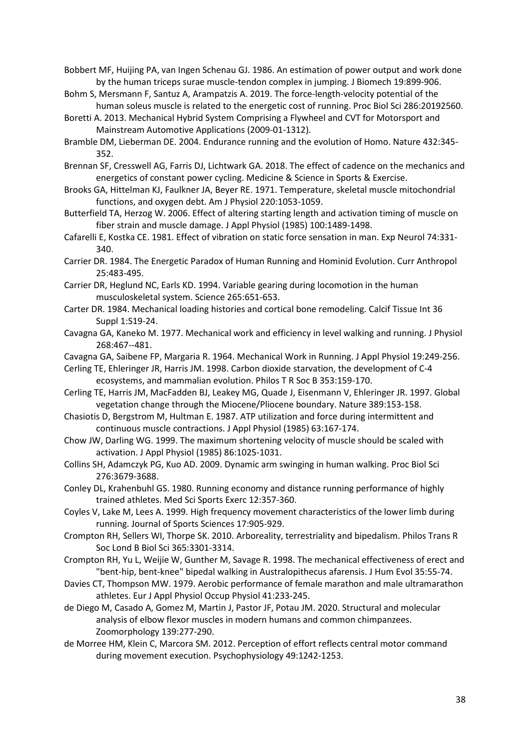Bobbert MF, Huijing PA, van Ingen Schenau GJ. 1986. An estimation of power output and work done by the human triceps surae muscle-tendon complex in jumping. J Biomech 19:899-906.

Bohm S, Mersmann F, Santuz A, Arampatzis A. 2019. The force-length-velocity potential of the human soleus muscle is related to the energetic cost of running. Proc Biol Sci 286:20192560.

Boretti A. 2013. Mechanical Hybrid System Comprising a Flywheel and CVT for Motorsport and Mainstream Automotive Applications (2009-01-1312).

Bramble DM, Lieberman DE. 2004. Endurance running and the evolution of Homo. Nature 432:345-352.

Brennan SF, Cresswell AG, Farris DJ, Lichtwark GA. 2018. The effect of cadence on the mechanics and energetics of constant power cycling. Medicine & Science in Sports & Exercise.

Brooks GA, Hittelman KJ, Faulkner JA, Beyer RE. 1971. Temperature, skeletal muscle mitochondrial functions, and oxygen debt. Am J Physiol 220:1053-1059.

Butterfield TA, Herzog W. 2006. Effect of altering starting length and activation timing of muscle on fiber strain and muscle damage. J Appl Physiol (1985) 100:1489-1498.

Cafarelli E, Kostka CE. 1981. Effect of vibration on static force sensation in man. Exp Neurol 74:331-340.

Carrier DR. 1984. The Energetic Paradox of Human Running and Hominid Evolution. Curr Anthropol 25:483-495.

Carrier DR, Heglund NC, Earls KD. 1994. Variable gearing during locomotion in the human musculoskeletal system. Science 265:651-653.

Carter DR. 1984. Mechanical loading histories and cortical bone remodeling. Calcif Tissue Int 36 Suppl 1:S19-24.

Cavagna GA, Kaneko M. 1977. Mechanical work and efficiency in level walking and running. J Physiol 268:467--481.

Cavagna GA, Saibene FP, Margaria R. 1964. Mechanical Work in Running. J Appl Physiol 19:249-256.

Cerling TE, Ehleringer JR, Harris JM. 1998. Carbon dioxide starvation, the development of C-4 ecosystems, and mammalian evolution. Philos T R Soc B 353:159-170.

Cerling TE, Harris JM, MacFadden BJ, Leakey MG, Quade J, Eisenmann V, Ehleringer JR. 1997. Global vegetation change through the Miocene/Pliocene boundary. Nature 389:153-158.

Chasiotis D, Bergstrom M, Hultman E. 1987. ATP utilization and force during intermittent and continuous muscle contractions. J Appl Physiol (1985) 63:167-174.

Chow JW, Darling WG. 1999. The maximum shortening velocity of muscle should be scaled with activation. J Appl Physiol (1985) 86:1025-1031.

Collins SH, Adamczyk PG, Kuo AD. 2009. Dynamic arm swinging in human walking. Proc Biol Sci 276:3679-3688.

Conley DL, Krahenbuhl GS. 1980. Running economy and distance running performance of highly trained athletes. Med Sci Sports Exerc 12:357-360.

Coyles V, Lake M, Lees A. 1999. High frequency movement characteristics of the lower limb during running. Journal of Sports Sciences 17:905-929.

Crompton RH, Sellers WI, Thorpe SK. 2010. Arboreality, terrestriality and bipedalism. Philos Trans R Soc Lond B Biol Sci 365:3301-3314.

Crompton RH, Yu L, Weijie W, Gunther M, Savage R. 1998. The mechanical effectiveness of erect and "bent-hip, bent-knee" bipedal walking in Australopithecus afarensis. J Hum Evol 35:55-74.

Davies CT, Thompson MW. 1979. Aerobic performance of female marathon and male ultramarathon athletes. Eur J Appl Physiol Occup Physiol 41:233-245.

de Diego M, Casado A, Gomez M, Martin J, Pastor JF, Potau JM. 2020. Structural and molecular analysis of elbow flexor muscles in modern humans and common chimpanzees. Zoomorphology 139:277-290.

de Morree HM, Klein C, Marcora SM. 2012. Perception of effort reflects central motor command during movement execution. Psychophysiology 49:1242-1253.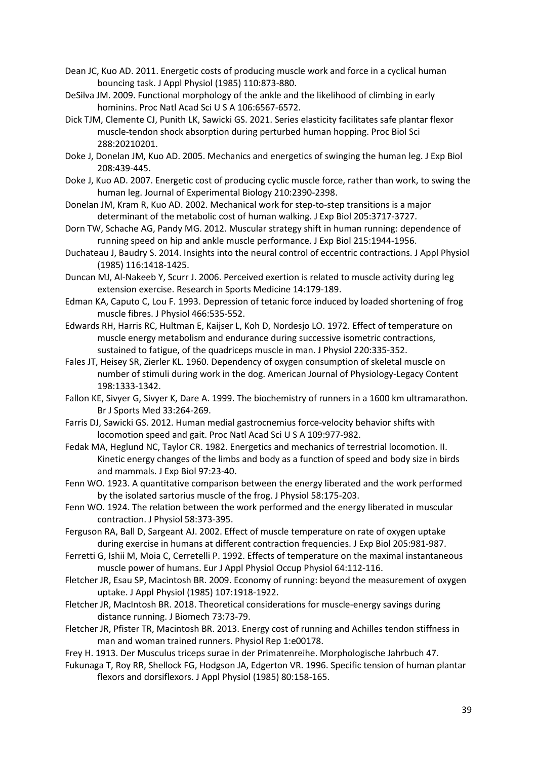Dean JC, Kuo AD. 2011. Energetic costs of producing muscle work and force in a cyclical human bouncing task. J Appl Physiol (1985) 110:873-880.

DeSilva JM. 2009. Functional morphology of the ankle and the likelihood of climbing in early hominins. Proc Natl Acad Sci U S A 106:6567-6572.

Dick TJM, Clemente CJ, Punith LK, Sawicki GS. 2021. Series elasticity facilitates safe plantar flexor muscle-tendon shock absorption during perturbed human hopping. Proc Biol Sci 288:20210201.

Doke J, Donelan JM, Kuo AD. 2005. Mechanics and energetics of swinging the human leg. J Exp Biol 208:439-445.

Doke J, Kuo AD. 2007. Energetic cost of producing cyclic muscle force, rather than work, to swing the human leg. Journal of Experimental Biology 210:2390-2398.

Donelan JM, Kram R, Kuo AD. 2002. Mechanical work for step-to-step transitions is a major determinant of the metabolic cost of human walking. J Exp Biol 205:3717-3727.

Dorn TW, Schache AG, Pandy MG. 2012. Muscular strategy shift in human running: dependence of running speed on hip and ankle muscle performance. J Exp Biol 215:1944-1956.

Duchateau J, Baudry S. 2014. Insights into the neural control of eccentric contractions. J Appl Physiol (1985) 116:1418-1425.

Duncan MJ, Al-Nakeeb Y, Scurr J. 2006. Perceived exertion is related to muscle activity during leg extension exercise. Research in Sports Medicine 14:179-189.

Edman KA, Caputo C, Lou F. 1993. Depression of tetanic force induced by loaded shortening of frog muscle fibres. J Physiol 466:535-552.

Edwards RH, Harris RC, Hultman E, Kaijser L, Koh D, Nordesjo LO. 1972. Effect of temperature on muscle energy metabolism and endurance during successive isometric contractions, sustained to fatigue, of the quadriceps muscle in man. J Physiol 220:335-352.

Fales JT, Heisey SR, Zierler KL. 1960. Dependency of oxygen consumption of skeletal muscle on number of stimuli during work in the dog. American Journal of Physiology-Legacy Content 198:1333-1342.

Fallon KE, Sivyer G, Sivyer K, Dare A. 1999. The biochemistry of runners in a 1600 km ultramarathon. Br J Sports Med 33:264-269.

Farris DJ, Sawicki GS. 2012. Human medial gastrocnemius force-velocity behavior shifts with locomotion speed and gait. Proc Natl Acad Sci U S A 109:977-982.

Fedak MA, Heglund NC, Taylor CR. 1982. Energetics and mechanics of terrestrial locomotion. II. Kinetic energy changes of the limbs and body as a function of speed and body size in birds and mammals. J Exp Biol 97:23-40.

Fenn WO. 1923. A quantitative comparison between the energy liberated and the work performed by the isolated sartorius muscle of the frog. J Physiol 58:175-203.

Fenn WO. 1924. The relation between the work performed and the energy liberated in muscular contraction. J Physiol 58:373-395.

Ferguson RA, Ball D, Sargeant AJ. 2002. Effect of muscle temperature on rate of oxygen uptake during exercise in humans at different contraction frequencies. J Exp Biol 205:981-987.

Ferretti G, Ishii M, Moia C, Cerretelli P. 1992. Effects of temperature on the maximal instantaneous muscle power of humans. Eur J Appl Physiol Occup Physiol 64:112-116.

Fletcher JR, Esau SP, Macintosh BR. 2009. Economy of running: beyond the measurement of oxygen uptake. J Appl Physiol (1985) 107:1918-1922.

Fletcher JR, MacIntosh BR. 2018. Theoretical considerations for muscle-energy savings during distance running. J Biomech 73:73-79.

Fletcher JR, Pfister TR, Macintosh BR. 2013. Energy cost of running and Achilles tendon stiffness in man and woman trained runners. Physiol Rep 1:e00178.

Frey H. 1913. Der Musculus triceps surae in der Primatenreihe. Morphologische Jahrbuch 47.

Fukunaga T, Roy RR, Shellock FG, Hodgson JA, Edgerton VR. 1996. Specific tension of human plantar flexors and dorsiflexors. J Appl Physiol (1985) 80:158-165.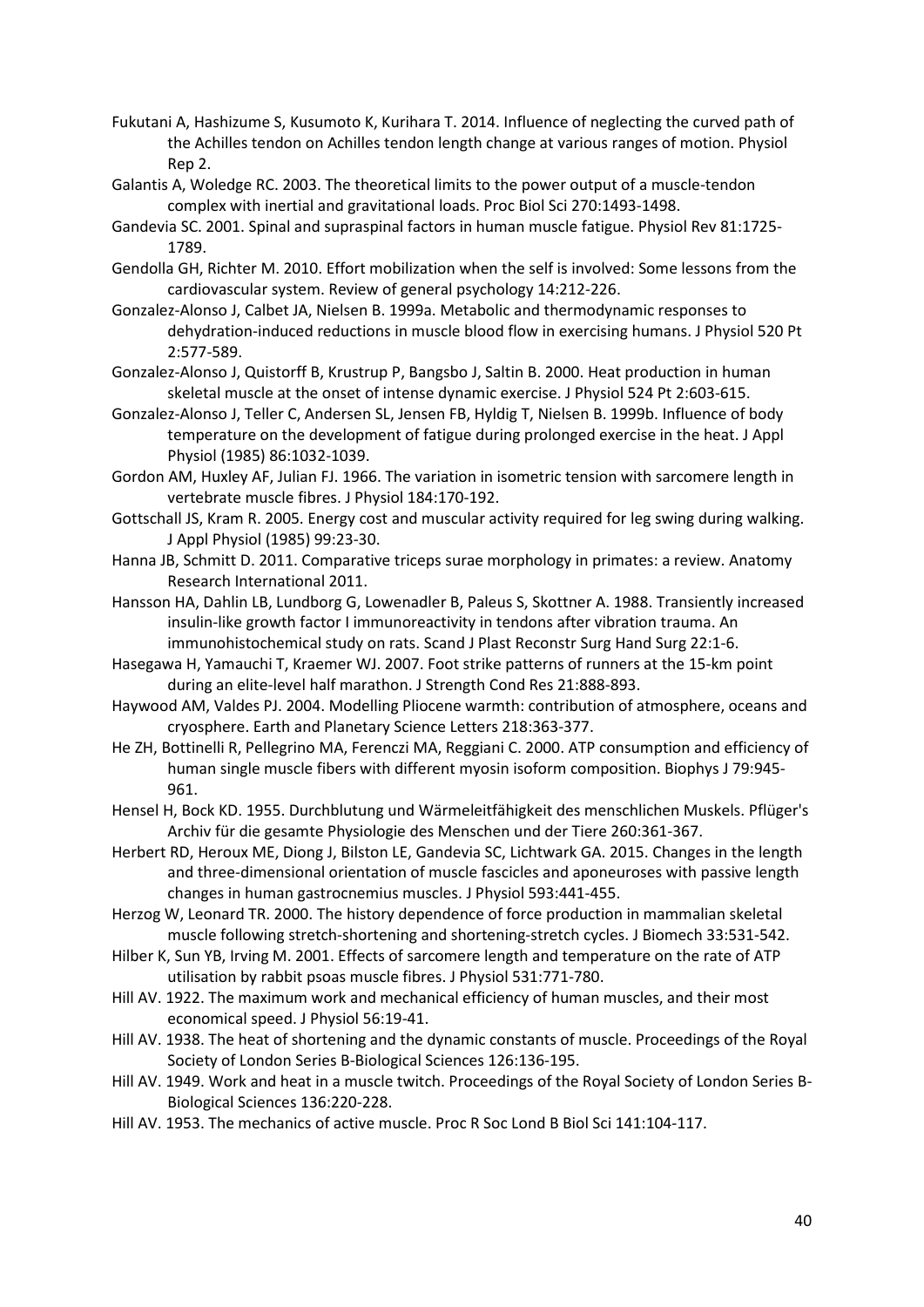Fukutani A, Hashizume S, Kusumoto K, Kurihara T. 2014. Influence of neglecting the curved path of the Achilles tendon on Achilles tendon length change at various ranges of motion. Physiol Rep 2.

Galantis A, Woledge RC. 2003. The theoretical limits to the power output of a muscle-tendon complex with inertial and gravitational loads. Proc Biol Sci 270:1493-1498.

Gandevia SC. 2001. Spinal and supraspinal factors in human muscle fatigue. Physiol Rev 81:1725-1789.

Gendolla GH, Richter M. 2010. Effort mobilization when the self is involved: Some lessons from the cardiovascular system. Review of general psychology 14:212-226.

Gonzalez-Alonso J, Calbet JA, Nielsen B. 1999a. Metabolic and thermodynamic responses to dehydration-induced reductions in muscle blood flow in exercising humans. J Physiol 520 Pt 2:577-589.

Gonzalez-Alonso J, Quistorff B, Krustrup P, Bangsbo J, Saltin B. 2000. Heat production in human skeletal muscle at the onset of intense dynamic exercise. J Physiol 524 Pt 2:603-615.

Gonzalez-Alonso J, Teller C, Andersen SL, Jensen FB, Hyldig T, Nielsen B. 1999b. Influence of body temperature on the development of fatigue during prolonged exercise in the heat. J Appl Physiol (1985) 86:1032-1039.

Gordon AM, Huxley AF, Julian FJ. 1966. The variation in isometric tension with sarcomere length in vertebrate muscle fibres. J Physiol 184:170-192.

Gottschall JS, Kram R. 2005. Energy cost and muscular activity required for leg swing during walking. J Appl Physiol (1985) 99:23-30.

Hanna JB, Schmitt D. 2011. Comparative triceps surae morphology in primates: a review. Anatomy Research International 2011.

Hansson HA, Dahlin LB, Lundborg G, Lowenadler B, Paleus S, Skottner A. 1988. Transiently increased insulin-like growth factor I immunoreactivity in tendons after vibration trauma. An immunohistochemical study on rats. Scand J Plast Reconstr Surg Hand Surg 22:1-6.

Hasegawa H, Yamauchi T, Kraemer WJ. 2007. Foot strike patterns of runners at the 15-km point during an elite-level half marathon. J Strength Cond Res 21:888-893.

Haywood AM, Valdes PJ. 2004. Modelling Pliocene warmth: contribution of atmosphere, oceans and cryosphere. Earth and Planetary Science Letters 218:363-377.

He ZH, Bottinelli R, Pellegrino MA, Ferenczi MA, Reggiani C. 2000. ATP consumption and efficiency of human single muscle fibers with different myosin isoform composition. Biophys J 79:945-961.

Hensel H, Bock KD. 1955. Durchblutung und Wärmeleitfähigkeit des menschlichen Muskels. Pflüger's Archiv für die gesamte Physiologie des Menschen und der Tiere 260:361-367.

Herbert RD, Heroux ME, Diong J, Bilston LE, Gandevia SC, Lichtwark GA. 2015. Changes in the length and three-dimensional orientation of muscle fascicles and aponeuroses with passive length changes in human gastrocnemius muscles. J Physiol 593:441-455.

Herzog W, Leonard TR. 2000. The history dependence of force production in mammalian skeletal muscle following stretch-shortening and shortening-stretch cycles. J Biomech 33:531-542.

Hilber K, Sun YB, Irving M. 2001. Effects of sarcomere length and temperature on the rate of ATP utilisation by rabbit psoas muscle fibres. J Physiol 531:771-780.

Hill AV. 1922. The maximum work and mechanical efficiency of human muscles, and their most economical speed. J Physiol 56:19-41.

Hill AV. 1938. The heat of shortening and the dynamic constants of muscle. Proceedings of the Royal Society of London Series B-Biological Sciences 126:136-195.

Hill AV. 1949. Work and heat in a muscle twitch. Proceedings of the Royal Society of London Series B-Biological Sciences 136:220-228.

Hill AV. 1953. The mechanics of active muscle. Proc R Soc Lond B Biol Sci 141:104-117.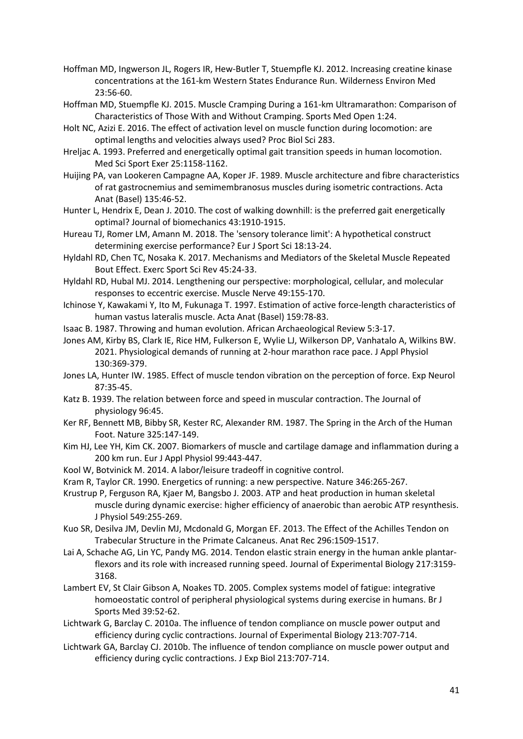Hoffman MD, Ingwerson JL, Rogers IR, Hew-Butler T, Stuempfle KJ. 2012. Increasing creatine kinase concentrations at the 161-km Western States Endurance Run. Wilderness Environ Med 23:56-60.

Hoffman MD, Stuempfle KJ. 2015. Muscle Cramping During a 161-km Ultramarathon: Comparison of Characteristics of Those With and Without Cramping. Sports Med Open 1:24.

Holt NC, Azizi E. 2016. The effect of activation level on muscle function during locomotion: are optimal lengths and velocities always used? Proc Biol Sci 283.

Hreljac A. 1993. Preferred and energetically optimal gait transition speeds in human locomotion. Med Sci Sport Exer 25:1158-1162.

Huijing PA, van Lookeren Campagne AA, Koper JF. 1989. Muscle architecture and fibre characteristics of rat gastrocnemius and semimembranosus muscles during isometric contractions. Acta Anat (Basel) 135:46-52.

Hunter L, Hendrix E, Dean J. 2010. The cost of walking downhill: is the preferred gait energetically optimal? Journal of biomechanics 43:1910-1915.

Hureau TJ, Romer LM, Amann M. 2018. The 'sensory tolerance limit': A hypothetical construct determining exercise performance? Eur J Sport Sci 18:13-24.

Hyldahl RD, Chen TC, Nosaka K. 2017. Mechanisms and Mediators of the Skeletal Muscle Repeated Bout Effect. Exerc Sport Sci Rev 45:24-33.

Hyldahl RD, Hubal MJ. 2014. Lengthening our perspective: morphological, cellular, and molecular responses to eccentric exercise. Muscle Nerve 49:155-170.

Ichinose Y, Kawakami Y, Ito M, Fukunaga T. 1997. Estimation of active force-length characteristics of human vastus lateralis muscle. Acta Anat (Basel) 159:78-83.

Isaac B. 1987. Throwing and human evolution. African Archaeological Review 5:3-17.

Jones AM, Kirby BS, Clark IE, Rice HM, Fulkerson E, Wylie LJ, Wilkerson DP, Vanhatalo A, Wilkins BW. 2021. Physiological demands of running at 2-hour marathon race pace. J Appl Physiol 130:369-379.

Jones LA, Hunter IW. 1985. Effect of muscle tendon vibration on the perception of force. Exp Neurol 87:35-45.

Katz B. 1939. The relation between force and speed in muscular contraction. The Journal of physiology 96:45.

Ker RF, Bennett MB, Bibby SR, Kester RC, Alexander RM. 1987. The Spring in the Arch of the Human Foot. Nature 325:147-149.

Kim HJ, Lee YH, Kim CK. 2007. Biomarkers of muscle and cartilage damage and inflammation during a 200 km run. Eur J Appl Physiol 99:443-447.

Kool W, Botvinick M. 2014. A labor/leisure tradeoff in cognitive control.

Kram R, Taylor CR. 1990. Energetics of running: a new perspective. Nature 346:265-267.

Krustrup P, Ferguson RA, Kjaer M, Bangsbo J. 2003. ATP and heat production in human skeletal muscle during dynamic exercise: higher efficiency of anaerobic than aerobic ATP resynthesis. J Physiol 549:255-269.

Kuo SR, Desilva JM, Devlin MJ, Mcdonald G, Morgan EF. 2013. The Effect of the Achilles Tendon on Trabecular Structure in the Primate Calcaneus. Anat Rec 296:1509-1517.

Lai A, Schache AG, Lin YC, Pandy MG. 2014. Tendon elastic strain energy in the human ankle plantar-flexors and its role with increased running speed. Journal of Experimental Biology 217:3159-3168.

Lambert EV, St Clair Gibson A, Noakes TD. 2005. Complex systems model of fatigue: integrative homoeostatic control of peripheral physiological systems during exercise in humans. Br J Sports Med 39:52-62.

Lichtwark G, Barclay C. 2010a. The influence of tendon compliance on muscle power output and efficiency during cyclic contractions. Journal of Experimental Biology 213:707-714.

Lichtwark GA, Barclay CJ. 2010b. The influence of tendon compliance on muscle power output and efficiency during cyclic contractions. J Exp Biol 213:707-714.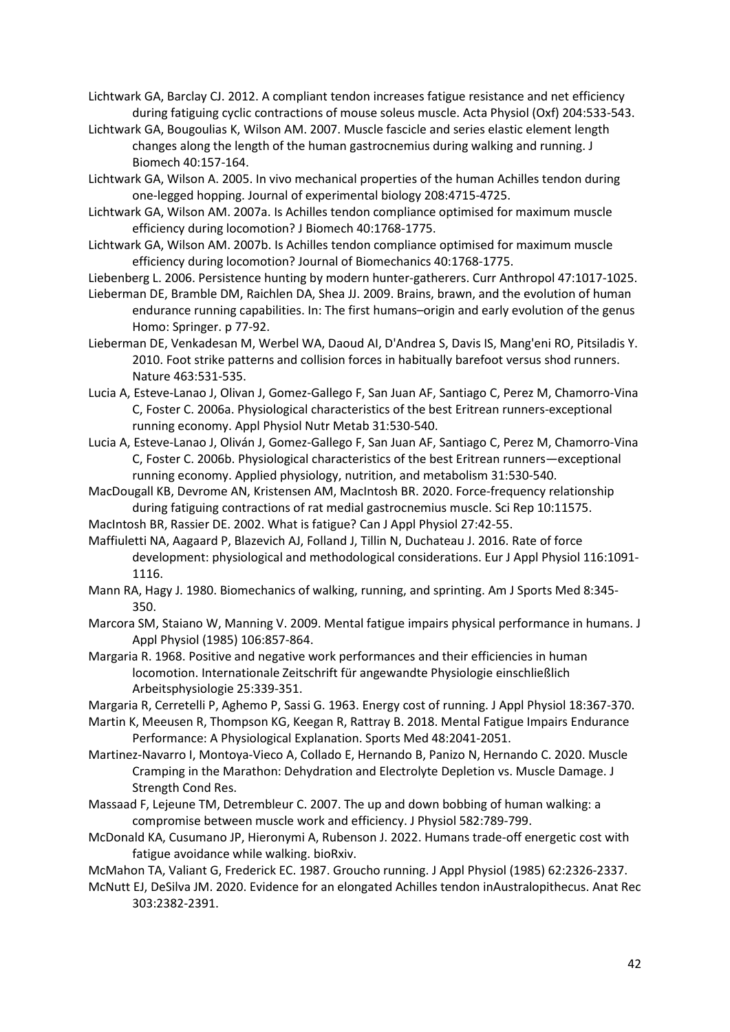Lichtwark GA, Barclay CJ. 2012. A compliant tendon increases fatigue resistance and net efficiency during fatiguing cyclic contractions of mouse soleus muscle. Acta Physiol (Oxf) 204:533-543.

Lichtwark GA, Bougoulias K, Wilson AM. 2007. Muscle fascicle and series elastic element length changes along the length of the human gastrocnemius during walking and running. J Biomech 40:157-164.

Lichtwark GA, Wilson A. 2005. In vivo mechanical properties of the human Achilles tendon during one-legged hopping. Journal of experimental biology 208:4715-4725.

Lichtwark GA, Wilson AM. 2007a. Is Achilles tendon compliance optimised for maximum muscle efficiency during locomotion? J Biomech 40:1768-1775.

Lichtwark GA, Wilson AM. 2007b. Is Achilles tendon compliance optimised for maximum muscle efficiency during locomotion? Journal of Biomechanics 40:1768-1775.

Liebenberg L. 2006. Persistence hunting by modern hunter-gatherers. Curr Anthropol 47:1017-1025.

Lieberman DE, Bramble DM, Raichlen DA, Shea JJ. 2009. Brains, brawn, and the evolution of human endurance running capabilities. In: The first humans–origin and early evolution of the genus Homo: Springer. p 77-92.

Lieberman DE, Venkadesan M, Werbel WA, Daoud AI, D'Andrea S, Davis IS, Mang'eni RO, Pitsiladis Y. 2010. Foot strike patterns and collision forces in habitually barefoot versus shod runners. Nature 463:531-535.

Lucia A, Esteve-Lanao J, Olivan J, Gomez-Gallego F, San Juan AF, Santiago C, Perez M, Chamorro-Vina C, Foster C. 2006a. Physiological characteristics of the best Eritrean runners-exceptional running economy. Appl Physiol Nutr Metab 31:530-540.

Lucia A, Esteve-Lanao J, Oliván J, Gomez-Gallego F, San Juan AF, Santiago C, Perez M, Chamorro-Vina C, Foster C. 2006b. Physiological characteristics of the best Eritrean runners—exceptional running economy. Applied physiology, nutrition, and metabolism 31:530-540.

MacDougall KB, Devrome AN, Kristensen AM, MacIntosh BR. 2020. Force-frequency relationship during fatiguing contractions of rat medial gastrocnemius muscle. Sci Rep 10:11575.

MacIntosh BR, Rassier DE. 2002. What is fatigue? Can J Appl Physiol 27:42-55.

Maffiuletti NA, Aagaard P, Blazevich AJ, Folland J, Tillin N, Duchateau J. 2016. Rate of force development: physiological and methodological considerations. Eur J Appl Physiol 116:1091-1116.

Mann RA, Hagy J. 1980. Biomechanics of walking, running, and sprinting. Am J Sports Med 8:345-350.

Marcora SM, Staiano W, Manning V. 2009. Mental fatigue impairs physical performance in humans. J Appl Physiol (1985) 106:857-864.

Margaria R. 1968. Positive and negative work performances and their efficiencies in human locomotion. Internationale Zeitschrift für angewandte Physiologie einschließlich Arbeitsphysiologie 25:339-351.

Margaria R, Cerretelli P, Aghemo P, Sassi G. 1963. Energy cost of running. J Appl Physiol 18:367-370.

Martin K, Meeusen R, Thompson KG, Keegan R, Rattray B. 2018. Mental Fatigue Impairs Endurance Performance: A Physiological Explanation. Sports Med 48:2041-2051.

Martinez-Navarro I, Montoya-Vieco A, Collado E, Hernando B, Panizo N, Hernando C. 2020. Muscle Cramping in the Marathon: Dehydration and Electrolyte Depletion vs. Muscle Damage. J Strength Cond Res.

Massaad F, Lejeune TM, Detrembleur C. 2007. The up and down bobbing of human walking: a compromise between muscle work and efficiency. J Physiol 582:789-799.

McDonald KA, Cusumano JP, Hieronymi A, Rubenson J. 2022. Humans trade-off energetic cost with fatigue avoidance while walking. bioRxiv.

McMahon TA, Valiant G, Frederick EC. 1987. Groucho running. J Appl Physiol (1985) 62:2326-2337.

McNutt EJ, DeSilva JM. 2020. Evidence for an elongated Achilles tendon inAustralopithecus. Anat Rec 303:2382-2391.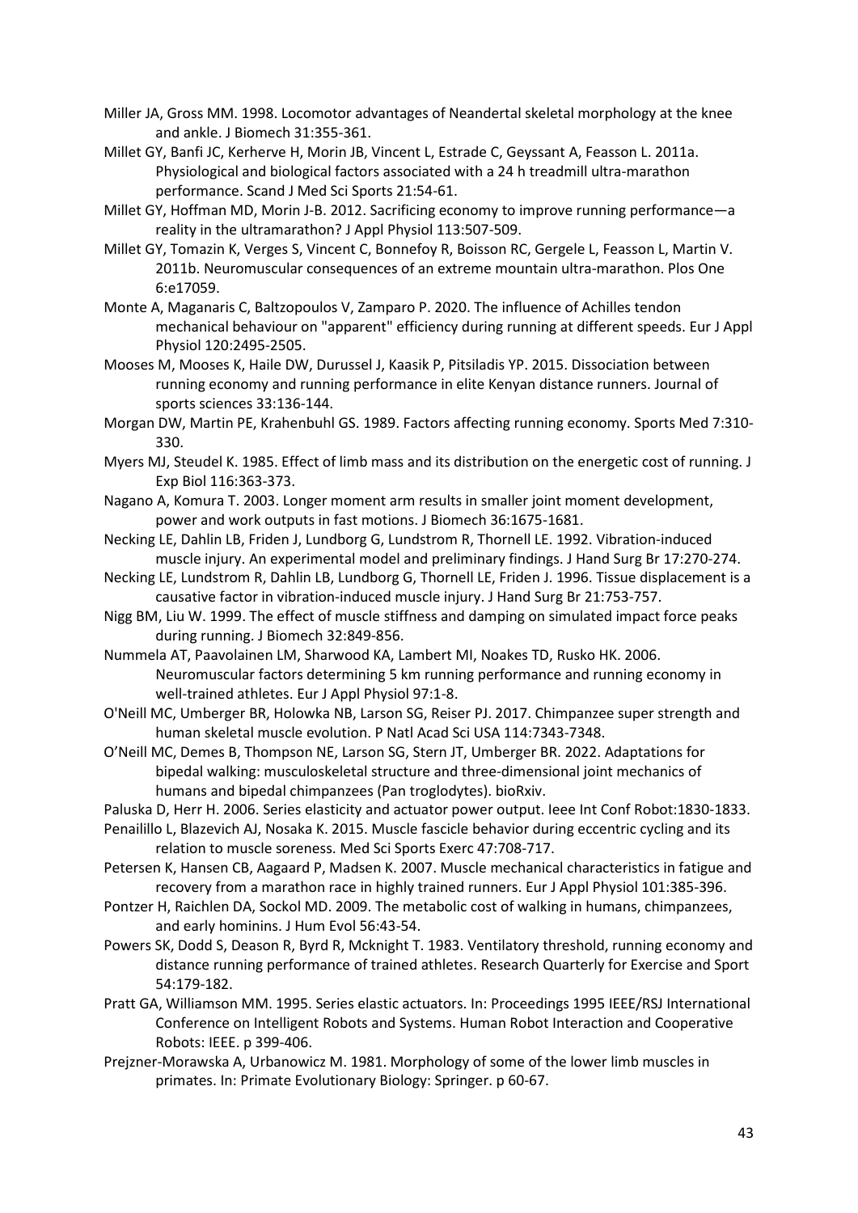Miller JA, Gross MM. 1998. Locomotor advantages of Neandertal skeletal morphology at the knee and ankle. J Biomech 31:355-361.

Millet GY, Banfi JC, Kerherve H, Morin JB, Vincent L, Estrade C, Geyssant A, Feasson L. 2011a. Physiological and biological factors associated with a 24 h treadmill ultra-marathon performance. Scand J Med Sci Sports 21:54-61.

Millet GY, Hoffman MD, Morin J-B. 2012. Sacrificing economy to improve running performance—a reality in the ultramarathon? J Appl Physiol 113:507-509.

Millet GY, Tomazin K, Verges S, Vincent C, Bonnefoy R, Boisson RC, Gergele L, Feasson L, Martin V. 2011b. Neuromuscular consequences of an extreme mountain ultra-marathon. Plos One 6:e17059.

Monte A, Maganaris C, Baltzopoulos V, Zamparo P. 2020. The influence of Achilles tendon mechanical behaviour on "apparent" efficiency during running at different speeds. Eur J Appl Physiol 120:2495-2505.

Mooses M, Mooses K, Haile DW, Durussel J, Kaasik P, Pitsiladis YP. 2015. Dissociation between running economy and running performance in elite Kenyan distance runners. Journal of sports sciences 33:136-144.

Morgan DW, Martin PE, Krahenbuhl GS. 1989. Factors affecting running economy. Sports Med 7:310-330.

Myers MJ, Steudel K. 1985. Effect of limb mass and its distribution on the energetic cost of running. J Exp Biol 116:363-373.

Nagano A, Komura T. 2003. Longer moment arm results in smaller joint moment development, power and work outputs in fast motions. J Biomech 36:1675-1681.

Necking LE, Dahlin LB, Friden J, Lundborg G, Lundstrom R, Thornell LE. 1992. Vibration-induced muscle injury. An experimental model and preliminary findings. J Hand Surg Br 17:270-274.

Necking LE, Lundstrom R, Dahlin LB, Lundborg G, Thornell LE, Friden J. 1996. Tissue displacement is a causative factor in vibration-induced muscle injury. J Hand Surg Br 21:753-757.

Nigg BM, Liu W. 1999. The effect of muscle stiffness and damping on simulated impact force peaks during running. J Biomech 32:849-856.

Nummela AT, Paavolainen LM, Sharwood KA, Lambert MI, Noakes TD, Rusko HK. 2006. Neuromuscular factors determining 5 km running performance and running economy in well-trained athletes. Eur J Appl Physiol 97:1-8.

O'Neill MC, Umberger BR, Holowka NB, Larson SG, Reiser PJ. 2017. Chimpanzee super strength and human skeletal muscle evolution. P Natl Acad Sci USA 114:7343-7348.

O'Neill MC, Demes B, Thompson NE, Larson SG, Stern JT, Umberger BR. 2022. Adaptations for bipedal walking: musculoskeletal structure and three-dimensional joint mechanics of humans and bipedal chimpanzees (Pan troglodytes). bioRxiv.

Paluska D, Herr H. 2006. Series elasticity and actuator power output. Ieee Int Conf Robot:1830-1833.

Penailillo L, Blazevich AJ, Nosaka K. 2015. Muscle fascicle behavior during eccentric cycling and its relation to muscle soreness. Med Sci Sports Exerc 47:708-717.

Petersen K, Hansen CB, Aagaard P, Madsen K. 2007. Muscle mechanical characteristics in fatigue and recovery from a marathon race in highly trained runners. Eur J Appl Physiol 101:385-396.

Pontzer H, Raichlen DA, Sockol MD. 2009. The metabolic cost of walking in humans, chimpanzees, and early hominins. J Hum Evol 56:43-54.

Powers SK, Dodd S, Deason R, Byrd R, Mcknight T. 1983. Ventilatory threshold, running economy and distance running performance of trained athletes. Research Quarterly for Exercise and Sport 54:179-182.

Pratt GA, Williamson MM. 1995. Series elastic actuators. In: Proceedings 1995 IEEE/RSJ International Conference on Intelligent Robots and Systems. Human Robot Interaction and Cooperative Robots: IEEE. p 399-406.

Prejzner-Morawska A, Urbanowicz M. 1981. Morphology of some of the lower limb muscles in primates. In: Primate Evolutionary Biology: Springer. p 60-67.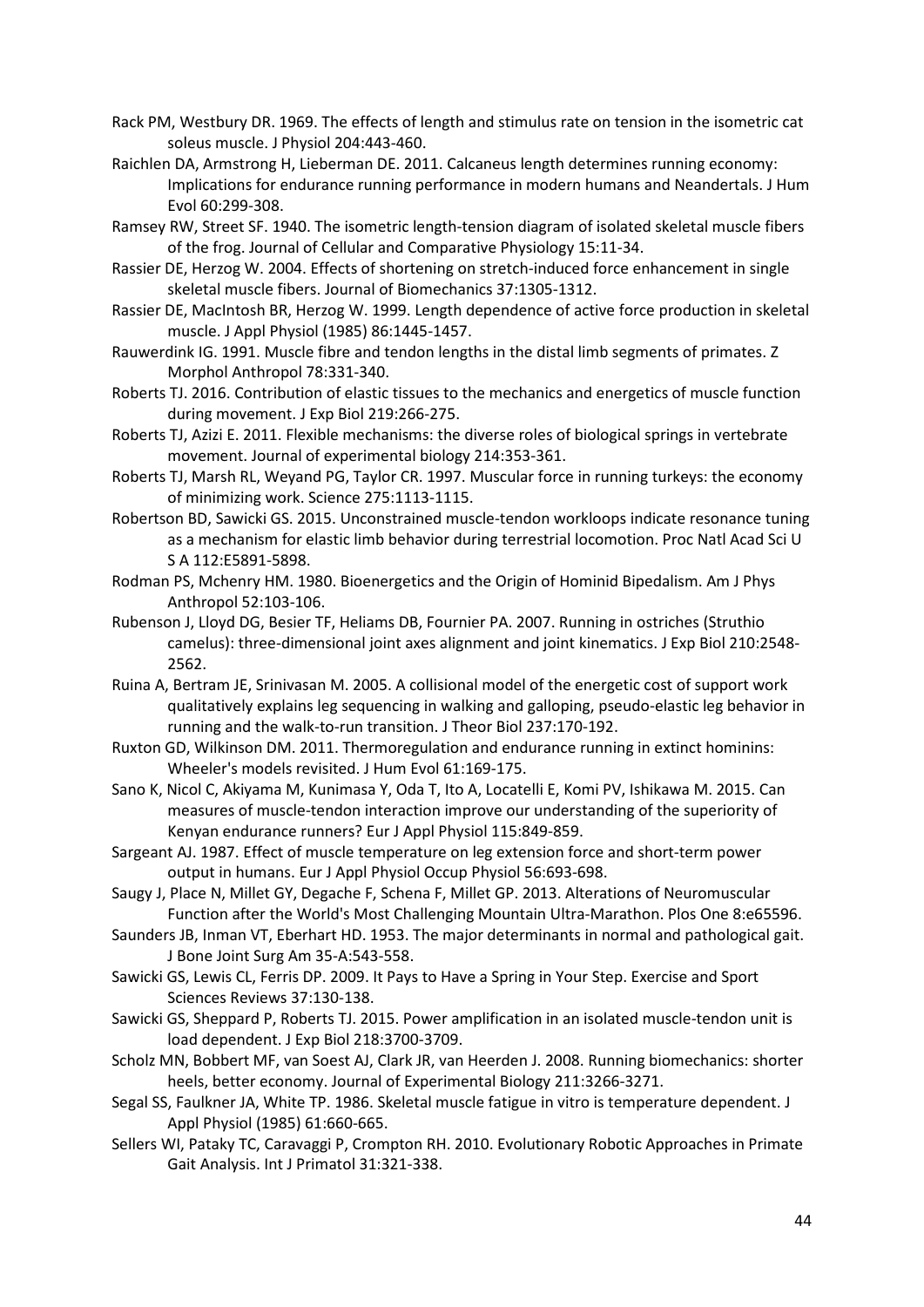Rack PM, Westbury DR. 1969. The effects of length and stimulus rate on tension in the isometric cat soleus muscle. J Physiol 204:443-460.

Raichlen DA, Armstrong H, Lieberman DE. 2011. Calcaneus length determines running economy: Implications for endurance running performance in modern humans and Neandertals. J Hum Evol 60:299-308.

Ramsey RW, Street SF. 1940. The isometric length-tension diagram of isolated skeletal muscle fibers of the frog. Journal of Cellular and Comparative Physiology 15:11-34.

Rassier DE, Herzog W. 2004. Effects of shortening on stretch-induced force enhancement in single skeletal muscle fibers. Journal of Biomechanics 37:1305-1312.

Rassier DE, MacIntosh BR, Herzog W. 1999. Length dependence of active force production in skeletal muscle. J Appl Physiol (1985) 86:1445-1457.

Rauwerdink IG. 1991. Muscle fibre and tendon lengths in the distal limb segments of primates. Z Morphol Anthropol 78:331-340.

Roberts TJ. 2016. Contribution of elastic tissues to the mechanics and energetics of muscle function during movement. J Exp Biol 219:266-275.

Roberts TJ, Azizi E. 2011. Flexible mechanisms: the diverse roles of biological springs in vertebrate movement. Journal of experimental biology 214:353-361.

Roberts TJ, Marsh RL, Weyand PG, Taylor CR. 1997. Muscular force in running turkeys: the economy of minimizing work. Science 275:1113-1115.

Robertson BD, Sawicki GS. 2015. Unconstrained muscle-tendon workloops indicate resonance tuning as a mechanism for elastic limb behavior during terrestrial locomotion. Proc Natl Acad Sci U S A 112:E5891-5898.

Rodman PS, Mchenry HM. 1980. Bioenergetics and the Origin of Hominid Bipedalism. Am J Phys Anthropol 52:103-106.

Rubenson J, Lloyd DG, Besier TF, Heliams DB, Fournier PA. 2007. Running in ostriches (Struthio camelus): three-dimensional joint axes alignment and joint kinematics. J Exp Biol 210:2548-2562.

Ruina A, Bertram JE, Srinivasan M. 2005. A collisional model of the energetic cost of support work qualitatively explains leg sequencing in walking and galloping, pseudo-elastic leg behavior in running and the walk-to-run transition. J Theor Biol 237:170-192.

Ruxton GD, Wilkinson DM. 2011. Thermoregulation and endurance running in extinct hominins: Wheeler's models revisited. J Hum Evol 61:169-175.

Sano K, Nicol C, Akiyama M, Kunimasa Y, Oda T, Ito A, Locatelli E, Komi PV, Ishikawa M. 2015. Can measures of muscle-tendon interaction improve our understanding of the superiority of Kenyan endurance runners? Eur J Appl Physiol 115:849-859.

Sargeant AJ. 1987. Effect of muscle temperature on leg extension force and short-term power output in humans. Eur J Appl Physiol Occup Physiol 56:693-698.

Saugy J, Place N, Millet GY, Degache F, Schena F, Millet GP. 2013. Alterations of Neuromuscular Function after the World's Most Challenging Mountain Ultra-Marathon. Plos One 8:e65596.

Saunders JB, Inman VT, Eberhart HD. 1953. The major determinants in normal and pathological gait. J Bone Joint Surg Am 35-A:543-558.

Sawicki GS, Lewis CL, Ferris DP. 2009. It Pays to Have a Spring in Your Step. Exercise and Sport Sciences Reviews 37:130-138.

Sawicki GS, Sheppard P, Roberts TJ. 2015. Power amplification in an isolated muscle-tendon unit is load dependent. J Exp Biol 218:3700-3709.

Scholz MN, Bobbert MF, van Soest AJ, Clark JR, van Heerden J. 2008. Running biomechanics: shorter heels, better economy. Journal of Experimental Biology 211:3266-3271.

Segal SS, Faulkner JA, White TP. 1986. Skeletal muscle fatigue in vitro is temperature dependent. J Appl Physiol (1985) 61:660-665.

Sellers WI, Pataky TC, Caravaggi P, Crompton RH. 2010. Evolutionary Robotic Approaches in Primate Gait Analysis. Int J Primatol 31:321-338.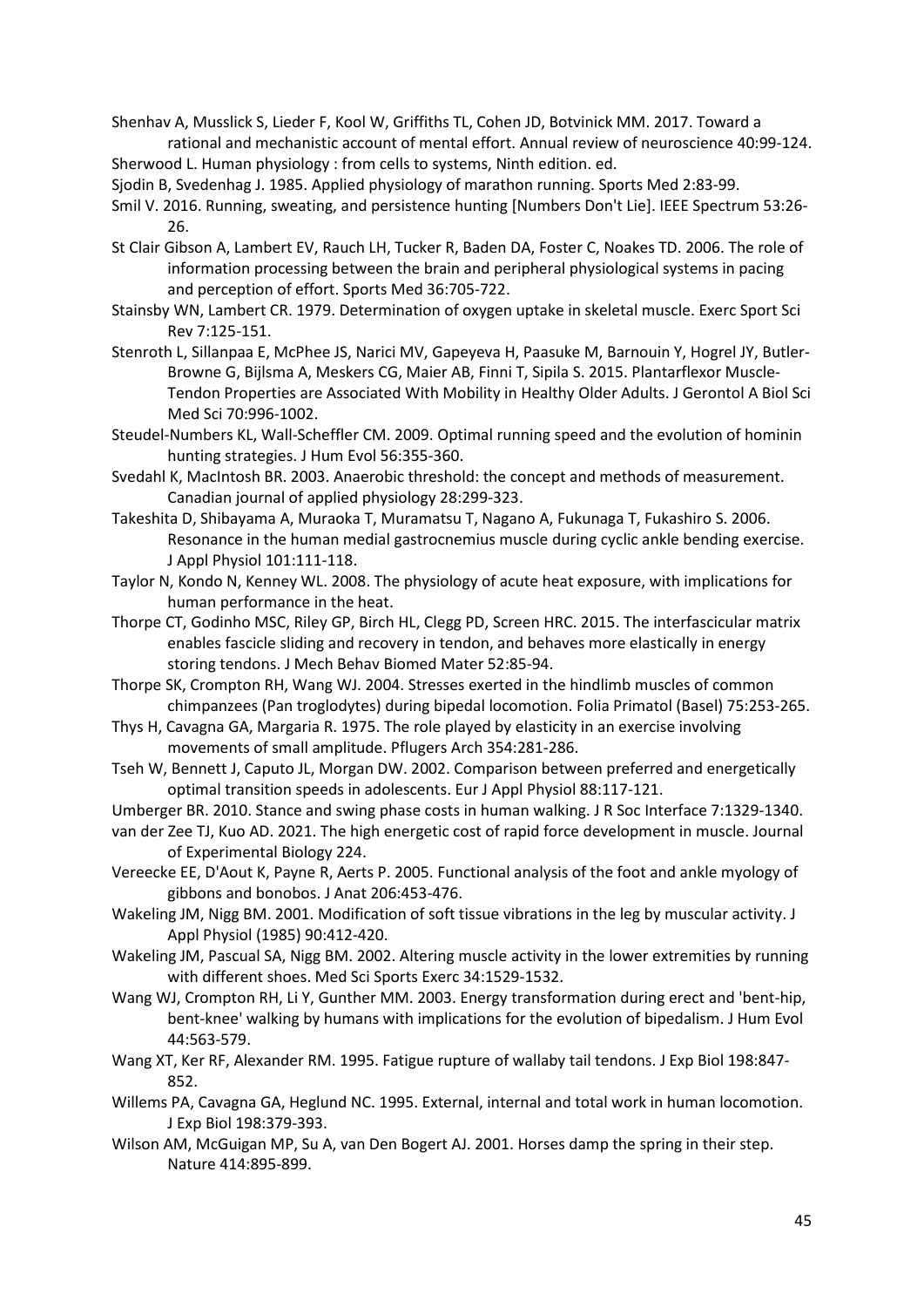Shenhav A, Musslick S, Lieder F, Kool W, Griffiths TL, Cohen JD, Botvinick MM. 2017. Toward a rational and mechanistic account of mental effort. Annual review of neuroscience 40:99-124.

Sherwood L. Human physiology : from cells to systems, Ninth edition. ed.

Sjodin B, Svedenhag J. 1985. Applied physiology of marathon running. Sports Med 2:83-99.

Smil V. 2016. Running, sweating, and persistence hunting [Numbers Don't Lie]. IEEE Spectrum 53:26-26.

St Clair Gibson A, Lambert EV, Rauch LH, Tucker R, Baden DA, Foster C, Noakes TD. 2006. The role of information processing between the brain and peripheral physiological systems in pacing and perception of effort. Sports Med 36:705-722.

Stainsby WN, Lambert CR. 1979. Determination of oxygen uptake in skeletal muscle. Exerc Sport Sci Rev 7:125-151.

Stenroth L, Sillanpaa E, McPhee JS, Narici MV, Gapeyeva H, Paasuke M, Barnouin Y, Hogrel JY, Butler-Browne G, Bijlsma A, Meskers CG, Maier AB, Finni T, Sipila S. 2015. Plantarflexor Muscle-Tendon Properties are Associated With Mobility in Healthy Older Adults. J Gerontol A Biol Sci Med Sci 70:996-1002.

Steudel-Numbers KL, Wall-Scheffler CM. 2009. Optimal running speed and the evolution of hominin hunting strategies. J Hum Evol 56:355-360.

Svedahl K, MacIntosh BR. 2003. Anaerobic threshold: the concept and methods of measurement. Canadian journal of applied physiology 28:299-323.

Takeshita D, Shibayama A, Muraoka T, Muramatsu T, Nagano A, Fukunaga T, Fukashiro S. 2006. Resonance in the human medial gastrocnemius muscle during cyclic ankle bending exercise. J Appl Physiol 101:111-118.

Taylor N, Kondo N, Kenney WL. 2008. The physiology of acute heat exposure, with implications for human performance in the heat.

Thorpe CT, Godinho MSC, Riley GP, Birch HL, Clegg PD, Screen HRC. 2015. The interfascicular matrix enables fascicle sliding and recovery in tendon, and behaves more elastically in energy storing tendons. J Mech Behav Biomed Mater 52:85-94.

Thorpe SK, Crompton RH, Wang WJ. 2004. Stresses exerted in the hindlimb muscles of common chimpanzees (Pan troglodytes) during bipedal locomotion. Folia Primatol (Basel) 75:253-265.

Thys H, Cavagna GA, Margaria R. 1975. The role played by elasticity in an exercise involving movements of small amplitude. Pflugers Arch 354:281-286.

Tseh W, Bennett J, Caputo JL, Morgan DW. 2002. Comparison between preferred and energetically optimal transition speeds in adolescents. Eur J Appl Physiol 88:117-121.

Umberger BR. 2010. Stance and swing phase costs in human walking. J R Soc Interface 7:1329-1340.

van der Zee TJ, Kuo AD. 2021. The high energetic cost of rapid force development in muscle. Journal of Experimental Biology 224.

Vereecke EE, D'Aout K, Payne R, Aerts P. 2005. Functional analysis of the foot and ankle myology of gibbons and bonobos. J Anat 206:453-476.

Wakeling JM, Nigg BM. 2001. Modification of soft tissue vibrations in the leg by muscular activity. J Appl Physiol (1985) 90:412-420.

Wakeling JM, Pascual SA, Nigg BM. 2002. Altering muscle activity in the lower extremities by running with different shoes. Med Sci Sports Exerc 34:1529-1532.

Wang WJ, Crompton RH, Li Y, Gunther MM. 2003. Energy transformation during erect and 'bent-hip, bent-knee' walking by humans with implications for the evolution of bipedalism. J Hum Evol 44:563-579.

Wang XT, Ker RF, Alexander RM. 1995. Fatigue rupture of wallaby tail tendons. J Exp Biol 198:847-852.

Willems PA, Cavagna GA, Heglund NC. 1995. External, internal and total work in human locomotion. J Exp Biol 198:379-393.

Wilson AM, McGuigan MP, Su A, van Den Bogert AJ. 2001. Horses damp the spring in their step. Nature 414:895-899.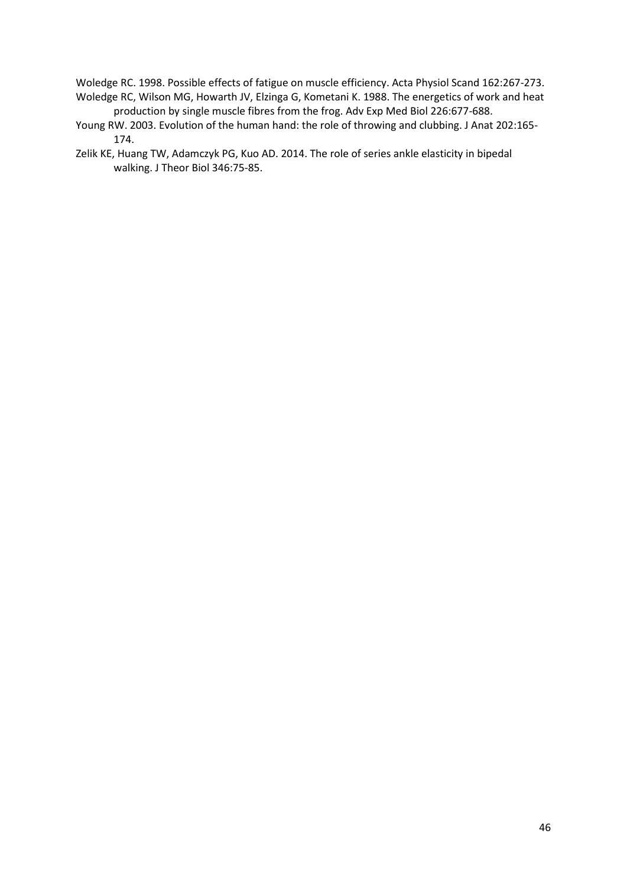Woledge RC. 1998. Possible effects of fatigue on muscle efficiency. Acta Physiol Scand 162:267-273.

Woledge RC, Wilson MG, Howarth JV, Elzinga G, Kometani K. 1988. The energetics of work and heat production by single muscle fibres from the frog. Adv Exp Med Biol 226:677-688.

Young RW. 2003. Evolution of the human hand: the role of throwing and clubbing. J Anat 202:165-174.

Zelik KE, Huang TW, Adamczyk PG, Kuo AD. 2014. The role of series ankle elasticity in bipedal walking. J Theor Biol 346:75-85.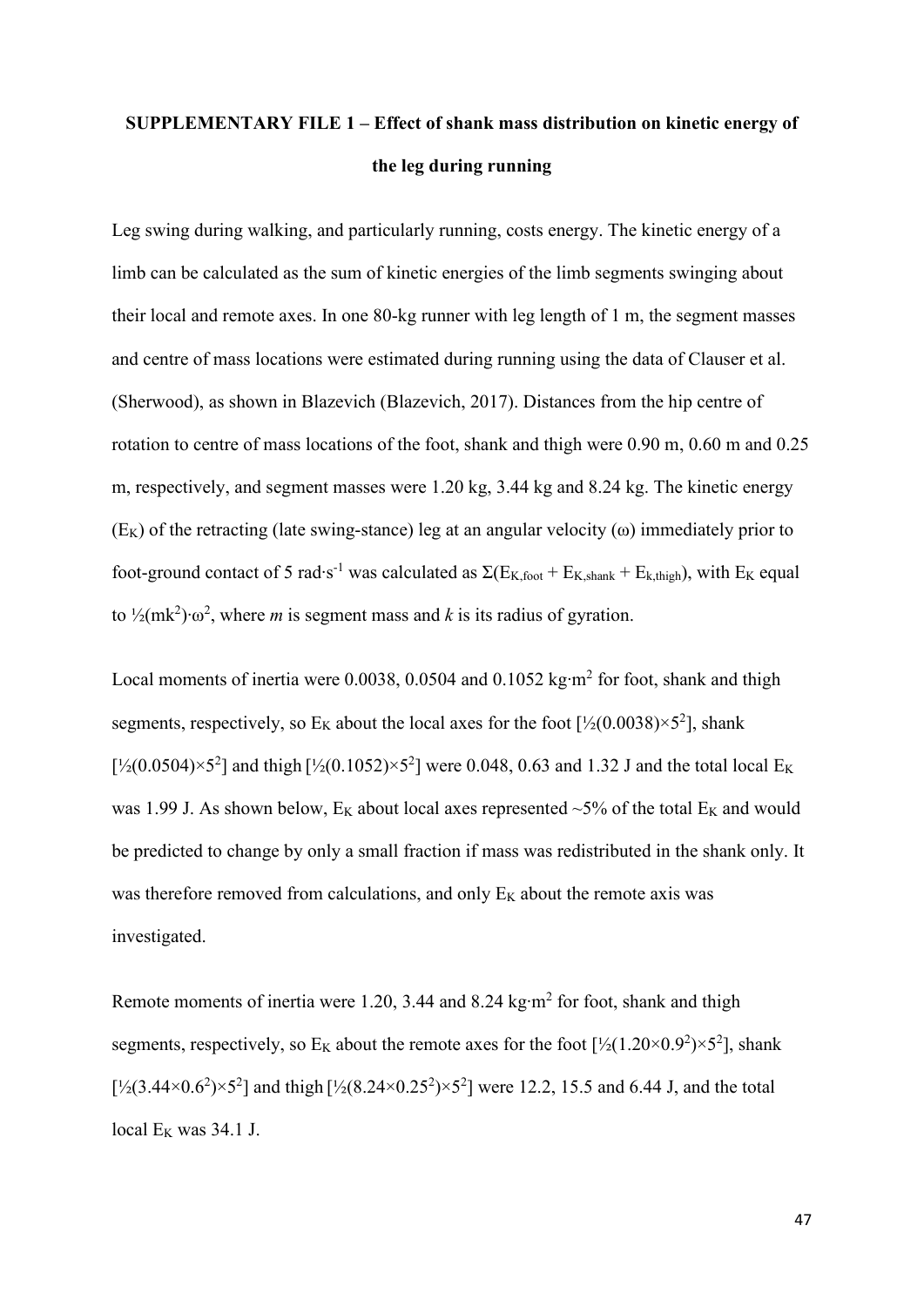**SUPPLEMENTARY FILE 1 – Effect of shank mass distribution on kinetic energy of the leg during running**

Leg swing during walking, and particularly running, costs energy. The kinetic energy of a limb can be calculated as the sum of kinetic energies of the limb segments swinging about their local and remote axes. In one 80-kg runner with leg length of 1 m, the segment masses and centre of mass locations were estimated during running using the data of Clauser et al. (Sherwood), as shown in Blazevich (Blazevich, 2017). Distances from the hip centre of rotation to centre of mass locations of the foot, shank and thigh were 0.90 m, 0.60 m and 0.25 m, respectively, and segment masses were 1.20 kg, 3.44 kg and 8.24 kg. The kinetic energy ($E_K$) of the retracting (late swing-stance) leg at an angular velocity (ω) immediately prior to foot-ground contact of 5 rad·s$^{-1}$ was calculated as $\Sigma(E_{K,foot} + E_{K,shank} + E_{k,thigh})$, with $E_K$ equal to $\frac{1}{2}(mk^2)\cdot\omega^2$, where *m* is segment mass and *k* is its radius of gyration.

Local moments of inertia were 0.0038, 0.0504 and 0.1052 kg·m$^2$ for foot, shank and thigh segments, respectively, so $E_K$ about the local axes for the foot [$\frac{1}{2}(0.0038)\times5^2$], shank [$\frac{1}{2}(0.0504)\times5^2$] and thigh [$\frac{1}{2}(0.1052)\times5^2$] were 0.048, 0.63 and 1.32 J and the total local $E_K$ was 1.99 J. As shown below, $E_K$ about local axes represented ~5% of the total $E_K$ and would be predicted to change by only a small fraction if mass was redistributed in the shank only. It was therefore removed from calculations, and only $E_K$ about the remote axis was investigated.

Remote moments of inertia were 1.20, 3.44 and 8.24 kg·m$^2$ for foot, shank and thigh segments, respectively, so $E_K$ about the remote axes for the foot [$\frac{1}{2}(1.20\times0.9^2)\times5^2$], shank [$\frac{1}{2}(3.44\times0.6^2)\times5^2$] and thigh [$\frac{1}{2}(8.24\times0.25^2)\times5^2$] were 12.2, 15.5 and 6.44 J, and the total local $E_K$ was 34.1 J.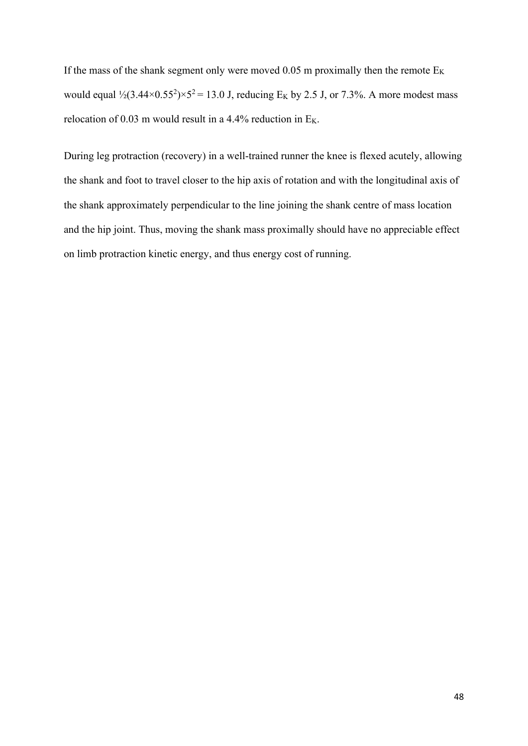If the mass of the shank segment only were moved 0.05 m proximally then the remote $E_K$ would equal $\frac{1}{2}(3.44\times0.55^2)\times5^2 = 13.0$ J, reducing $E_K$ by 2.5 J, or 7.3%. A more modest mass relocation of 0.03 m would result in a 4.4% reduction in $E_K$.

During leg protraction (recovery) in a well-trained runner the knee is flexed acutely, allowing the shank and foot to travel closer to the hip axis of rotation and with the longitudinal axis of the shank approximately perpendicular to the line joining the shank centre of mass location and the hip joint. Thus, moving the shank mass proximally should have no appreciable effect on limb protraction kinetic energy, and thus energy cost of running.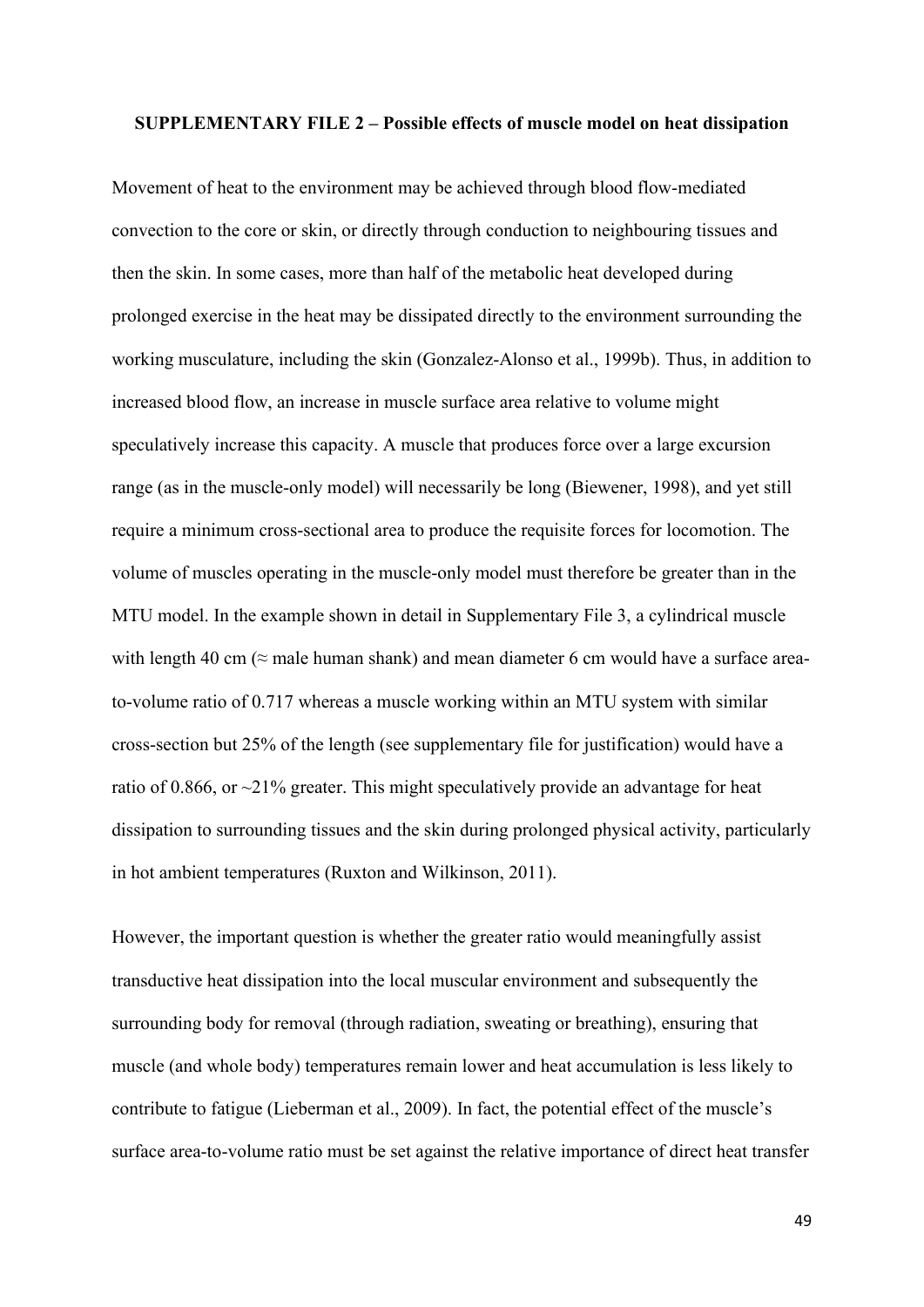**SUPPLEMENTARY FILE 2 – Possible effects of muscle model on heat dissipation**

Movement of heat to the environment may be achieved through blood flow-mediated convection to the core or skin, or directly through conduction to neighbouring tissues and then the skin. In some cases, more than half of the metabolic heat developed during prolonged exercise in the heat may be dissipated directly to the environment surrounding the working musculature, including the skin (Gonzalez-Alonso et al., 1999b). Thus, in addition to increased blood flow, an increase in muscle surface area relative to volume might speculatively increase this capacity. A muscle that produces force over a large excursion range (as in the muscle-only model) will necessarily be long (Biewener, 1998), and yet still require a minimum cross-sectional area to produce the requisite forces for locomotion. The volume of muscles operating in the muscle-only model must therefore be greater than in the MTU model. In the example shown in detail in Supplementary File 3, a cylindrical muscle with length 40 cm (≈ male human shank) and mean diameter 6 cm would have a surface area-to-volume ratio of 0.717 whereas a muscle working within an MTU system with similar cross-section but 25% of the length (see supplementary file for justification) would have a ratio of 0.866, or ~21% greater. This might speculatively provide an advantage for heat dissipation to surrounding tissues and the skin during prolonged physical activity, particularly in hot ambient temperatures (Ruxton and Wilkinson, 2011).

However, the important question is whether the greater ratio would meaningfully assist transductive heat dissipation into the local muscular environment and subsequently the surrounding body for removal (through radiation, sweating or breathing), ensuring that muscle (and whole body) temperatures remain lower and heat accumulation is less likely to contribute to fatigue (Lieberman et al., 2009). In fact, the potential effect of the muscle's surface area-to-volume ratio must be set against the relative importance of direct heat transfer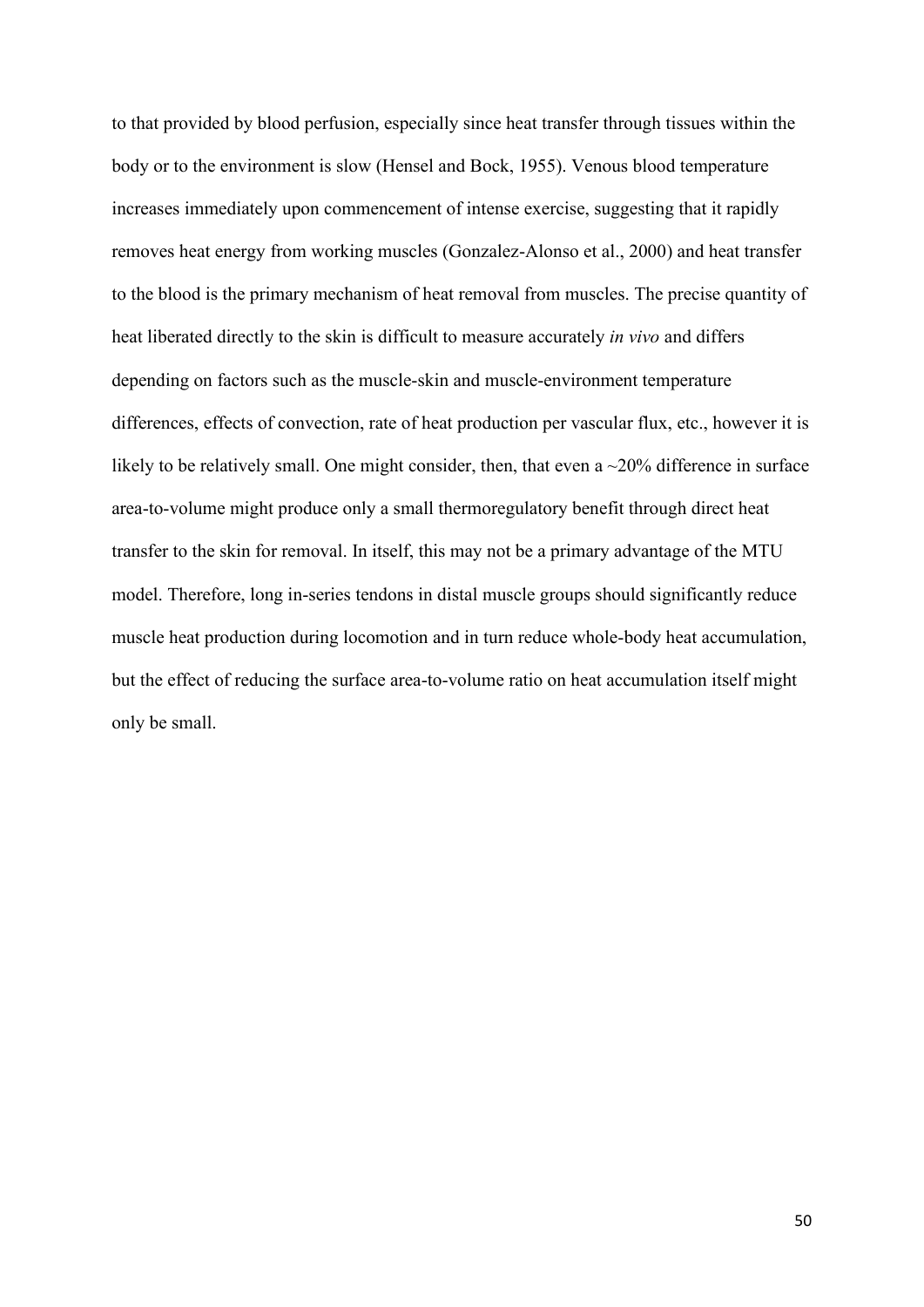to that provided by blood perfusion, especially since heat transfer through tissues within the body or to the environment is slow (Hensel and Bock, 1955). Venous blood temperature increases immediately upon commencement of intense exercise, suggesting that it rapidly removes heat energy from working muscles (Gonzalez-Alonso et al., 2000) and heat transfer to the blood is the primary mechanism of heat removal from muscles. The precise quantity of heat liberated directly to the skin is difficult to measure accurately *in vivo* and differs depending on factors such as the muscle-skin and muscle-environment temperature differences, effects of convection, rate of heat production per vascular flux, etc., however it is likely to be relatively small. One might consider, then, that even a ~20% difference in surface area-to-volume might produce only a small thermoregulatory benefit through direct heat transfer to the skin for removal. In itself, this may not be a primary advantage of the MTU model. Therefore, long in-series tendons in distal muscle groups should significantly reduce muscle heat production during locomotion and in turn reduce whole-body heat accumulation, but the effect of reducing the surface area-to-volume ratio on heat accumulation itself might only be small.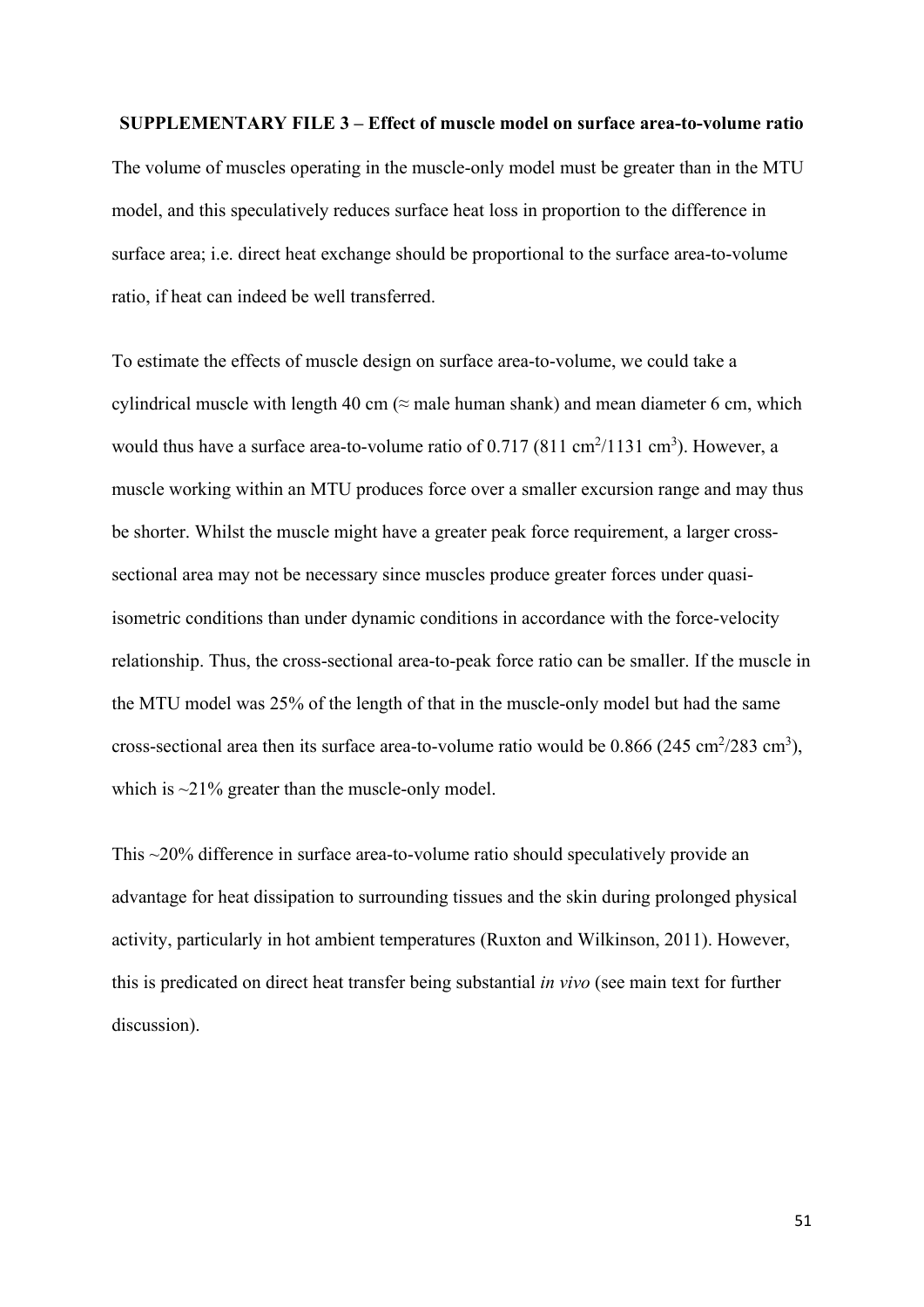**SUPPLEMENTARY FILE 3 – Effect of muscle model on surface area-to-volume ratio**

The volume of muscles operating in the muscle-only model must be greater than in the MTU model, and this speculatively reduces surface heat loss in proportion to the difference in surface area; i.e. direct heat exchange should be proportional to the surface area-to-volume ratio, if heat can indeed be well transferred.

To estimate the effects of muscle design on surface area-to-volume, we could take a cylindrical muscle with length 40 cm (≈ male human shank) and mean diameter 6 cm, which would thus have a surface area-to-volume ratio of 0.717 (811 $cm^2$/1131 $cm^3$). However, a muscle working within an MTU produces force over a smaller excursion range and may thus be shorter. Whilst the muscle might have a greater peak force requirement, a larger cross-sectional area may not be necessary since muscles produce greater forces under quasi-isometric conditions than under dynamic conditions in accordance with the force-velocity relationship. Thus, the cross-sectional area-to-peak force ratio can be smaller. If the muscle in the MTU model was 25% of the length of that in the muscle-only model but had the same cross-sectional area then its surface area-to-volume ratio would be 0.866 (245 $cm^2$/283 $cm^3$), which is ~21% greater than the muscle-only model.

This ~20% difference in surface area-to-volume ratio should speculatively provide an advantage for heat dissipation to surrounding tissues and the skin during prolonged physical activity, particularly in hot ambient temperatures (Ruxton and Wilkinson, 2011). However, this is predicated on direct heat transfer being substantial *in vivo* (see main text for further discussion).